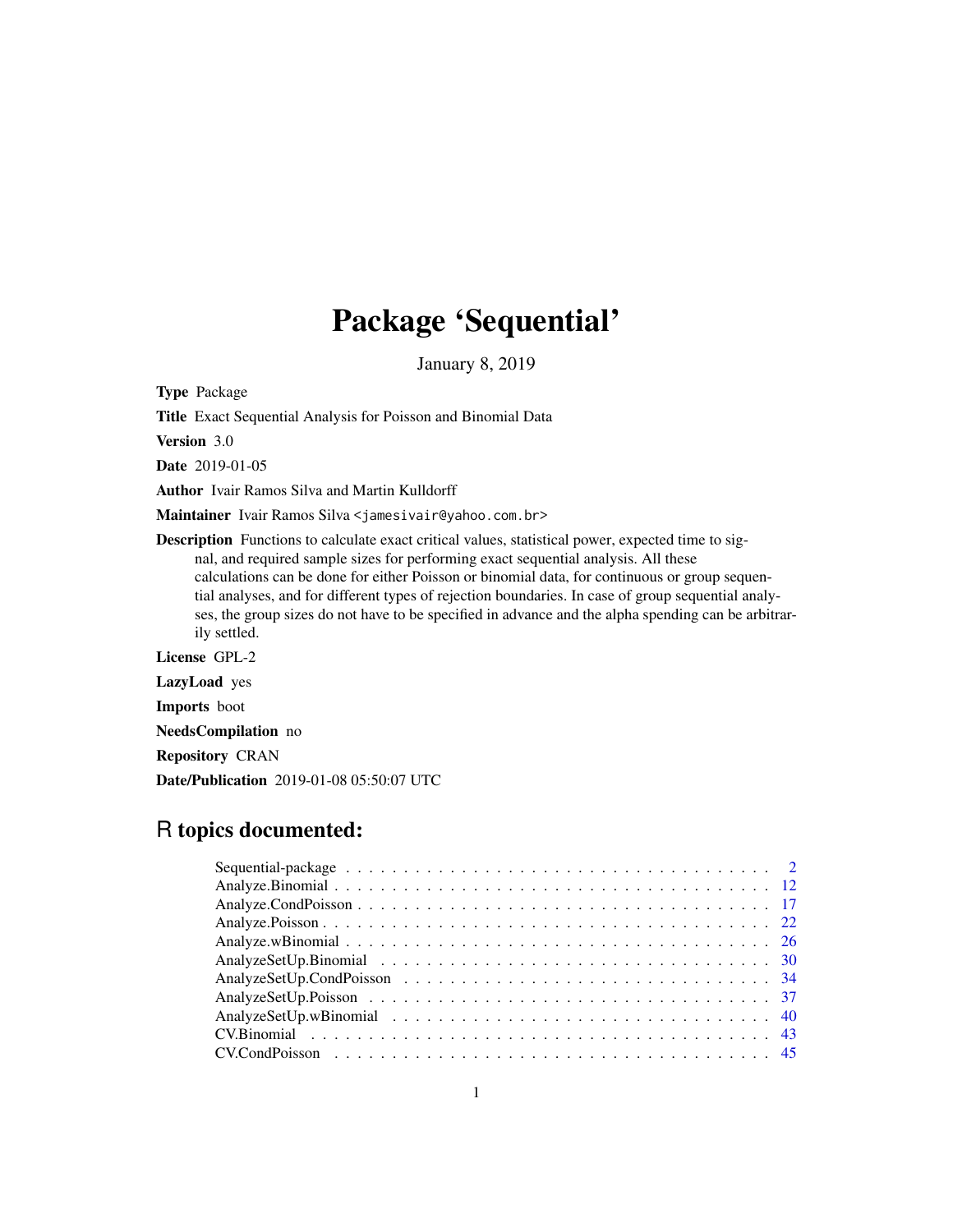# Package 'Sequential'

January 8, 2019

**Type** Package

**Title** Exact Sequential Analysis for Poisson and Binomial Data

**Version** 3.0

**Date** 2019-01-05

**Author** Ivair Ramos Silva and Martin Kulldorff

**Maintainer** Ivair Ramos Silva <jamesivair@yahoo.com.br>

**Description** Functions to calculate exact critical values, statistical power, expected time to signal, and required sample sizes for performing exact sequential analysis. All these calculations can be done for either Poisson or binomial data, for continuous or group sequential analyses, and for different types of rejection boundaries. In case of group sequential analyses, the group sizes do not have to be specified in advance and the alpha spending can be arbitrarily settled.

**License** GPL-2

**LazyLoad** yes

**Imports** boot

**NeedsCompilation** no

**Repository** CRAN

**Date/Publication** 2019-01-08 05:50:07 UTC

## R topics documented:

- Sequential-package . . . . . . . . . . . . . . . . . . . . . . . . . . . . . . . . . . . . . 2
- Analyze.Binomial . . . . . . . . . . . . . . . . . . . . . . . . . . . . . . . . . . . . . . 12
- Analyze.CondPoisson . . . . . . . . . . . . . . . . . . . . . . . . . . . . . . . . . . . . 17
- Analyze.Poisson . . . . . . . . . . . . . . . . . . . . . . . . . . . . . . . . . . . . . . . 22
- Analyze.wBinomial . . . . . . . . . . . . . . . . . . . . . . . . . . . . . . . . . . . . . 26
- AnalyzeSetUp.Binomial . . . . . . . . . . . . . . . . . . . . . . . . . . . . . . . . . . 30
- AnalyzeSetUp.CondPoisson . . . . . . . . . . . . . . . . . . . . . . . . . . . . . . . . 34
- AnalyzeSetUp.Poisson . . . . . . . . . . . . . . . . . . . . . . . . . . . . . . . . . . . 37
- AnalyzeSetUp.wBinomial . . . . . . . . . . . . . . . . . . . . . . . . . . . . . . . . . 40
- CV.Binomial . . . . . . . . . . . . . . . . . . . . . . . . . . . . . . . . . . . . . . . . 43
- CV.CondPoisson . . . . . . . . . . . . . . . . . . . . . . . . . . . . . . . . . . . . . . 45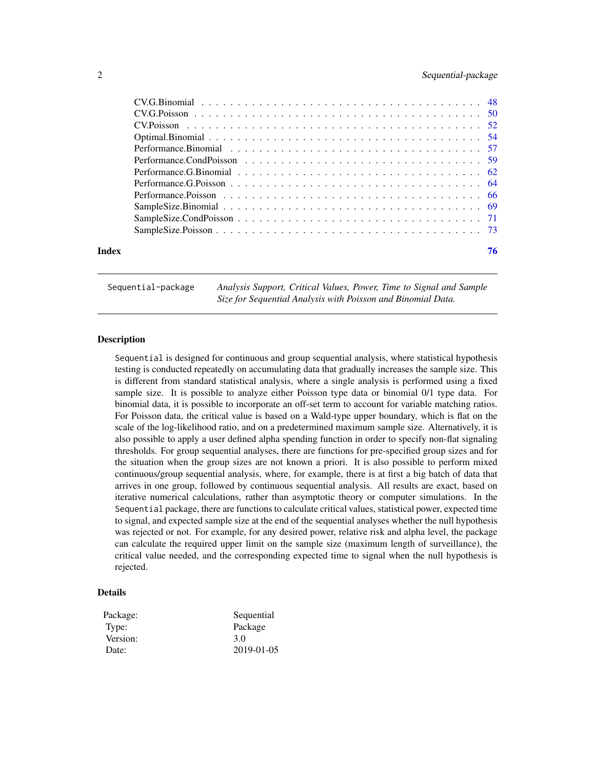CV.G.Binomial . . . . . . . . . . . . . . . . . . . . . . . . . . . . . . . . . . . 48
CV.G.Poisson . . . . . . . . . . . . . . . . . . . . . . . . . . . . . . . . . . . . 50
CV.Poisson . . . . . . . . . . . . . . . . . . . . . . . . . . . . . . . . . . . . . 52
Optimal.Binomial . . . . . . . . . . . . . . . . . . . . . . . . . . . . . . . . . . 54
Performance.Binomial . . . . . . . . . . . . . . . . . . . . . . . . . . . . . . . . 57
Performance.CondPoisson . . . . . . . . . . . . . . . . . . . . . . . . . . . . . . 59
Performance.G.Binomial . . . . . . . . . . . . . . . . . . . . . . . . . . . . . . . 62
Performance.G.Poisson . . . . . . . . . . . . . . . . . . . . . . . . . . . . . . . . 64
Performance.Poisson . . . . . . . . . . . . . . . . . . . . . . . . . . . . . . . . . 66
SampleSize.Binomial . . . . . . . . . . . . . . . . . . . . . . . . . . . . . . . . . 69
SampleSize.CondPoisson . . . . . . . . . . . . . . . . . . . . . . . . . . . . . . . 71
SampleSize.Poisson . . . . . . . . . . . . . . . . . . . . . . . . . . . . . . . . . 73

**Index** **76**

---

`Sequential-package` *Analysis Support, Critical Values, Power, Time to Signal and Sample Size for Sequential Analysis with Poisson and Binomial Data.*

---

### Description

`Sequential` is designed for continuous and group sequential analysis, where statistical hypothesis testing is conducted repeatedly on accumulating data that gradually increases the sample size. This is different from standard statistical analysis, where a single analysis is performed using a fixed sample size. It is possible to analyze either Poisson type data or binomial 0/1 type data. For binomial data, it is possible to incorporate an off-set term to account for variable matching ratios. For Poisson data, the critical value is based on a Wald-type upper boundary, which is flat on the scale of the log-likelihood ratio, and on a predetermined maximum sample size. Alternatively, it is also possible to apply a user defined alpha spending function in order to specify non-flat signaling thresholds. For group sequential analyses, there are functions for pre-specified group sizes and for the situation when the group sizes are not known a priori. It is also possible to perform mixed continuous/group sequential analysis, where, for example, there is at first a big batch of data that arrives in one group, followed by continuous sequential analysis. All results are exact, based on iterative numerical calculations, rather than asymptotic theory or computer simulations. In the `Sequential` package, there are functions to calculate critical values, statistical power, expected time to signal, and expected sample size at the end of the sequential analyses whether the null hypothesis was rejected or not. For example, for any desired power, relative risk and alpha level, the package can calculate the required upper limit on the sample size (maximum length of surveillance), the critical value needed, and the corresponding expected time to signal when the null hypothesis is rejected.

### Details

| | |
|---|---|
| Package: | Sequential |
| Type: | Package |
| Version: | 3.0 |
| Date: | 2019-01-05 |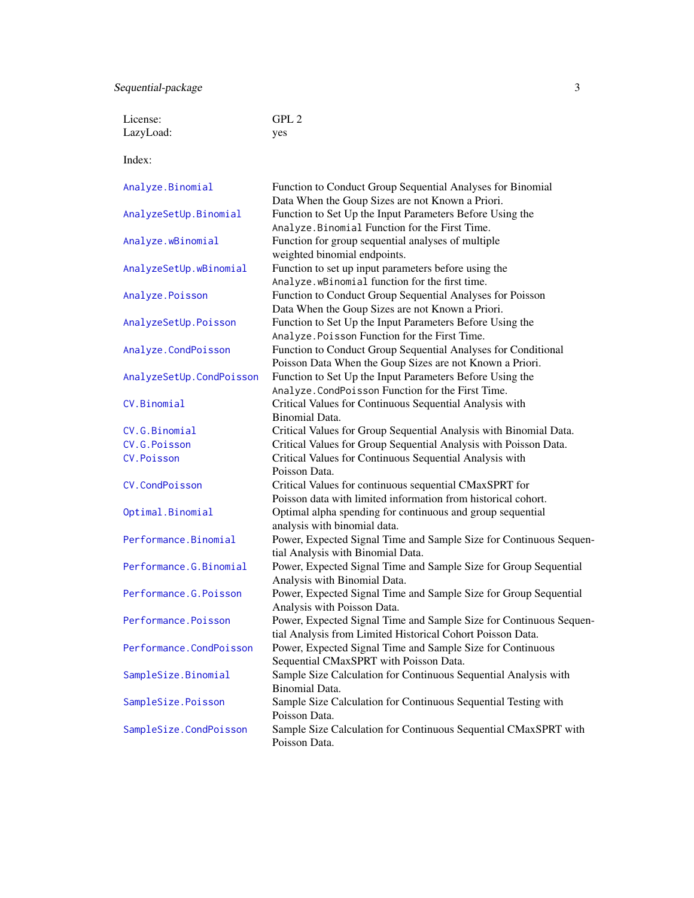| | |
|---|---|
| License: | GPL 2 |
| LazyLoad: | yes |

Index:

| | |
|---|---|
| `Analyze.Binomial` | Function to Conduct Group Sequential Analyses for Binomial Data When the Goup Sizes are not Known a Priori. |
| `AnalyzeSetUp.Binomial` | Function to Set Up the Input Parameters Before Using the `Analyze.Binomial` Function for the First Time. |
| `Analyze.wBinomial` | Function for group sequential analyses of multiple weighted binomial endpoints. |
| `AnalyzeSetUp.wBinomial` | Function to set up input parameters before using the `Analyze.wBinomial` function for the first time. |
| `Analyze.Poisson` | Function to Conduct Group Sequential Analyses for Poisson Data When the Goup Sizes are not Known a Priori. |
| `AnalyzeSetUp.Poisson` | Function to Set Up the Input Parameters Before Using the `Analyze.Poisson` Function for the First Time. |
| `Analyze.CondPoisson` | Function to Conduct Group Sequential Analyses for Conditional Poisson Data When the Goup Sizes are not Known a Priori. |
| `AnalyzeSetUp.CondPoisson` | Function to Set Up the Input Parameters Before Using the `Analyze.CondPoisson` Function for the First Time. |
| `CV.Binomial` | Critical Values for Continuous Sequential Analysis with Binomial Data. |
| `CV.G.Binomial` | Critical Values for Group Sequential Analysis with Binomial Data. |
| `CV.G.Poisson` | Critical Values for Group Sequential Analysis with Poisson Data. |
| `CV.Poisson` | Critical Values for Continuous Sequential Analysis with Poisson Data. |
| `CV.CondPoisson` | Critical Values for continuous sequential CMaxSPRT for Poisson data with limited information from historical cohort. |
| `Optimal.Binomial` | Optimal alpha spending for continuous and group sequential analysis with binomial data. |
| `Performance.Binomial` | Power, Expected Signal Time and Sample Size for Continuous Sequential Analysis with Binomial Data. |
| `Performance.G.Binomial` | Power, Expected Signal Time and Sample Size for Group Sequential Analysis with Binomial Data. |
| `Performance.G.Poisson` | Power, Expected Signal Time and Sample Size for Group Sequential Analysis with Poisson Data. |
| `Performance.Poisson` | Power, Expected Signal Time and Sample Size for Continuous Sequential Analysis from Limited Historical Cohort Poisson Data. |
| `Performance.CondPoisson` | Power, Expected Signal Time and Sample Size for Continuous Sequential CMaxSPRT with Poisson Data. |
| `SampleSize.Binomial` | Sample Size Calculation for Continuous Sequential Analysis with Binomial Data. |
| `SampleSize.Poisson` | Sample Size Calculation for Continuous Sequential Testing with Poisson Data. |
| `SampleSize.CondPoisson` | Sample Size Calculation for Continuous Sequential CMaxSPRT with Poisson Data. |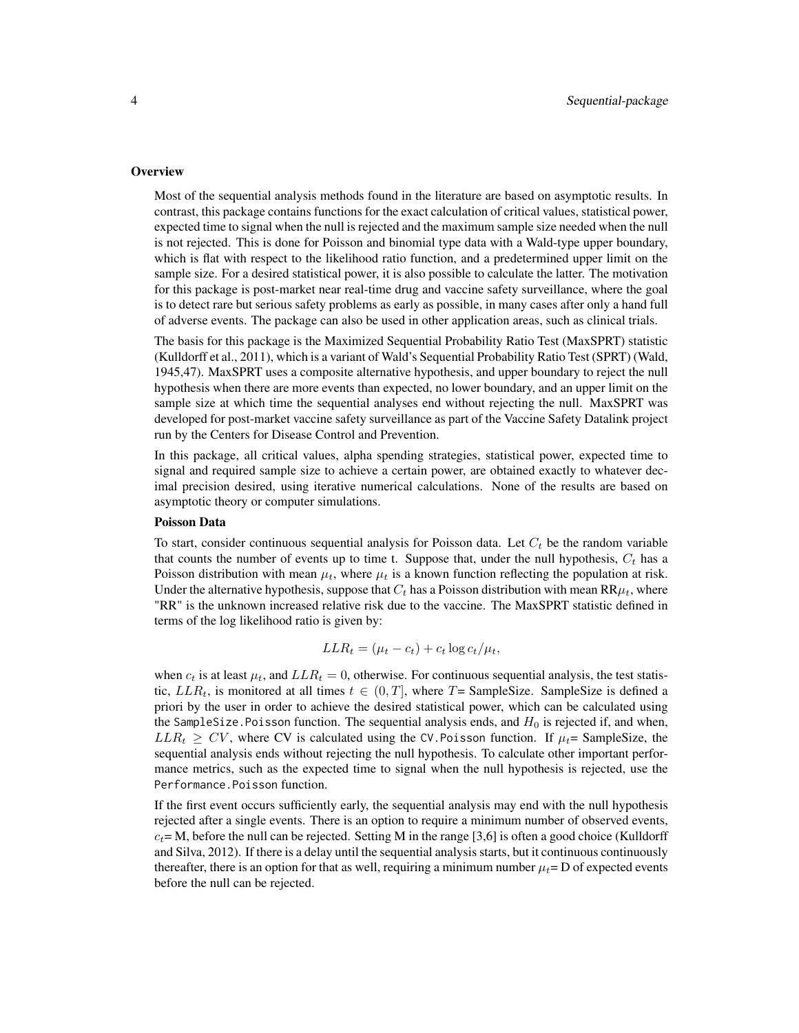### Overview

Most of the sequential analysis methods found in the literature are based on asymptotic results. In contrast, this package contains functions for the exact calculation of critical values, statistical power, expected time to signal when the null is rejected and the maximum sample size needed when the null is not rejected. This is done for Poisson and binomial type data with a Wald-type upper boundary, which is flat with respect to the likelihood ratio function, and a predetermined upper limit on the sample size. For a desired statistical power, it is also possible to calculate the latter. The motivation for this package is post-market near real-time drug and vaccine safety surveillance, where the goal is to detect rare but serious safety problems as early as possible, in many cases after only a hand full of adverse events. The package can also be used in other application areas, such as clinical trials.

The basis for this package is the Maximized Sequential Probability Ratio Test (MaxSPRT) statistic (Kulldorff et al., 2011), which is a variant of Wald's Sequential Probability Ratio Test (SPRT) (Wald, 1945,47). MaxSPRT uses a composite alternative hypothesis, and upper boundary to reject the null hypothesis when there are more events than expected, no lower boundary, and an upper limit on the sample size at which time the sequential analyses end without rejecting the null. MaxSPRT was developed for post-market vaccine safety surveillance as part of the Vaccine Safety Datalink project run by the Centers for Disease Control and Prevention.

In this package, all critical values, alpha spending strategies, statistical power, expected time to signal and required sample size to achieve a certain power, are obtained exactly to whatever decimal precision desired, using iterative numerical calculations. None of the results are based on asymptotic theory or computer simulations.

**Poisson Data**

To start, consider continuous sequential analysis for Poisson data. Let $C_t$ be the random variable that counts the number of events up to time t. Suppose that, under the null hypothesis, $C_t$ has a Poisson distribution with mean $\mu_t$, where $\mu_t$ is a known function reflecting the population at risk. Under the alternative hypothesis, suppose that $C_t$ has a Poisson distribution with mean RR$\mu_t$, where "RR" is the unknown increased relative risk due to the vaccine. The MaxSPRT statistic defined in terms of the log likelihood ratio is given by:

$$LLR_t = (\mu_t - c_t) + c_t \log c_t/\mu_t,$$

when $c_t$ is at least $\mu_t$, and $LLR_t = 0$, otherwise. For continuous sequential analysis, the test statistic, $LLR_t$, is monitored at all times $t \in (0, T]$, where $T$= SampleSize. SampleSize is defined a priori by the user in order to achieve the desired statistical power, which can be calculated using the `SampleSize.Poisson` function. The sequential analysis ends, and $H_0$ is rejected if, and when, $LLR_t \geq CV$, where CV is calculated using the `CV.Poisson` function. If $\mu_t$= SampleSize, the sequential analysis ends without rejecting the null hypothesis. To calculate other important performance metrics, such as the expected time to signal when the null hypothesis is rejected, use the `Performance.Poisson` function.

If the first event occurs sufficiently early, the sequential analysis may end with the null hypothesis rejected after a single events. There is an option to require a minimum number of observed events, $c_t$= M, before the null can be rejected. Setting M in the range [3,6] is often a good choice (Kulldorff and Silva, 2012). If there is a delay until the sequential analysis starts, but it continuous continuously thereafter, there is an option for that as well, requiring a minimum number $\mu_t$= D of expected events before the null can be rejected.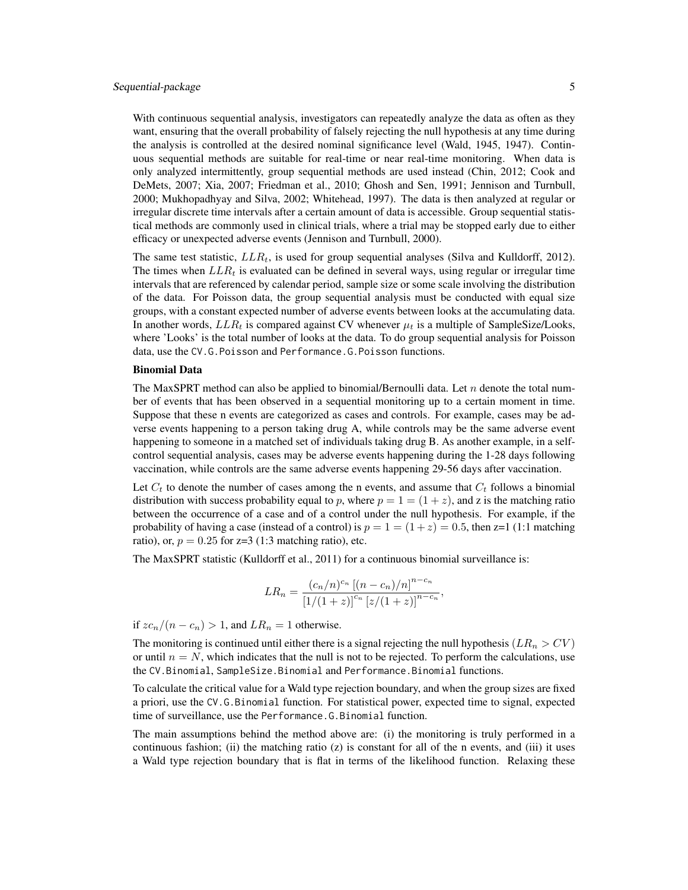With continuous sequential analysis, investigators can repeatedly analyze the data as often as they want, ensuring that the overall probability of falsely rejecting the null hypothesis at any time during the analysis is controlled at the desired nominal significance level (Wald, 1945, 1947). Continuous sequential methods are suitable for real-time or near real-time monitoring. When data is only analyzed intermittently, group sequential methods are used instead (Chin, 2012; Cook and DeMets, 2007; Xia, 2007; Friedman et al., 2010; Ghosh and Sen, 1991; Jennison and Turnbull, 2000; Mukhopadhyay and Silva, 2002; Whitehead, 1997). The data is then analyzed at regular or irregular discrete time intervals after a certain amount of data is accessible. Group sequential statistical methods are commonly used in clinical trials, where a trial may be stopped early due to either efficacy or unexpected adverse events (Jennison and Turnbull, 2000).

The same test statistic, $LLR_t$, is used for group sequential analyses (Silva and Kulldorff, 2012). The times when $LLR_t$ is evaluated can be defined in several ways, using regular or irregular time intervals that are referenced by calendar period, sample size or some scale involving the distribution of the data. For Poisson data, the group sequential analysis must be conducted with equal size groups, with a constant expected number of adverse events between looks at the accumulating data. In another words, $LLR_t$ is compared against CV whenever $\mu_t$ is a multiple of SampleSize/Looks, where 'Looks' is the total number of looks at the data. To do group sequential analysis for Poisson data, use the `CV.G.Poisson` and `Performance.G.Poisson` functions.

**Binomial Data**

The MaxSPRT method can also be applied to binomial/Bernoulli data. Let $n$ denote the total number of events that has been observed in a sequential monitoring up to a certain moment in time. Suppose that these n events are categorized as cases and controls. For example, cases may be adverse events happening to a person taking drug A, while controls may be the same adverse event happening to someone in a matched set of individuals taking drug B. As another example, in a self-control sequential analysis, cases may be adverse events happening during the 1-28 days following vaccination, while controls are the same adverse events happening 29-56 days after vaccination.

Let $C_t$ to denote the number of cases among the n events, and assume that $C_t$ follows a binomial distribution with success probability equal to $p$, where $p = 1 = (1 + z)$, and z is the matching ratio between the occurrence of a case and of a control under the null hypothesis. For example, if the probability of having a case (instead of a control) is $p = 1 = (1 + z) = 0.5$, then z=1 (1:1 matching ratio), or, $p = 0.25$ for z=3 (1:3 matching ratio), etc.

The MaxSPRT statistic (Kulldorff et al., 2011) for a continuous binomial surveillance is:

$$LR_n = \frac{(c_n/n)^{c_n}\left[(n-c_n)/n\right]^{n-c_n}}{\left[1/(1+z)\right]^{c_n}\left[z/(1+z)\right]^{n-c_n}},$$

if $zc_n/(n - c_n) > 1$, and $LR_n = 1$ otherwise.

The monitoring is continued until either there is a signal rejecting the null hypothesis ($LR_n > CV$) or until $n = N$, which indicates that the null is not to be rejected. To perform the calculations, use the `CV.Binomial`, `SampleSize.Binomial` and `Performance.Binomial` functions.

To calculate the critical value for a Wald type rejection boundary, and when the group sizes are fixed a priori, use the `CV.G.Binomial` function. For statistical power, expected time to signal, expected time of surveillance, use the `Performance.G.Binomial` function.

The main assumptions behind the method above are: (i) the monitoring is truly performed in a continuous fashion; (ii) the matching ratio (z) is constant for all of the n events, and (iii) it uses a Wald type rejection boundary that is flat in terms of the likelihood function. Relaxing these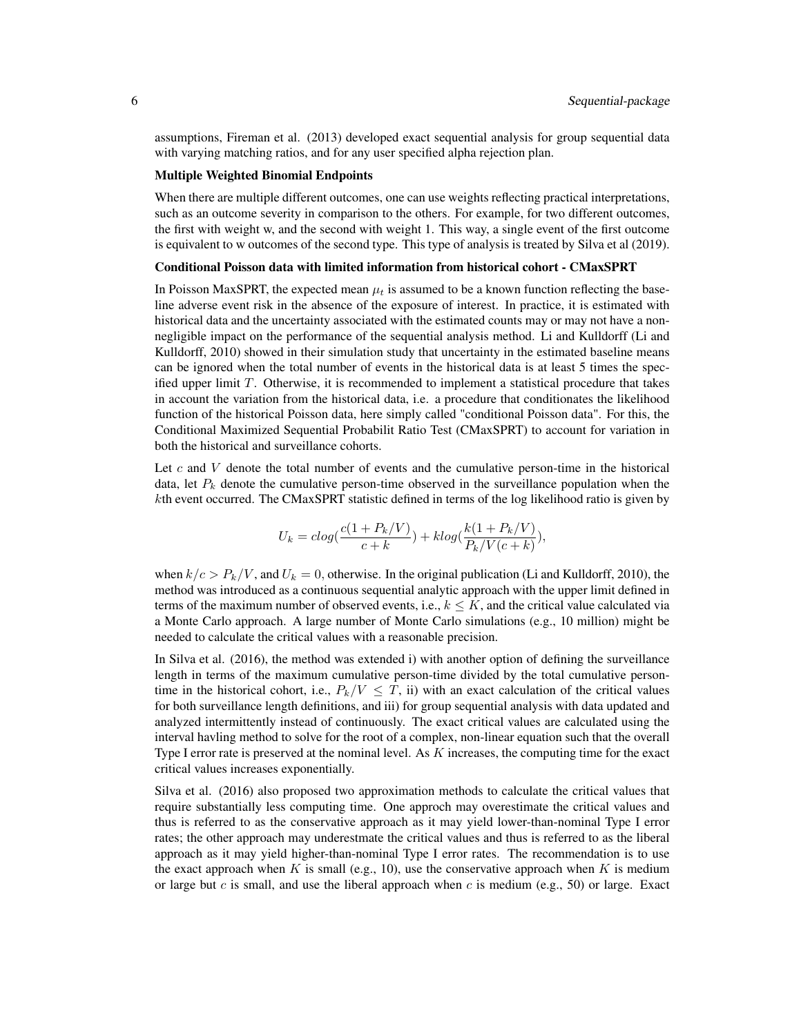assumptions, Fireman et al. (2013) developed exact sequential analysis for group sequential data with varying matching ratios, and for any user specified alpha rejection plan.

**Multiple Weighted Binomial Endpoints**

When there are multiple different outcomes, one can use weights reflecting practical interpretations, such as an outcome severity in comparison to the others. For example, for two different outcomes, the first with weight w, and the second with weight 1. This way, a single event of the first outcome is equivalent to w outcomes of the second type. This type of analysis is treated by Silva et al (2019).

**Conditional Poisson data with limited information from historical cohort - CMaxSPRT**

In Poisson MaxSPRT, the expected mean $\mu_t$ is assumed to be a known function reflecting the baseline adverse event risk in the absence of the exposure of interest. In practice, it is estimated with historical data and the uncertainty associated with the estimated counts may or may not have a non-negligible impact on the performance of the sequential analysis method. Li and Kulldorff (Li and Kulldorff, 2010) showed in their simulation study that uncertainty in the estimated baseline means can be ignored when the total number of events in the historical data is at least 5 times the specified upper limit $T$. Otherwise, it is recommended to implement a statistical procedure that takes in account the variation from the historical data, i.e. a procedure that conditionates the likelihood function of the historical Poisson data, here simply called "conditional Poisson data". For this, the Conditional Maximized Sequential Probabilit Ratio Test (CMaxSPRT) to account for variation in both the historical and surveillance cohorts.

Let $c$ and $V$ denote the total number of events and the cumulative person-time in the historical data, let $P_k$ denote the cumulative person-time observed in the surveillance population when the $k$th event occurred. The CMaxSPRT statistic defined in terms of the log likelihood ratio is given by

$$U_k = clog(\frac{c(1+P_k/V)}{c+k}) + klog(\frac{k(1+P_k/V)}{P_k/V(c+k)}),$$

when $k/c > P_k/V$, and $U_k = 0$, otherwise. In the original publication (Li and Kulldorff, 2010), the method was introduced as a continuous sequential analytic approach with the upper limit defined in terms of the maximum number of observed events, i.e., $k \leq K$, and the critical value calculated via a Monte Carlo approach. A large number of Monte Carlo simulations (e.g., 10 million) might be needed to calculate the critical values with a reasonable precision.

In Silva et al. (2016), the method was extended i) with another option of defining the surveillance length in terms of the maximum cumulative person-time divided by the total cumulative person-time in the historical cohort, i.e., $P_k/V \leq T$, ii) with an exact calculation of the critical values for both surveillance length definitions, and iii) for group sequential analysis with data updated and analyzed intermittently instead of continuously. The exact critical values are calculated using the interval havling method to solve for the root of a complex, non-linear equation such that the overall Type I error rate is preserved at the nominal level. As $K$ increases, the computing time for the exact critical values increases exponentially.

Silva et al. (2016) also proposed two approximation methods to calculate the critical values that require substantially less computing time. One approch may overestimate the critical values and thus is referred to as the conservative approach as it may yield lower-than-nominal Type I error rates; the other approach may underestmate the critical values and thus is referred to as the liberal approach as it may yield higher-than-nominal Type I error rates. The recommendation is to use the exact approach when $K$ is small (e.g., 10), use the conservative approach when $K$ is medium or large but $c$ is small, and use the liberal approach when $c$ is medium (e.g., 50) or large. Exact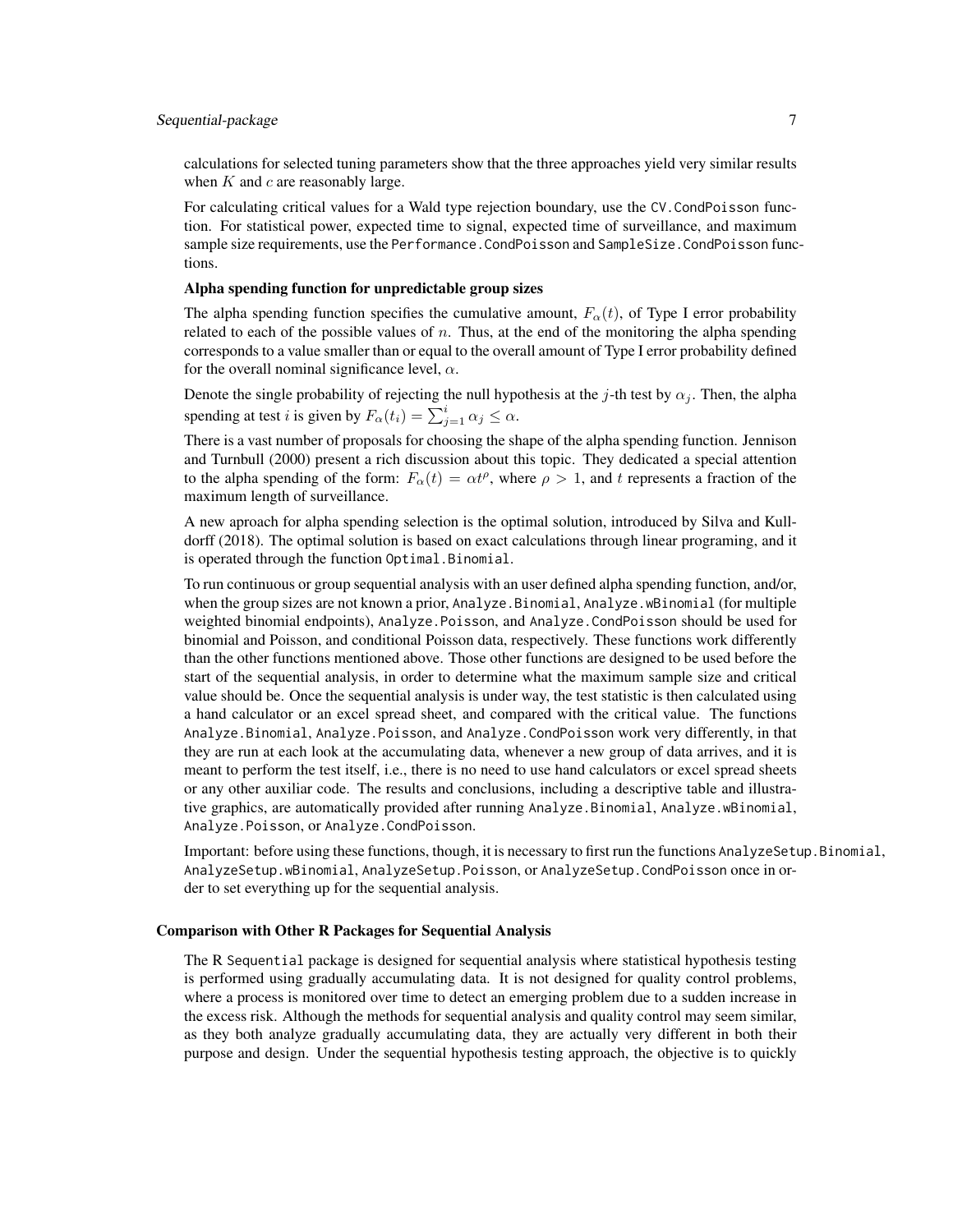calculations for selected tuning parameters show that the three approaches yield very similar results when $K$ and $c$ are reasonably large.

For calculating critical values for a Wald type rejection boundary, use the `CV.CondPoisson` function. For statistical power, expected time to signal, expected time of surveillance, and maximum sample size requirements, use the `Performance.CondPoisson` and `SampleSize.CondPoisson` functions.

**Alpha spending function for unpredictable group sizes**

The alpha spending function specifies the cumulative amount, $F_\alpha(t)$, of Type I error probability related to each of the possible values of $n$. Thus, at the end of the monitoring the alpha spending corresponds to a value smaller than or equal to the overall amount of Type I error probability defined for the overall nominal significance level, $\alpha$.

Denote the single probability of rejecting the null hypothesis at the $j$-th test by $\alpha_j$. Then, the alpha spending at test $i$ is given by $F_\alpha(t_i) = \sum_{j=1}^{i} \alpha_j \leq \alpha$.

There is a vast number of proposals for choosing the shape of the alpha spending function. Jennison and Turnbull (2000) present a rich discussion about this topic. They dedicated a special attention to the alpha spending of the form: $F_\alpha(t) = \alpha t^\rho$, where $\rho > 1$, and $t$ represents a fraction of the maximum length of surveillance.

A new aproach for alpha spending selection is the optimal solution, introduced by Silva and Kulldorff (2018). The optimal solution is based on exact calculations through linear programing, and it is operated through the function `Optimal.Binomial`.

To run continuous or group sequential analysis with an user defined alpha spending function, and/or, when the group sizes are not known a prior, `Analyze.Binomial`, `Analyze.wBinomial` (for multiple weighted binomial endpoints), `Analyze.Poisson`, and `Analyze.CondPoisson` should be used for binomial and Poisson, and conditional Poisson data, respectively. These functions work differently than the other functions mentioned above. Those other functions are designed to be used before the start of the sequential analysis, in order to determine what the maximum sample size and critical value should be. Once the sequential analysis is under way, the test statistic is then calculated using a hand calculator or an excel spread sheet, and compared with the critical value. The functions `Analyze.Binomial`, `Analyze.Poisson`, and `Analyze.CondPoisson` work very differently, in that they are run at each look at the accumulating data, whenever a new group of data arrives, and it is meant to perform the test itself, i.e., there is no need to use hand calculators or excel spread sheets or any other auxiliar code. The results and conclusions, including a descriptive table and illustrative graphics, are automatically provided after running `Analyze.Binomial`, `Analyze.wBinomial`, `Analyze.Poisson`, or `Analyze.CondPoisson`.

Important: before using these functions, though, it is necessary to first run the functions `AnalyzeSetup.Binomial`, `AnalyzeSetup.wBinomial`, `AnalyzeSetup.Poisson`, or `AnalyzeSetup.CondPoisson` once in order to set everything up for the sequential analysis.

## Comparison with Other R Packages for Sequential Analysis

The R `Sequential` package is designed for sequential analysis where statistical hypothesis testing is performed using gradually accumulating data. It is not designed for quality control problems, where a process is monitored over time to detect an emerging problem due to a sudden increase in the excess risk. Although the methods for sequential analysis and quality control may seem similar, as they both analyze gradually accumulating data, they are actually very different in both their purpose and design. Under the sequential hypothesis testing approach, the objective is to quickly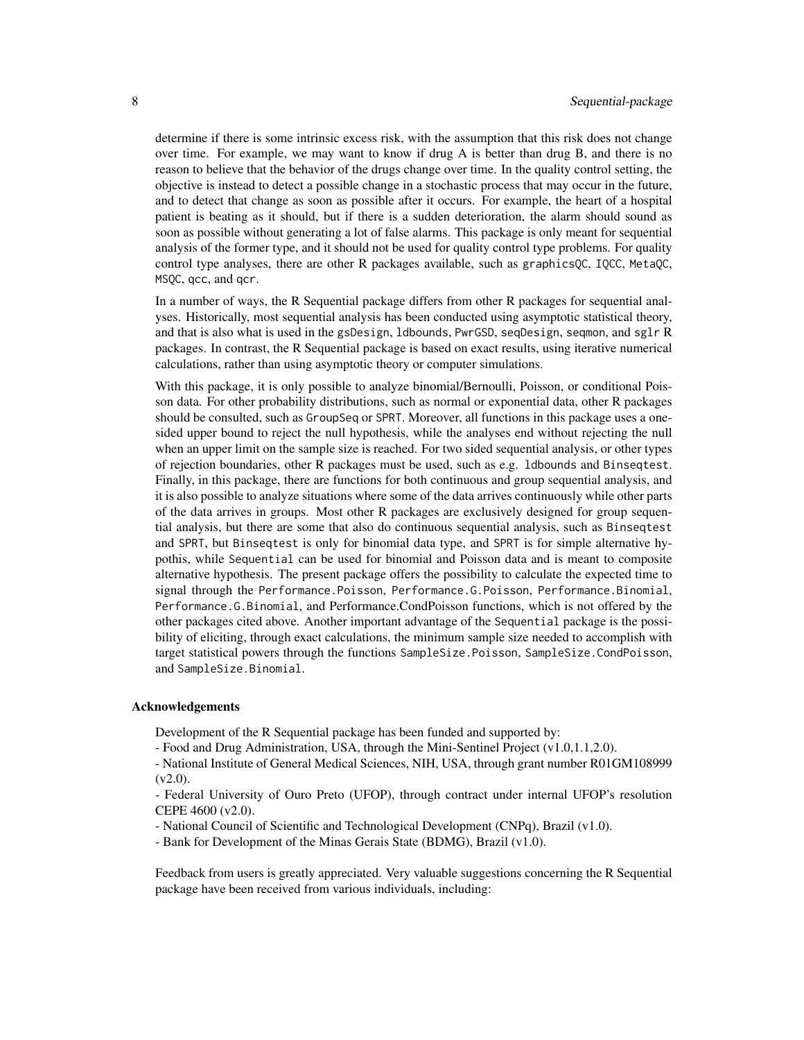determine if there is some intrinsic excess risk, with the assumption that this risk does not change over time. For example, we may want to know if drug A is better than drug B, and there is no reason to believe that the behavior of the drugs change over time. In the quality control setting, the objective is instead to detect a possible change in a stochastic process that may occur in the future, and to detect that change as soon as possible after it occurs. For example, the heart of a hospital patient is beating as it should, but if there is a sudden deterioration, the alarm should sound as soon as possible without generating a lot of false alarms. This package is only meant for sequential analysis of the former type, and it should not be used for quality control type problems. For quality control type analyses, there are other R packages available, such as `graphicsQC`, `IQCC`, `MetaQC`, `MSQC`, `qcc`, and `qcr`.

In a number of ways, the R Sequential package differs from other R packages for sequential analyses. Historically, most sequential analysis has been conducted using asymptotic statistical theory, and that is also what is used in the `gsDesign`, `ldbounds`, `PwrGSD`, `seqDesign`, `seqmon`, and `sglr` R packages. In contrast, the R Sequential package is based on exact results, using iterative numerical calculations, rather than using asymptotic theory or computer simulations.

With this package, it is only possible to analyze binomial/Bernoulli, Poisson, or conditional Poisson data. For other probability distributions, such as normal or exponential data, other R packages should be consulted, such as `GroupSeq` or `SPRT`. Moreover, all functions in this package uses a one-sided upper bound to reject the null hypothesis, while the analyses end without rejecting the null when an upper limit on the sample size is reached. For two sided sequential analysis, or other types of rejection boundaries, other R packages must be used, such as e.g. `ldbounds` and `Binseqtest`. Finally, in this package, there are functions for both continuous and group sequential analysis, and it is also possible to analyze situations where some of the data arrives continuously while other parts of the data arrives in groups. Most other R packages are exclusively designed for group sequential analysis, but there are some that also do continuous sequential analysis, such as `Binseqtest` and `SPRT`, but `Binseqtest` is only for binomial data type, and `SPRT` is for simple alternative hypothis, while `Sequential` can be used for binomial and Poisson data and is meant to composite alternative hypothesis. The present package offers the possibility to calculate the expected time to signal through the `Performance.Poisson`, `Performance.G.Poisson`, `Performance.Binomial`, `Performance.G.Binomial`, and Performance.CondPoisson functions, which is not offered by the other packages cited above. Another important advantage of the `Sequential` package is the possibility of eliciting, through exact calculations, the minimum sample size needed to accomplish with target statistical powers through the functions `SampleSize.Poisson`, `SampleSize.CondPoisson`, and `SampleSize.Binomial`.

### Acknowledgements

Development of the R Sequential package has been funded and supported by:
- Food and Drug Administration, USA, through the Mini-Sentinel Project (v1.0,1.1,2.0).
- National Institute of General Medical Sciences, NIH, USA, through grant number R01GM108999 (v2.0).
- Federal University of Ouro Preto (UFOP), through contract under internal UFOP's resolution CEPE 4600 (v2.0).
- National Council of Scientific and Technological Development (CNPq), Brazil (v1.0).
- Bank for Development of the Minas Gerais State (BDMG), Brazil (v1.0).

Feedback from users is greatly appreciated. Very valuable suggestions concerning the R Sequential package have been received from various individuals, including: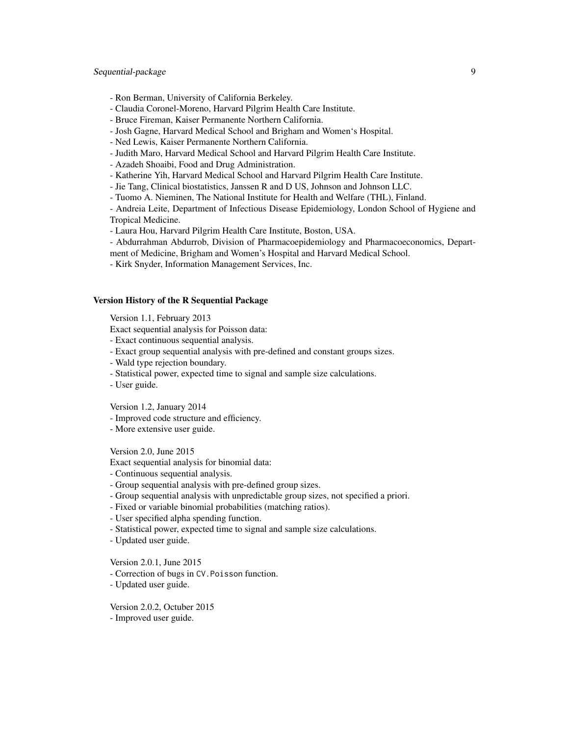- Ron Berman, University of California Berkeley.
- Claudia Coronel-Moreno, Harvard Pilgrim Health Care Institute.
- Bruce Fireman, Kaiser Permanente Northern California.
- Josh Gagne, Harvard Medical School and Brigham and Women's Hospital.
- Ned Lewis, Kaiser Permanente Northern California.
- Judith Maro, Harvard Medical School and Harvard Pilgrim Health Care Institute.
- Azadeh Shoaibi, Food and Drug Administration.
- Katherine Yih, Harvard Medical School and Harvard Pilgrim Health Care Institute.
- Jie Tang, Clinical biostatistics, Janssen R and D US, Johnson and Johnson LLC.
- Tuomo A. Nieminen, The National Institute for Health and Welfare (THL), Finland.
- Andreia Leite, Department of Infectious Disease Epidemiology, London School of Hygiene and Tropical Medicine.
- Laura Hou, Harvard Pilgrim Health Care Institute, Boston, USA.
- Abdurrahman Abdurrob, Division of Pharmacoepidemiology and Pharmacoeconomics, Department of Medicine, Brigham and Women's Hospital and Harvard Medical School.
- Kirk Snyder, Information Management Services, Inc.

**Version History of the R Sequential Package**

Version 1.1, February 2013
Exact sequential analysis for Poisson data:
- Exact continuous sequential analysis.
- Exact group sequential analysis with pre-defined and constant groups sizes.
- Wald type rejection boundary.
- Statistical power, expected time to signal and sample size calculations.
- User guide.

Version 1.2, January 2014
- Improved code structure and efficiency.
- More extensive user guide.

Version 2.0, June 2015
Exact sequential analysis for binomial data:
- Continuous sequential analysis.
- Group sequential analysis with pre-defined group sizes.
- Group sequential analysis with unpredictable group sizes, not specified a priori.
- Fixed or variable binomial probabilities (matching ratios).
- User specified alpha spending function.
- Statistical power, expected time to signal and sample size calculations.
- Updated user guide.

Version 2.0.1, June 2015
- Correction of bugs in `CV.Poisson` function.
- Updated user guide.

Version 2.0.2, Octuber 2015
- Improved user guide.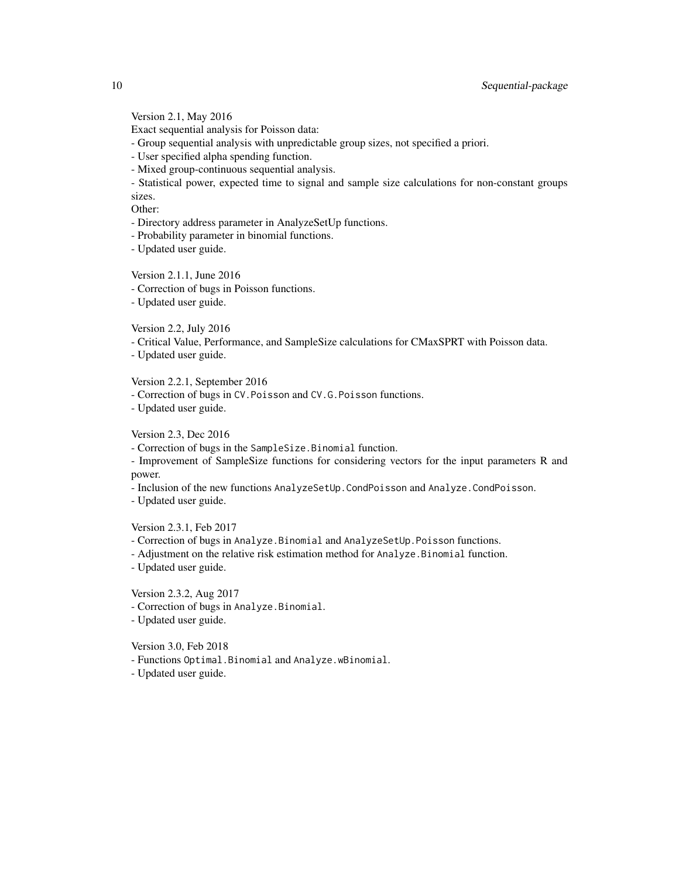Version 2.1, May 2016  
Exact sequential analysis for Poisson data:  
- Group sequential analysis with unpredictable group sizes, not specified a priori.  
- User specified alpha spending function.  
- Mixed group-continuous sequential analysis.  
- Statistical power, expected time to signal and sample size calculations for non-constant groups sizes.  
Other:  
- Directory address parameter in AnalyzeSetUp functions.  
- Probability parameter in binomial functions.  
- Updated user guide.

Version 2.1.1, June 2016  
- Correction of bugs in Poisson functions.  
- Updated user guide.

Version 2.2, July 2016  
- Critical Value, Performance, and SampleSize calculations for CMaxSPRT with Poisson data.  
- Updated user guide.

Version 2.2.1, September 2016  
- Correction of bugs in `CV.Poisson` and `CV.G.Poisson` functions.  
- Updated user guide.

Version 2.3, Dec 2016  
- Correction of bugs in the `SampleSize.Binomial` function.  
- Improvement of SampleSize functions for considering vectors for the input parameters R and power.  
- Inclusion of the new functions `AnalyzeSetUp.CondPoisson` and `Analyze.CondPoisson`.  
- Updated user guide.

Version 2.3.1, Feb 2017  
- Correction of bugs in `Analyze.Binomial` and `AnalyzeSetUp.Poisson` functions.  
- Adjustment on the relative risk estimation method for `Analyze.Binomial` function.  
- Updated user guide.

Version 2.3.2, Aug 2017  
- Correction of bugs in `Analyze.Binomial`.  
- Updated user guide.

Version 3.0, Feb 2018  
- Functions `Optimal.Binomial` and `Analyze.wBinomial`.  
- Updated user guide.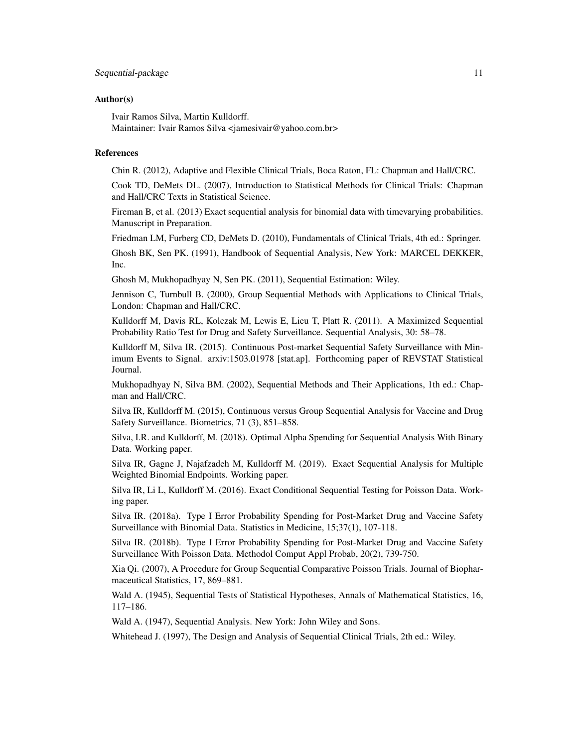### Author(s)

Ivair Ramos Silva, Martin Kulldorff.
Maintainer: Ivair Ramos Silva <jamesivair@yahoo.com.br>

### References

Chin R. (2012), Adaptive and Flexible Clinical Trials, Boca Raton, FL: Chapman and Hall/CRC.

Cook TD, DeMets DL. (2007), Introduction to Statistical Methods for Clinical Trials: Chapman and Hall/CRC Texts in Statistical Science.

Fireman B, et al. (2013) Exact sequential analysis for binomial data with timevarying probabilities. Manuscript in Preparation.

Friedman LM, Furberg CD, DeMets D. (2010), Fundamentals of Clinical Trials, 4th ed.: Springer.

Ghosh BK, Sen PK. (1991), Handbook of Sequential Analysis, New York: MARCEL DEKKER, Inc.

Ghosh M, Mukhopadhyay N, Sen PK. (2011), Sequential Estimation: Wiley.

Jennison C, Turnbull B. (2000), Group Sequential Methods with Applications to Clinical Trials, London: Chapman and Hall/CRC.

Kulldorff M, Davis RL, Kolczak M, Lewis E, Lieu T, Platt R. (2011). A Maximized Sequential Probability Ratio Test for Drug and Safety Surveillance. Sequential Analysis, 30: 58–78.

Kulldorff M, Silva IR. (2015). Continuous Post-market Sequential Safety Surveillance with Minimum Events to Signal. arxiv:1503.01978 [stat.ap]. Forthcoming paper of REVSTAT Statistical Journal.

Mukhopadhyay N, Silva BM. (2002), Sequential Methods and Their Applications, 1th ed.: Chapman and Hall/CRC.

Silva IR, Kulldorff M. (2015), Continuous versus Group Sequential Analysis for Vaccine and Drug Safety Surveillance. Biometrics, 71 (3), 851–858.

Silva, I.R. and Kulldorff, M. (2018). Optimal Alpha Spending for Sequential Analysis With Binary Data. Working paper.

Silva IR, Gagne J, Najafzadeh M, Kulldorff M. (2019). Exact Sequential Analysis for Multiple Weighted Binomial Endpoints. Working paper.

Silva IR, Li L, Kulldorff M. (2016). Exact Conditional Sequential Testing for Poisson Data. Working paper.

Silva IR. (2018a). Type I Error Probability Spending for Post-Market Drug and Vaccine Safety Surveillance with Binomial Data. Statistics in Medicine, 15;37(1), 107-118.

Silva IR. (2018b). Type I Error Probability Spending for Post-Market Drug and Vaccine Safety Surveillance With Poisson Data. Methodol Comput Appl Probab, 20(2), 739-750.

Xia Qi. (2007), A Procedure for Group Sequential Comparative Poisson Trials. Journal of Biopharmaceutical Statistics, 17, 869–881.

Wald A. (1945), Sequential Tests of Statistical Hypotheses, Annals of Mathematical Statistics, 16, 117–186.

Wald A. (1947), Sequential Analysis. New York: John Wiley and Sons.

Whitehead J. (1997), The Design and Analysis of Sequential Clinical Trials, 2th ed.: Wiley.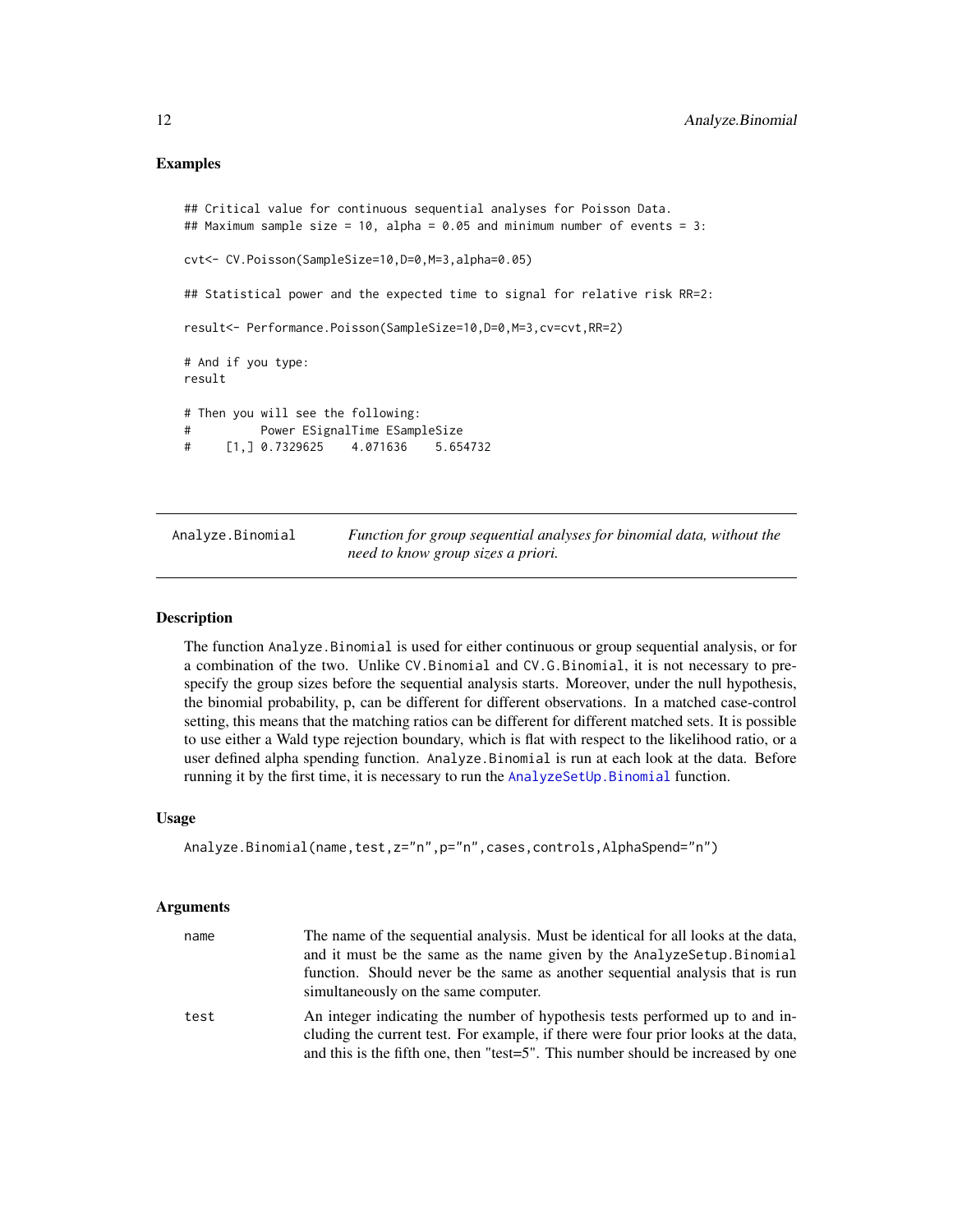## Examples

```
## Critical value for continuous sequential analyses for Poisson Data.
## Maximum sample size = 10, alpha = 0.05 and minimum number of events = 3:

cvt<- CV.Poisson(SampleSize=10,D=0,M=3,alpha=0.05)

## Statistical power and the expected time to signal for relative risk RR=2:

result<- Performance.Poisson(SampleSize=10,D=0,M=3,cv=cvt,RR=2)

# And if you type:
result

# Then you will see the following:
#          Power ESignalTime ESampleSize
#     [1,] 0.7329625    4.071636    5.654732
```

---

Analyze.Binomial — *Function for group sequential analyses for binomial data, without the need to know group sizes a priori.*

---

## Description

The function Analyze.Binomial is used for either continuous or group sequential analysis, or for a combination of the two. Unlike CV.Binomial and CV.G.Binomial, it is not necessary to pre-specify the group sizes before the sequential analysis starts. Moreover, under the null hypothesis, the binomial probability, p, can be different for different observations. In a matched case-control setting, this means that the matching ratios can be different for different matched sets. It is possible to use either a Wald type rejection boundary, which is flat with respect to the likelihood ratio, or a user defined alpha spending function. Analyze.Binomial is run at each look at the data. Before running it by the first time, it is necessary to run the AnalyzeSetUp.Binomial function.

## Usage

```
Analyze.Binomial(name,test,z="n",p="n",cases,controls,AlphaSpend="n")
```

## Arguments

name — The name of the sequential analysis. Must be identical for all looks at the data, and it must be the same as the name given by the AnalyzeSetup.Binomial function. Should never be the same as another sequential analysis that is run simultaneously on the same computer.

test — An integer indicating the number of hypothesis tests performed up to and including the current test. For example, if there were four prior looks at the data, and this is the fifth one, then "test=5". This number should be increased by one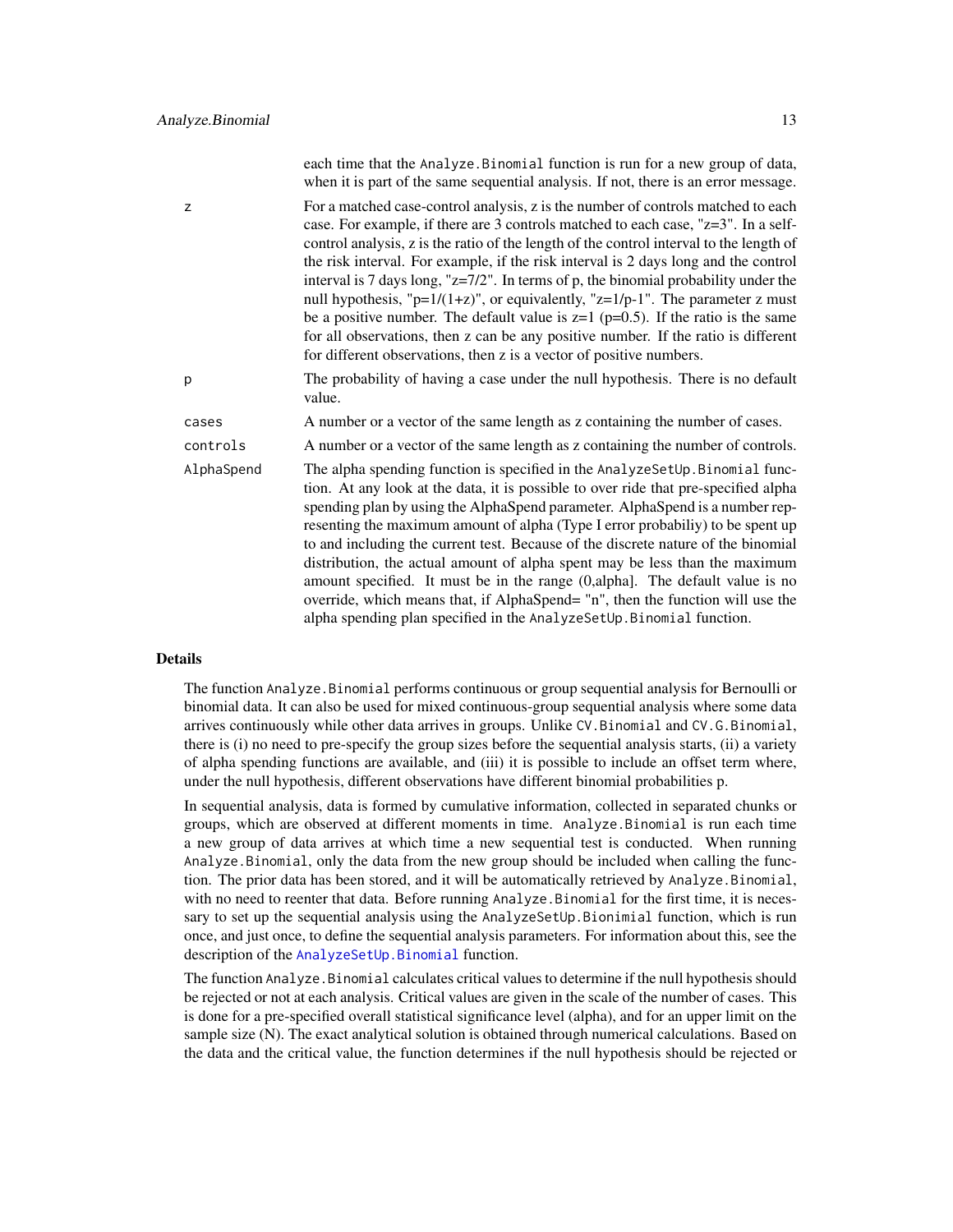each time that the `Analyze.Binomial` function is run for a new group of data, when it is part of the same sequential analysis. If not, there is an error message.

| | |
|---|---|
| z | For a matched case-control analysis, z is the number of controls matched to each case. For example, if there are 3 controls matched to each case, "z=3". In a self-control analysis, z is the ratio of the length of the control interval to the length of the risk interval. For example, if the risk interval is 2 days long and the control interval is 7 days long, "z=7/2". In terms of p, the binomial probability under the null hypothesis, "p=1/(1+z)", or equivalently, "z=1/p-1". The parameter z must be a positive number. The default value is z=1 (p=0.5). If the ratio is the same for all observations, then z can be any positive number. If the ratio is different for different observations, then z is a vector of positive numbers. |
| p | The probability of having a case under the null hypothesis. There is no default value. |
| cases | A number or a vector of the same length as z containing the number of cases. |
| controls | A number or a vector of the same length as z containing the number of controls. |
| AlphaSpend | The alpha spending function is specified in the `AnalyzeSetUp.Binomial` function. At any look at the data, it is possible to over ride that pre-specified alpha spending plan by using the AlphaSpend parameter. AlphaSpend is a number representing the maximum amount of alpha (Type I error probabiliy) to be spent up to and including the current test. Because of the discrete nature of the binomial distribution, the actual amount of alpha spent may be less than the maximum amount specified. It must be in the range (0,alpha]. The default value is no override, which means that, if AlphaSpend= "n", then the function will use the alpha spending plan specified in the `AnalyzeSetUp.Binomial` function. |

## Details

The function `Analyze.Binomial` performs continuous or group sequential analysis for Bernoulli or binomial data. It can also be used for mixed continuous-group sequential analysis where some data arrives continuously while other data arrives in groups. Unlike `CV.Binomial` and `CV.G.Binomial`, there is (i) no need to pre-specify the group sizes before the sequential analysis starts, (ii) a variety of alpha spending functions are available, and (iii) it is possible to include an offset term where, under the null hypothesis, different observations have different binomial probabilities p.

In sequential analysis, data is formed by cumulative information, collected in separated chunks or groups, which are observed at different moments in time. `Analyze.Binomial` is run each time a new group of data arrives at which time a new sequential test is conducted. When running `Analyze.Binomial`, only the data from the new group should be included when calling the function. The prior data has been stored, and it will be automatically retrieved by `Analyze.Binomial`, with no need to reenter that data. Before running `Analyze.Binomial` for the first time, it is necessary to set up the sequential analysis using the `AnalyzeSetUp.Bionimial` function, which is run once, and just once, to define the sequential analysis parameters. For information about this, see the description of the `AnalyzeSetUp.Binomial` function.

The function `Analyze.Binomial` calculates critical values to determine if the null hypothesis should be rejected or not at each analysis. Critical values are given in the scale of the number of cases. This is done for a pre-specified overall statistical significance level (alpha), and for an upper limit on the sample size (N). The exact analytical solution is obtained through numerical calculations. Based on the data and the critical value, the function determines if the null hypothesis should be rejected or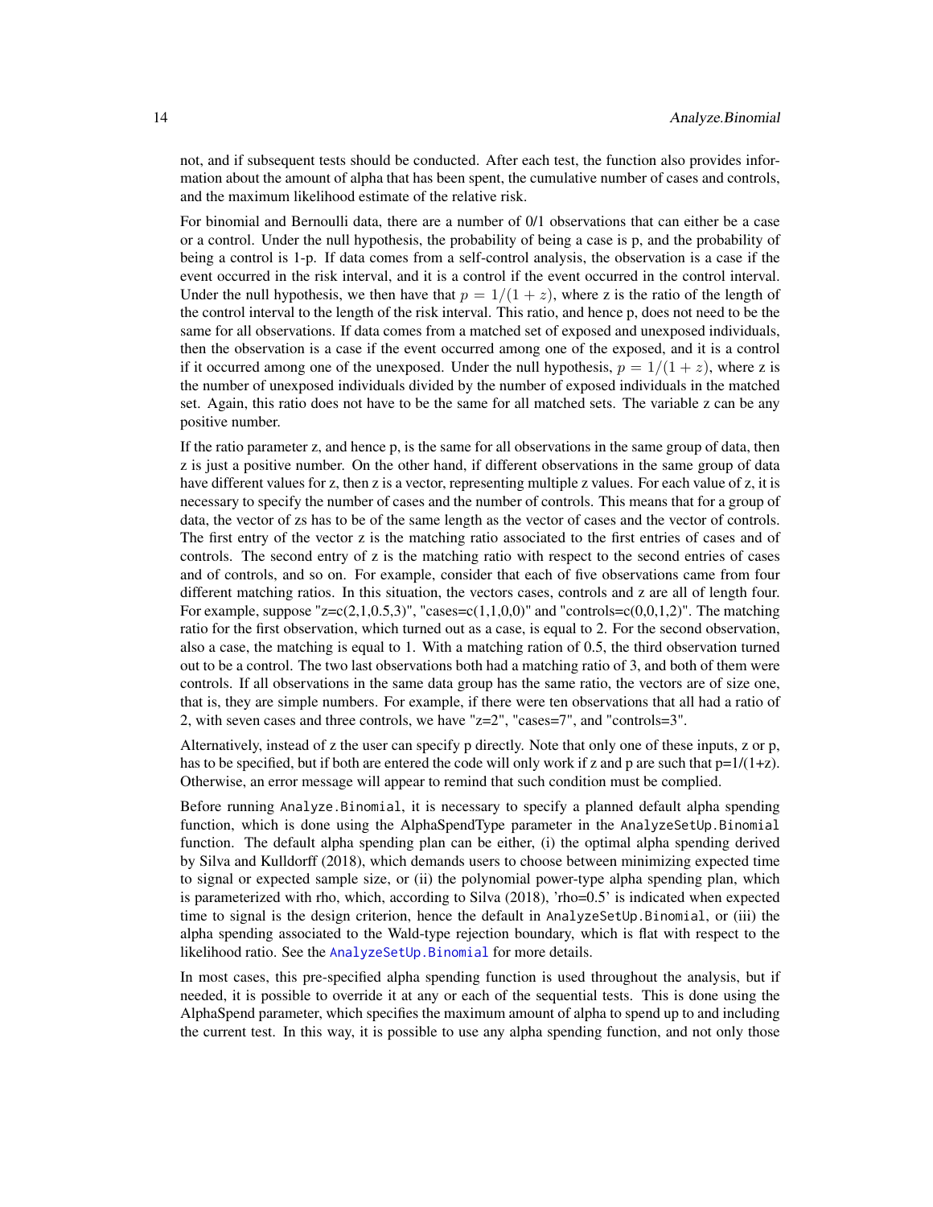not, and if subsequent tests should be conducted. After each test, the function also provides information about the amount of alpha that has been spent, the cumulative number of cases and controls, and the maximum likelihood estimate of the relative risk.

For binomial and Bernoulli data, there are a number of 0/1 observations that can either be a case or a control. Under the null hypothesis, the probability of being a case is p, and the probability of being a control is 1-p. If data comes from a self-control analysis, the observation is a case if the event occurred in the risk interval, and it is a control if the event occurred in the control interval. Under the null hypothesis, we then have that $p = 1/(1+z)$, where z is the ratio of the length of the control interval to the length of the risk interval. This ratio, and hence p, does not need to be the same for all observations. If data comes from a matched set of exposed and unexposed individuals, then the observation is a case if the event occurred among one of the exposed, and it is a control if it occurred among one of the unexposed. Under the null hypothesis, $p = 1/(1+z)$, where z is the number of unexposed individuals divided by the number of exposed individuals in the matched set. Again, this ratio does not have to be the same for all matched sets. The variable z can be any positive number.

If the ratio parameter z, and hence p, is the same for all observations in the same group of data, then z is just a positive number. On the other hand, if different observations in the same group of data have different values for z, then z is a vector, representing multiple z values. For each value of z, it is necessary to specify the number of cases and the number of controls. This means that for a group of data, the vector of zs has to be of the same length as the vector of cases and the vector of controls. The first entry of the vector z is the matching ratio associated to the first entries of cases and of controls. The second entry of z is the matching ratio with respect to the second entries of cases and of controls, and so on. For example, consider that each of five observations came from four different matching ratios. In this situation, the vectors cases, controls and z are all of length four. For example, suppose "z=c(2,1,0.5,3)", "cases=c(1,1,0,0)" and "controls=c(0,0,1,2)". The matching ratio for the first observation, which turned out as a case, is equal to 2. For the second observation, also a case, the matching is equal to 1. With a matching ration of 0.5, the third observation turned out to be a control. The two last observations both had a matching ratio of 3, and both of them were controls. If all observations in the same data group has the same ratio, the vectors are of size one, that is, they are simple numbers. For example, if there were ten observations that all had a ratio of 2, with seven cases and three controls, we have "z=2", "cases=7", and "controls=3".

Alternatively, instead of z the user can specify p directly. Note that only one of these inputs, z or p, has to be specified, but if both are entered the code will only work if z and p are such that p=1/(1+z). Otherwise, an error message will appear to remind that such condition must be complied.

Before running `Analyze.Binomial`, it is necessary to specify a planned default alpha spending function, which is done using the AlphaSpendType parameter in the `AnalyzeSetUp.Binomial` function. The default alpha spending plan can be either, (i) the optimal alpha spending derived by Silva and Kulldorff (2018), which demands users to choose between minimizing expected time to signal or expected sample size, or (ii) the polynomial power-type alpha spending plan, which is parameterized with rho, which, according to Silva (2018), 'rho=0.5' is indicated when expected time to signal is the design criterion, hence the default in `AnalyzeSetUp.Binomial`, or (iii) the alpha spending associated to the Wald-type rejection boundary, which is flat with respect to the likelihood ratio. See the `AnalyzeSetUp.Binomial` for more details.

In most cases, this pre-specified alpha spending function is used throughout the analysis, but if needed, it is possible to override it at any or each of the sequential tests. This is done using the AlphaSpend parameter, which specifies the maximum amount of alpha to spend up to and including the current test. In this way, it is possible to use any alpha spending function, and not only those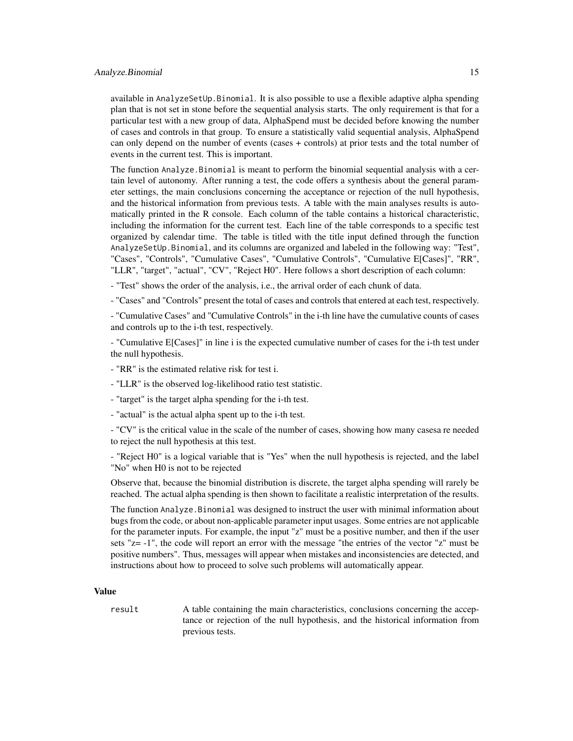available in `AnalyzeSetUp.Binomial`. It is also possible to use a flexible adaptive alpha spending plan that is not set in stone before the sequential analysis starts. The only requirement is that for a particular test with a new group of data, AlphaSpend must be decided before knowing the number of cases and controls in that group. To ensure a statistically valid sequential analysis, AlphaSpend can only depend on the number of events (cases + controls) at prior tests and the total number of events in the current test. This is important.

The function `Analyze.Binomial` is meant to perform the binomial sequential analysis with a certain level of autonomy. After running a test, the code offers a synthesis about the general parameter settings, the main conclusions concerning the acceptance or rejection of the null hypothesis, and the historical information from previous tests. A table with the main analyses results is automatically printed in the R console. Each column of the table contains a historical characteristic, including the information for the current test. Each line of the table corresponds to a specific test organized by calendar time. The table is titled with the title input defined through the function `AnalyzeSetUp.Binomial`, and its columns are organized and labeled in the following way: "Test", "Cases", "Controls", "Cumulative Cases", "Cumulative Controls", "Cumulative E[Cases]", "RR", "LLR", "target", "actual", "CV", "Reject H0". Here follows a short description of each column:

- "Test" shows the order of the analysis, i.e., the arrival order of each chunk of data.

- "Cases" and "Controls" present the total of cases and controls that entered at each test, respectively.

- "Cumulative Cases" and "Cumulative Controls" in the i-th line have the cumulative counts of cases and controls up to the i-th test, respectively.

- "Cumulative E[Cases]" in line i is the expected cumulative number of cases for the i-th test under the null hypothesis.

- "RR" is the estimated relative risk for test i.

- "LLR" is the observed log-likelihood ratio test statistic.

- "target" is the target alpha spending for the i-th test.

- "actual" is the actual alpha spent up to the i-th test.

- "CV" is the critical value in the scale of the number of cases, showing how many casesa re needed to reject the null hypothesis at this test.

- "Reject H0" is a logical variable that is "Yes" when the null hypothesis is rejected, and the label "No" when H0 is not to be rejected

Observe that, because the binomial distribution is discrete, the target alpha spending will rarely be reached. The actual alpha spending is then shown to facilitate a realistic interpretation of the results.

The function `Analyze.Binomial` was designed to instruct the user with minimal information about bugs from the code, or about non-applicable parameter input usages. Some entries are not applicable for the parameter inputs. For example, the input "z" must be a positive number, and then if the user sets "z= -1", the code will report an error with the message "the entries of the vector "z" must be positive numbers". Thus, messages will appear when mistakes and inconsistencies are detected, and instructions about how to proceed to solve such problems will automatically appear.

### Value

`result` A table containing the main characteristics, conclusions concerning the acceptance or rejection of the null hypothesis, and the historical information from previous tests.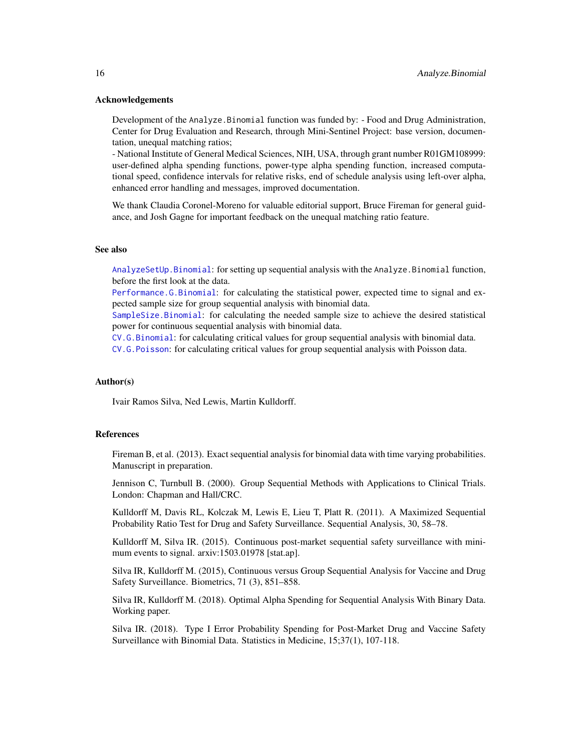### Acknowledgements

Development of the `Analyze.Binomial` function was funded by: - Food and Drug Administration, Center for Drug Evaluation and Research, through Mini-Sentinel Project: base version, documentation, unequal matching ratios;
- National Institute of General Medical Sciences, NIH, USA, through grant number R01GM108999: user-defined alpha spending functions, power-type alpha spending function, increased computational speed, confidence intervals for relative risks, end of schedule analysis using left-over alpha, enhanced error handling and messages, improved documentation.

We thank Claudia Coronel-Moreno for valuable editorial support, Bruce Fireman for general guidance, and Josh Gagne for important feedback on the unequal matching ratio feature.

### See also

`AnalyzeSetUp.Binomial`: for setting up sequential analysis with the `Analyze.Binomial` function, before the first look at the data.
`Performance.G.Binomial`: for calculating the statistical power, expected time to signal and expected sample size for group sequential analysis with binomial data.
`SampleSize.Binomial`: for calculating the needed sample size to achieve the desired statistical power for continuous sequential analysis with binomial data.
`CV.G.Binomial`: for calculating critical values for group sequential analysis with binomial data.
`CV.G.Poisson`: for calculating critical values for group sequential analysis with Poisson data.

### Author(s)

Ivair Ramos Silva, Ned Lewis, Martin Kulldorff.

### References

Fireman B, et al. (2013). Exact sequential analysis for binomial data with time varying probabilities. Manuscript in preparation.

Jennison C, Turnbull B. (2000). Group Sequential Methods with Applications to Clinical Trials. London: Chapman and Hall/CRC.

Kulldorff M, Davis RL, Kolczak M, Lewis E, Lieu T, Platt R. (2011). A Maximized Sequential Probability Ratio Test for Drug and Safety Surveillance. Sequential Analysis, 30, 58–78.

Kulldorff M, Silva IR. (2015). Continuous post-market sequential safety surveillance with minimum events to signal. arxiv:1503.01978 [stat.ap].

Silva IR, Kulldorff M. (2015), Continuous versus Group Sequential Analysis for Vaccine and Drug Safety Surveillance. Biometrics, 71 (3), 851–858.

Silva IR, Kulldorff M. (2018). Optimal Alpha Spending for Sequential Analysis With Binary Data. Working paper.

Silva IR. (2018). Type I Error Probability Spending for Post-Market Drug and Vaccine Safety Surveillance with Binomial Data. Statistics in Medicine, 15;37(1), 107-118.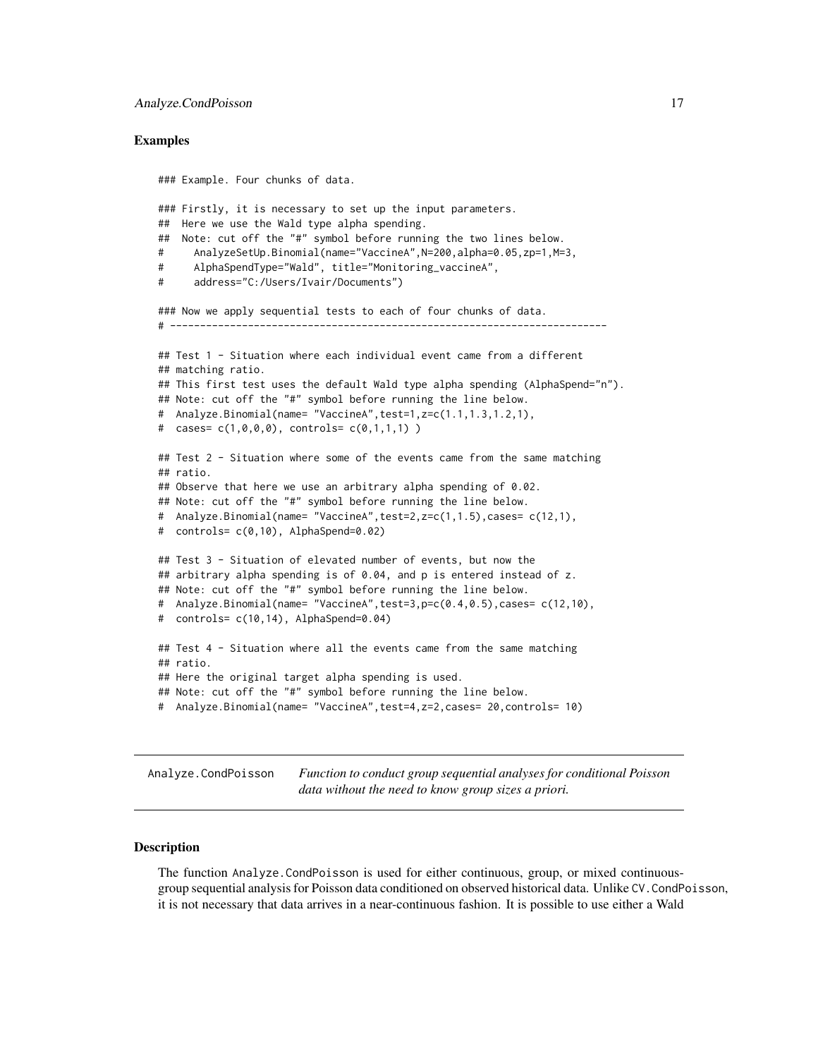### Examples

```
### Example. Four chunks of data.

### Firstly, it is necessary to set up the input parameters.
##  Here we use the Wald type alpha spending.
##  Note: cut off the "#" symbol before running the two lines below.
#     AnalyzeSetUp.Binomial(name="VaccineA",N=200,alpha=0.05,zp=1,M=3,
#     AlphaSpendType="Wald", title="Monitoring_vaccineA",
#     address="C:/Users/Ivair/Documents")

### Now we apply sequential tests to each of four chunks of data.
# -------------------------------------------------------------------------

## Test 1 - Situation where each individual event came from a different
## matching ratio.
## This first test uses the default Wald type alpha spending (AlphaSpend="n").
## Note: cut off the "#" symbol before running the line below.
#  Analyze.Binomial(name= "VaccineA",test=1,z=c(1.1,1.3,1.2,1),
#  cases= c(1,0,0,0), controls= c(0,1,1,1) )

## Test 2 - Situation where some of the events came from the same matching
## ratio.
## Observe that here we use an arbitrary alpha spending of 0.02.
## Note: cut off the "#" symbol before running the line below.
#  Analyze.Binomial(name= "VaccineA",test=2,z=c(1,1.5),cases= c(12,1),
#  controls= c(0,10), AlphaSpend=0.02)

## Test 3 - Situation of elevated number of events, but now the
## arbitrary alpha spending is of 0.04, and p is entered instead of z.
## Note: cut off the "#" symbol before running the line below.
#  Analyze.Binomial(name= "VaccineA",test=3,p=c(0.4,0.5),cases= c(12,10),
#  controls= c(10,14), AlphaSpend=0.04)

## Test 4 - Situation where all the events came from the same matching
## ratio.
## Here the original target alpha spending is used.
## Note: cut off the "#" symbol before running the line below.
#  Analyze.Binomial(name= "VaccineA",test=4,z=2,cases= 20,controls= 10)
```

---

`Analyze.CondPoisson` *Function to conduct group sequential analyses for conditional Poisson data without the need to know group sizes a priori.*

---

### Description

The function `Analyze.CondPoisson` is used for either continuous, group, or mixed continuous-group sequential analysis for Poisson data conditioned on observed historical data. Unlike `CV.CondPoisson`, it is not necessary that data arrives in a near-continuous fashion. It is possible to use either a Wald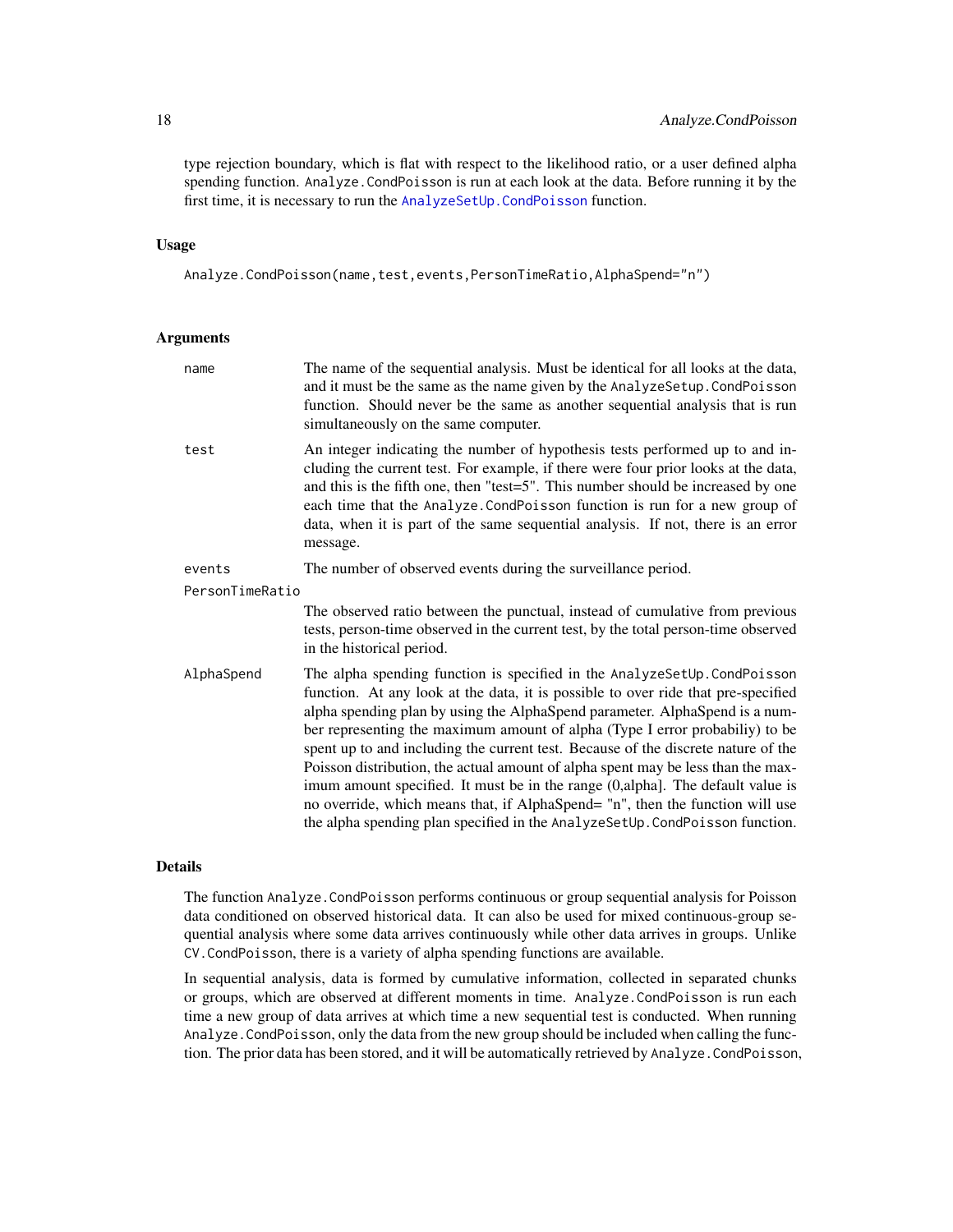type rejection boundary, which is flat with respect to the likelihood ratio, or a user defined alpha spending function. `Analyze.CondPoisson` is run at each look at the data. Before running it by the first time, it is necessary to run the `AnalyzeSetUp.CondPoisson` function.

## Usage

```
Analyze.CondPoisson(name,test,events,PersonTimeRatio,AlphaSpend="n")
```

## Arguments

- **name**: The name of the sequential analysis. Must be identical for all looks at the data, and it must be the same as the name given by the `AnalyzeSetup.CondPoisson` function. Should never be the same as another sequential analysis that is run simultaneously on the same computer.
- **test**: An integer indicating the number of hypothesis tests performed up to and including the current test. For example, if there were four prior looks at the data, and this is the fifth one, then "test=5". This number should be increased by one each time that the `Analyze.CondPoisson` function is run for a new group of data, when it is part of the same sequential analysis. If not, there is an error message.
- **events**: The number of observed events during the surveillance period.
- **PersonTimeRatio**: The observed ratio between the punctual, instead of cumulative from previous tests, person-time observed in the current test, by the total person-time observed in the historical period.
- **AlphaSpend**: The alpha spending function is specified in the `AnalyzeSetUp.CondPoisson` function. At any look at the data, it is possible to over ride that pre-specified alpha spending plan by using the AlphaSpend parameter. AlphaSpend is a number representing the maximum amount of alpha (Type I error probabiliy) to be spent up to and including the current test. Because of the discrete nature of the Poisson distribution, the actual amount of alpha spent may be less than the maximum amount specified. It must be in the range (0,alpha]. The default value is no override, which means that, if AlphaSpend= "n", then the function will use the alpha spending plan specified in the `AnalyzeSetUp.CondPoisson` function.

## Details

The function `Analyze.CondPoisson` performs continuous or group sequential analysis for Poisson data conditioned on observed historical data. It can also be used for mixed continuous-group sequential analysis where some data arrives continuously while other data arrives in groups. Unlike `CV.CondPoisson`, there is a variety of alpha spending functions are available.

In sequential analysis, data is formed by cumulative information, collected in separated chunks or groups, which are observed at different moments in time. `Analyze.CondPoisson` is run each time a new group of data arrives at which time a new sequential test is conducted. When running `Analyze.CondPoisson`, only the data from the new group should be included when calling the function. The prior data has been stored, and it will be automatically retrieved by `Analyze.CondPoisson`,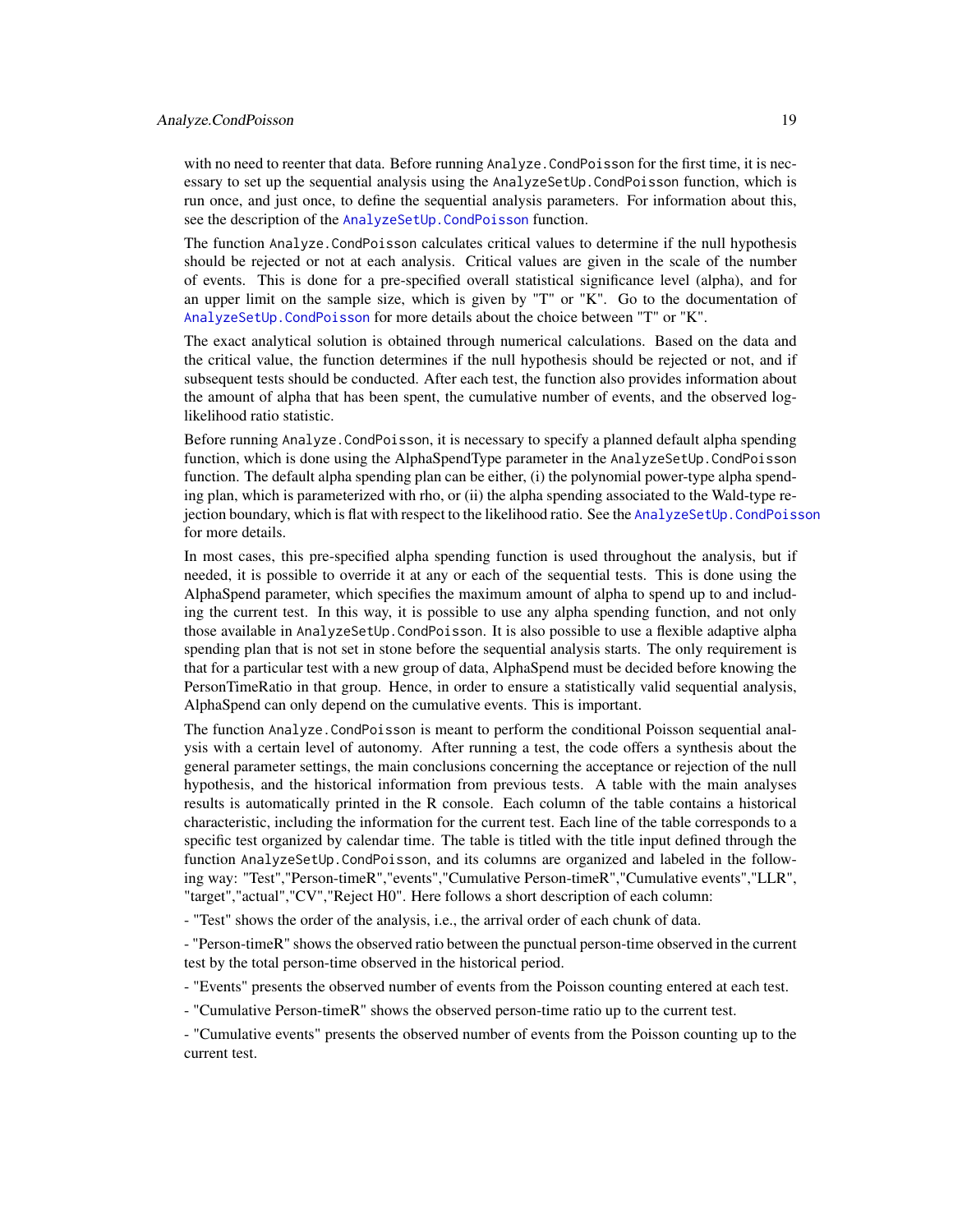with no need to reenter that data. Before running Analyze.CondPoisson for the first time, it is necessary to set up the sequential analysis using the AnalyzeSetUp.CondPoisson function, which is run once, and just once, to define the sequential analysis parameters. For information about this, see the description of the AnalyzeSetUp.CondPoisson function.

The function Analyze.CondPoisson calculates critical values to determine if the null hypothesis should be rejected or not at each analysis. Critical values are given in the scale of the number of events. This is done for a pre-specified overall statistical significance level (alpha), and for an upper limit on the sample size, which is given by "T" or "K". Go to the documentation of AnalyzeSetUp.CondPoisson for more details about the choice between "T" or "K".

The exact analytical solution is obtained through numerical calculations. Based on the data and the critical value, the function determines if the null hypothesis should be rejected or not, and if subsequent tests should be conducted. After each test, the function also provides information about the amount of alpha that has been spent, the cumulative number of events, and the observed log-likelihood ratio statistic.

Before running Analyze.CondPoisson, it is necessary to specify a planned default alpha spending function, which is done using the AlphaSpendType parameter in the AnalyzeSetUp.CondPoisson function. The default alpha spending plan can be either, (i) the polynomial power-type alpha spending plan, which is parameterized with rho, or (ii) the alpha spending associated to the Wald-type rejection boundary, which is flat with respect to the likelihood ratio. See the AnalyzeSetUp.CondPoisson for more details.

In most cases, this pre-specified alpha spending function is used throughout the analysis, but if needed, it is possible to override it at any or each of the sequential tests. This is done using the AlphaSpend parameter, which specifies the maximum amount of alpha to spend up to and including the current test. In this way, it is possible to use any alpha spending function, and not only those available in AnalyzeSetUp.CondPoisson. It is also possible to use a flexible adaptive alpha spending plan that is not set in stone before the sequential analysis starts. The only requirement is that for a particular test with a new group of data, AlphaSpend must be decided before knowing the PersonTimeRatio in that group. Hence, in order to ensure a statistically valid sequential analysis, AlphaSpend can only depend on the cumulative events. This is important.

The function Analyze.CondPoisson is meant to perform the conditional Poisson sequential analysis with a certain level of autonomy. After running a test, the code offers a synthesis about the general parameter settings, the main conclusions concerning the acceptance or rejection of the null hypothesis, and the historical information from previous tests. A table with the main analyses results is automatically printed in the R console. Each column of the table contains a historical characteristic, including the information for the current test. Each line of the table corresponds to a specific test organized by calendar time. The table is titled with the title input defined through the function AnalyzeSetUp.CondPoisson, and its columns are organized and labeled in the following way: "Test","Person-timeR","events","Cumulative Person-timeR","Cumulative events","LLR", "target","actual","CV","Reject H0". Here follows a short description of each column:

- "Test" shows the order of the analysis, i.e., the arrival order of each chunk of data.

- "Person-timeR" shows the observed ratio between the punctual person-time observed in the current test by the total person-time observed in the historical period.

- "Events" presents the observed number of events from the Poisson counting entered at each test.

- "Cumulative Person-timeR" shows the observed person-time ratio up to the current test.

- "Cumulative events" presents the observed number of events from the Poisson counting up to the current test.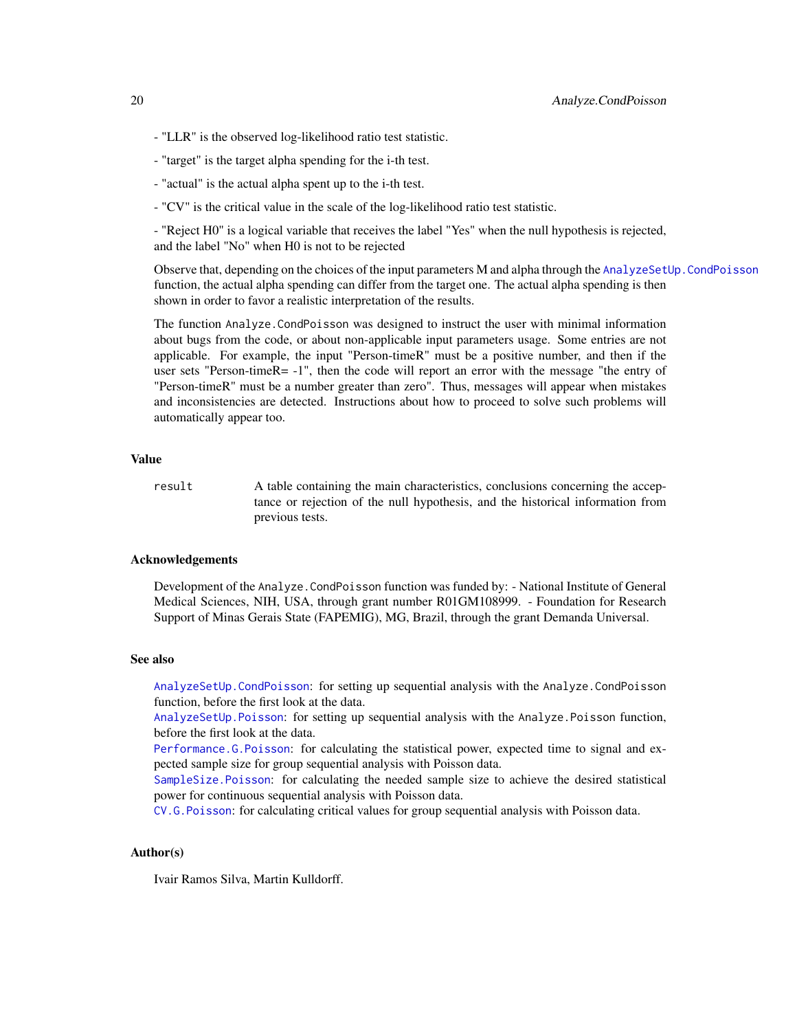- "LLR" is the observed log-likelihood ratio test statistic.

- "target" is the target alpha spending for the i-th test.

- "actual" is the actual alpha spent up to the i-th test.

- "CV" is the critical value in the scale of the log-likelihood ratio test statistic.

- "Reject H0" is a logical variable that receives the label "Yes" when the null hypothesis is rejected, and the label "No" when H0 is not to be rejected

Observe that, depending on the choices of the input parameters M and alpha through the `AnalyzeSetUp.CondPoisson` function, the actual alpha spending can differ from the target one. The actual alpha spending is then shown in order to favor a realistic interpretation of the results.

The function `Analyze.CondPoisson` was designed to instruct the user with minimal information about bugs from the code, or about non-applicable input parameters usage. Some entries are not applicable. For example, the input "Person-timeR" must be a positive number, and then if the user sets "Person-timeR= -1", then the code will report an error with the message "the entry of "Person-timeR" must be a number greater than zero". Thus, messages will appear when mistakes and inconsistencies are detected. Instructions about how to proceed to solve such problems will automatically appear too.

## Value

`result` A table containing the main characteristics, conclusions concerning the acceptance or rejection of the null hypothesis, and the historical information from previous tests.

## Acknowledgements

Development of the `Analyze.CondPoisson` function was funded by: - National Institute of General Medical Sciences, NIH, USA, through grant number R01GM108999. - Foundation for Research Support of Minas Gerais State (FAPEMIG), MG, Brazil, through the grant Demanda Universal.

## See also

`AnalyzeSetUp.CondPoisson`: for setting up sequential analysis with the `Analyze.CondPoisson` function, before the first look at the data.
`AnalyzeSetUp.Poisson`: for setting up sequential analysis with the `Analyze.Poisson` function, before the first look at the data.
`Performance.G.Poisson`: for calculating the statistical power, expected time to signal and expected sample size for group sequential analysis with Poisson data.
`SampleSize.Poisson`: for calculating the needed sample size to achieve the desired statistical power for continuous sequential analysis with Poisson data.
`CV.G.Poisson`: for calculating critical values for group sequential analysis with Poisson data.

## Author(s)

Ivair Ramos Silva, Martin Kulldorff.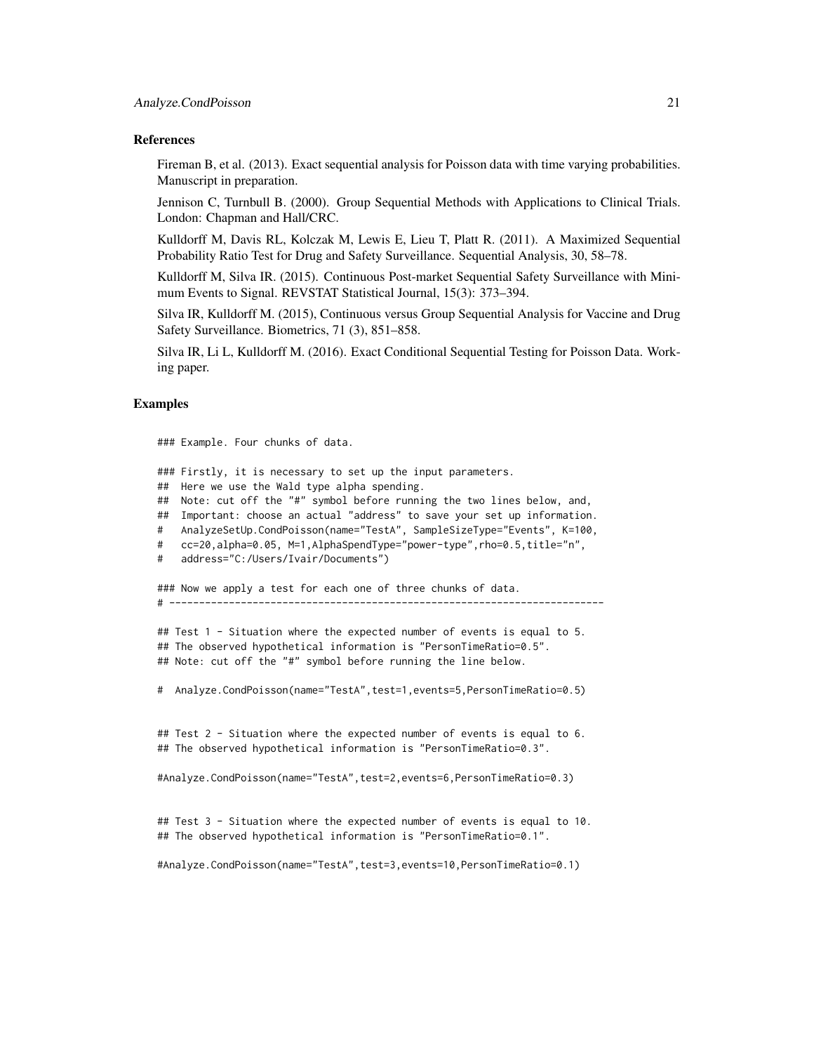### References

Fireman B, et al. (2013). Exact sequential analysis for Poisson data with time varying probabilities. Manuscript in preparation.

Jennison C, Turnbull B. (2000). Group Sequential Methods with Applications to Clinical Trials. London: Chapman and Hall/CRC.

Kulldorff M, Davis RL, Kolczak M, Lewis E, Lieu T, Platt R. (2011). A Maximized Sequential Probability Ratio Test for Drug and Safety Surveillance. Sequential Analysis, 30, 58–78.

Kulldorff M, Silva IR. (2015). Continuous Post-market Sequential Safety Surveillance with Minimum Events to Signal. REVSTAT Statistical Journal, 15(3): 373–394.

Silva IR, Kulldorff M. (2015), Continuous versus Group Sequential Analysis for Vaccine and Drug Safety Surveillance. Biometrics, 71 (3), 851–858.

Silva IR, Li L, Kulldorff M. (2016). Exact Conditional Sequential Testing for Poisson Data. Working paper.

### Examples

```
### Example. Four chunks of data.

### Firstly, it is necessary to set up the input parameters.
##  Here we use the Wald type alpha spending.
##  Note: cut off the "#" symbol before running the two lines below, and,
##  Important: choose an actual "address" to save your set up information.
#   AnalyzeSetUp.CondPoisson(name="TestA", SampleSizeType="Events", K=100,
#   cc=20,alpha=0.05, M=1,AlphaSpendType="power-type",rho=0.5,title="n",
#   address="C:/Users/Ivair/Documents")

### Now we apply a test for each one of three chunks of data.
# -------------------------------------------------------------------------

## Test 1 - Situation where the expected number of events is equal to 5.
## The observed hypothetical information is "PersonTimeRatio=0.5".
## Note: cut off the "#" symbol before running the line below.

#  Analyze.CondPoisson(name="TestA",test=1,events=5,PersonTimeRatio=0.5)


## Test 2 - Situation where the expected number of events is equal to 6.
## The observed hypothetical information is "PersonTimeRatio=0.3".

#Analyze.CondPoisson(name="TestA",test=2,events=6,PersonTimeRatio=0.3)


## Test 3 - Situation where the expected number of events is equal to 10.
## The observed hypothetical information is "PersonTimeRatio=0.1".

#Analyze.CondPoisson(name="TestA",test=3,events=10,PersonTimeRatio=0.1)
```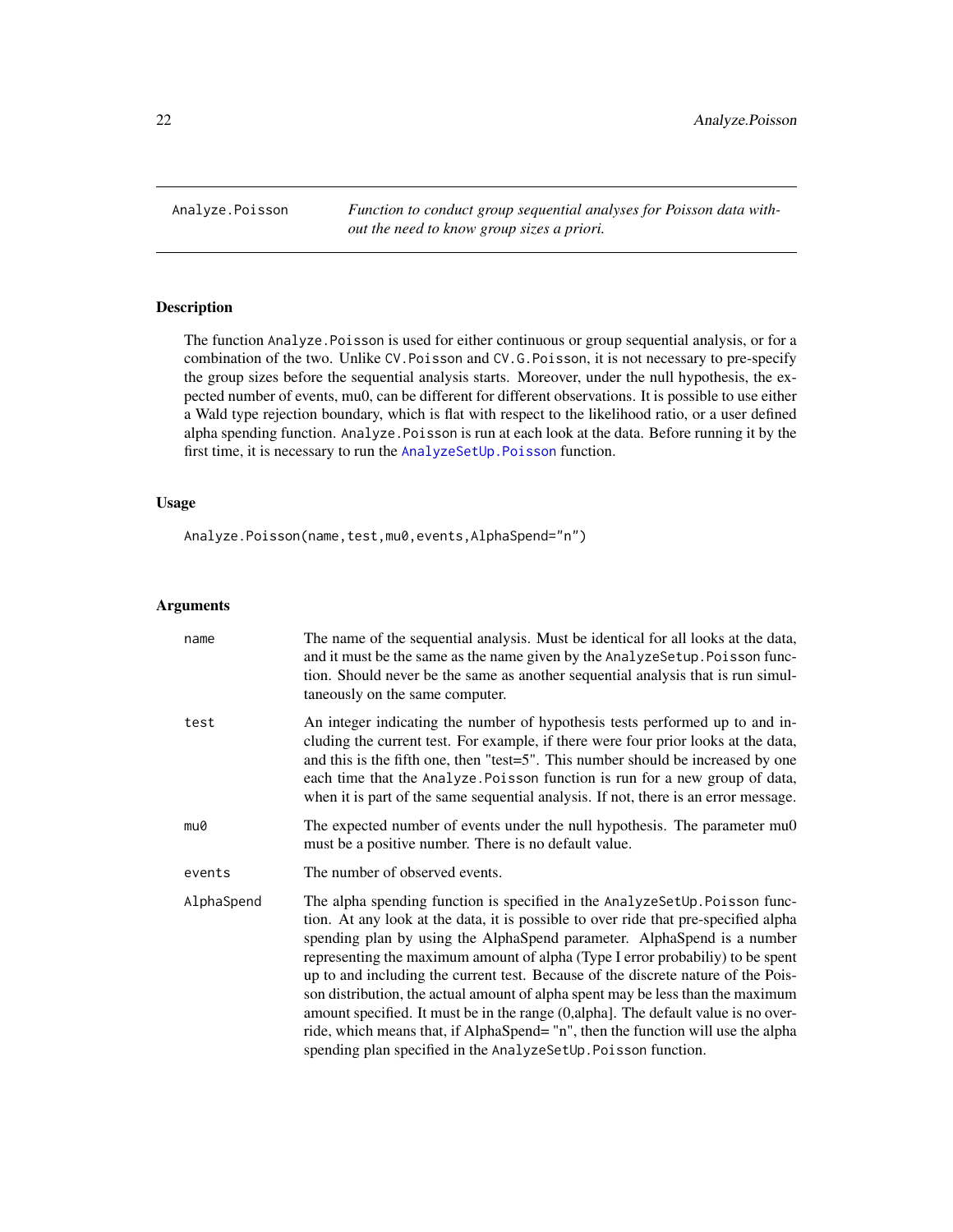Analyze.Poisson *Function to conduct group sequential analyses for Poisson data without the need to know group sizes a priori.*

## Description

The function Analyze.Poisson is used for either continuous or group sequential analysis, or for a combination of the two. Unlike CV.Poisson and CV.G.Poisson, it is not necessary to pre-specify the group sizes before the sequential analysis starts. Moreover, under the null hypothesis, the expected number of events, mu0, can be different for different observations. It is possible to use either a Wald type rejection boundary, which is flat with respect to the likelihood ratio, or a user defined alpha spending function. Analyze.Poisson is run at each look at the data. Before running it by the first time, it is necessary to run the AnalyzeSetUp.Poisson function.

## Usage

```
Analyze.Poisson(name,test,mu0,events,AlphaSpend="n")
```

## Arguments

| | |
|---|---|
| name | The name of the sequential analysis. Must be identical for all looks at the data, and it must be the same as the name given by the AnalyzeSetup.Poisson function. Should never be the same as another sequential analysis that is run simultaneously on the same computer. |
| test | An integer indicating the number of hypothesis tests performed up to and including the current test. For example, if there were four prior looks at the data, and this is the fifth one, then "test=5". This number should be increased by one each time that the Analyze.Poisson function is run for a new group of data, when it is part of the same sequential analysis. If not, there is an error message. |
| mu0 | The expected number of events under the null hypothesis. The parameter mu0 must be a positive number. There is no default value. |
| events | The number of observed events. |
| AlphaSpend | The alpha spending function is specified in the AnalyzeSetUp.Poisson function. At any look at the data, it is possible to over ride that pre-specified alpha spending plan by using the AlphaSpend parameter. AlphaSpend is a number representing the maximum amount of alpha (Type I error probabiliy) to be spent up to and including the current test. Because of the discrete nature of the Poisson distribution, the actual amount of alpha spent may be less than the maximum amount specified. It must be in the range (0,alpha]. The default value is no over ride, which means that, if AlphaSpend= "n", then the function will use the alpha spending plan specified in the AnalyzeSetUp.Poisson function. |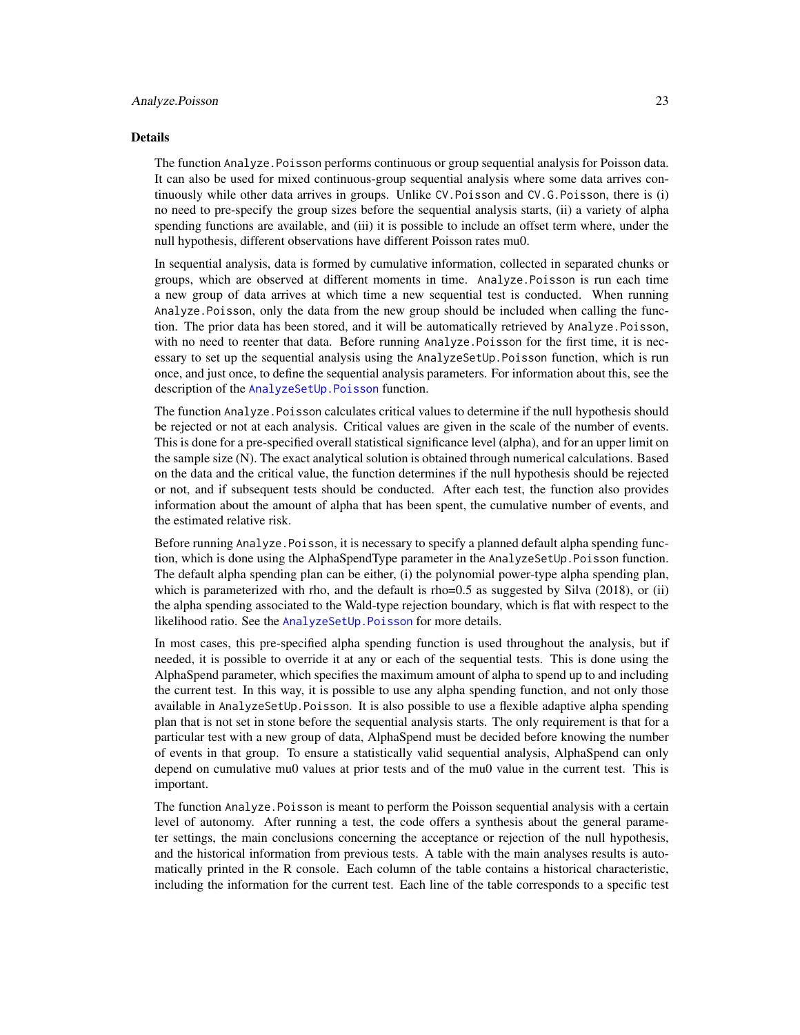### Details

The function Analyze.Poisson performs continuous or group sequential analysis for Poisson data. It can also be used for mixed continuous-group sequential analysis where some data arrives continuously while other data arrives in groups. Unlike CV.Poisson and CV.G.Poisson, there is (i) no need to pre-specify the group sizes before the sequential analysis starts, (ii) a variety of alpha spending functions are available, and (iii) it is possible to include an offset term where, under the null hypothesis, different observations have different Poisson rates mu0.

In sequential analysis, data is formed by cumulative information, collected in separated chunks or groups, which are observed at different moments in time. Analyze.Poisson is run each time a new group of data arrives at which time a new sequential test is conducted. When running Analyze.Poisson, only the data from the new group should be included when calling the function. The prior data has been stored, and it will be automatically retrieved by Analyze.Poisson, with no need to reenter that data. Before running Analyze.Poisson for the first time, it is necessary to set up the sequential analysis using the AnalyzeSetUp.Poisson function, which is run once, and just once, to define the sequential analysis parameters. For information about this, see the description of the AnalyzeSetUp.Poisson function.

The function Analyze.Poisson calculates critical values to determine if the null hypothesis should be rejected or not at each analysis. Critical values are given in the scale of the number of events. This is done for a pre-specified overall statistical significance level (alpha), and for an upper limit on the sample size (N). The exact analytical solution is obtained through numerical calculations. Based on the data and the critical value, the function determines if the null hypothesis should be rejected or not, and if subsequent tests should be conducted. After each test, the function also provides information about the amount of alpha that has been spent, the cumulative number of events, and the estimated relative risk.

Before running Analyze.Poisson, it is necessary to specify a planned default alpha spending function, which is done using the AlphaSpendType parameter in the AnalyzeSetUp.Poisson function. The default alpha spending plan can be either, (i) the polynomial power-type alpha spending plan, which is parameterized with rho, and the default is rho=0.5 as suggested by Silva (2018), or (ii) the alpha spending associated to the Wald-type rejection boundary, which is flat with respect to the likelihood ratio. See the AnalyzeSetUp.Poisson for more details.

In most cases, this pre-specified alpha spending function is used throughout the analysis, but if needed, it is possible to override it at any or each of the sequential tests. This is done using the AlphaSpend parameter, which specifies the maximum amount of alpha to spend up to and including the current test. In this way, it is possible to use any alpha spending function, and not only those available in AnalyzeSetUp.Poisson. It is also possible to use a flexible adaptive alpha spending plan that is not set in stone before the sequential analysis starts. The only requirement is that for a particular test with a new group of data, AlphaSpend must be decided before knowing the number of events in that group. To ensure a statistically valid sequential analysis, AlphaSpend can only depend on cumulative mu0 values at prior tests and of the mu0 value in the current test. This is important.

The function Analyze.Poisson is meant to perform the Poisson sequential analysis with a certain level of autonomy. After running a test, the code offers a synthesis about the general parameter settings, the main conclusions concerning the acceptance or rejection of the null hypothesis, and the historical information from previous tests. A table with the main analyses results is automatically printed in the R console. Each column of the table contains a historical characteristic, including the information for the current test. Each line of the table corresponds to a specific test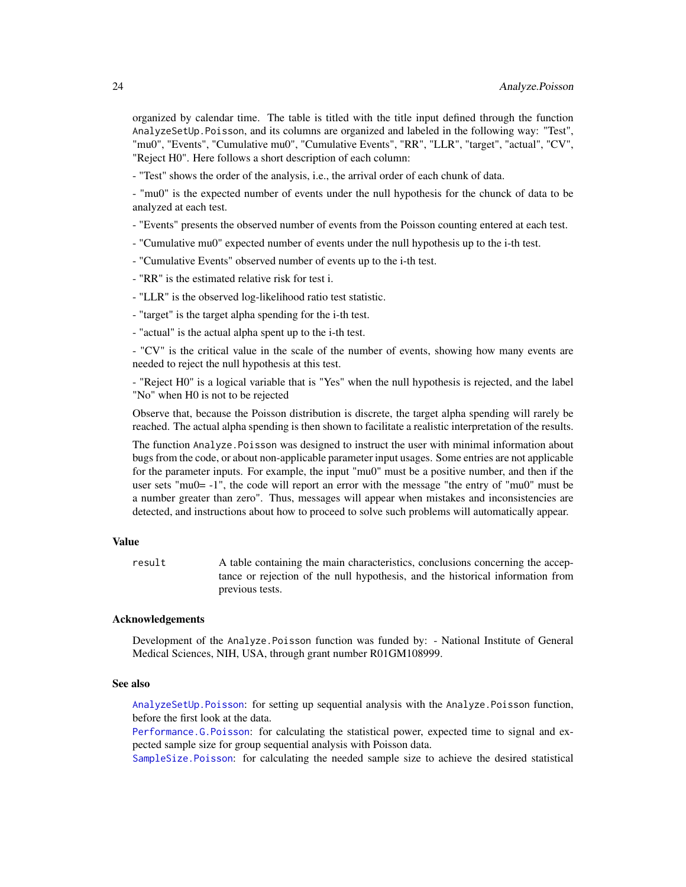organized by calendar time. The table is titled with the title input defined through the function AnalyzeSetUp.Poisson, and its columns are organized and labeled in the following way: "Test", "mu0", "Events", "Cumulative mu0", "Cumulative Events", "RR", "LLR", "target", "actual", "CV", "Reject H0". Here follows a short description of each column:

- "Test" shows the order of the analysis, i.e., the arrival order of each chunk of data.

- "mu0" is the expected number of events under the null hypothesis for the chunck of data to be analyzed at each test.

- "Events" presents the observed number of events from the Poisson counting entered at each test.

- "Cumulative mu0" expected number of events under the null hypothesis up to the i-th test.

- "Cumulative Events" observed number of events up to the i-th test.

- "RR" is the estimated relative risk for test i.

- "LLR" is the observed log-likelihood ratio test statistic.

- "target" is the target alpha spending for the i-th test.

- "actual" is the actual alpha spent up to the i-th test.

- "CV" is the critical value in the scale of the number of events, showing how many events are needed to reject the null hypothesis at this test.

- "Reject H0" is a logical variable that is "Yes" when the null hypothesis is rejected, and the label "No" when H0 is not to be rejected

Observe that, because the Poisson distribution is discrete, the target alpha spending will rarely be reached. The actual alpha spending is then shown to facilitate a realistic interpretation of the results.

The function Analyze.Poisson was designed to instruct the user with minimal information about bugs from the code, or about non-applicable parameter input usages. Some entries are not applicable for the parameter inputs. For example, the input "mu0" must be a positive number, and then if the user sets "mu0= -1", the code will report an error with the message "the entry of "mu0" must be a number greater than zero". Thus, messages will appear when mistakes and inconsistencies are detected, and instructions about how to proceed to solve such problems will automatically appear.

## Value

result A table containing the main characteristics, conclusions concerning the acceptance or rejection of the null hypothesis, and the historical information from previous tests.

## Acknowledgements

Development of the Analyze.Poisson function was funded by: - National Institute of General Medical Sciences, NIH, USA, through grant number R01GM108999.

## See also

AnalyzeSetUp.Poisson: for setting up sequential analysis with the Analyze.Poisson function, before the first look at the data.
Performance.G.Poisson: for calculating the statistical power, expected time to signal and expected sample size for group sequential analysis with Poisson data.
SampleSize.Poisson: for calculating the needed sample size to achieve the desired statistical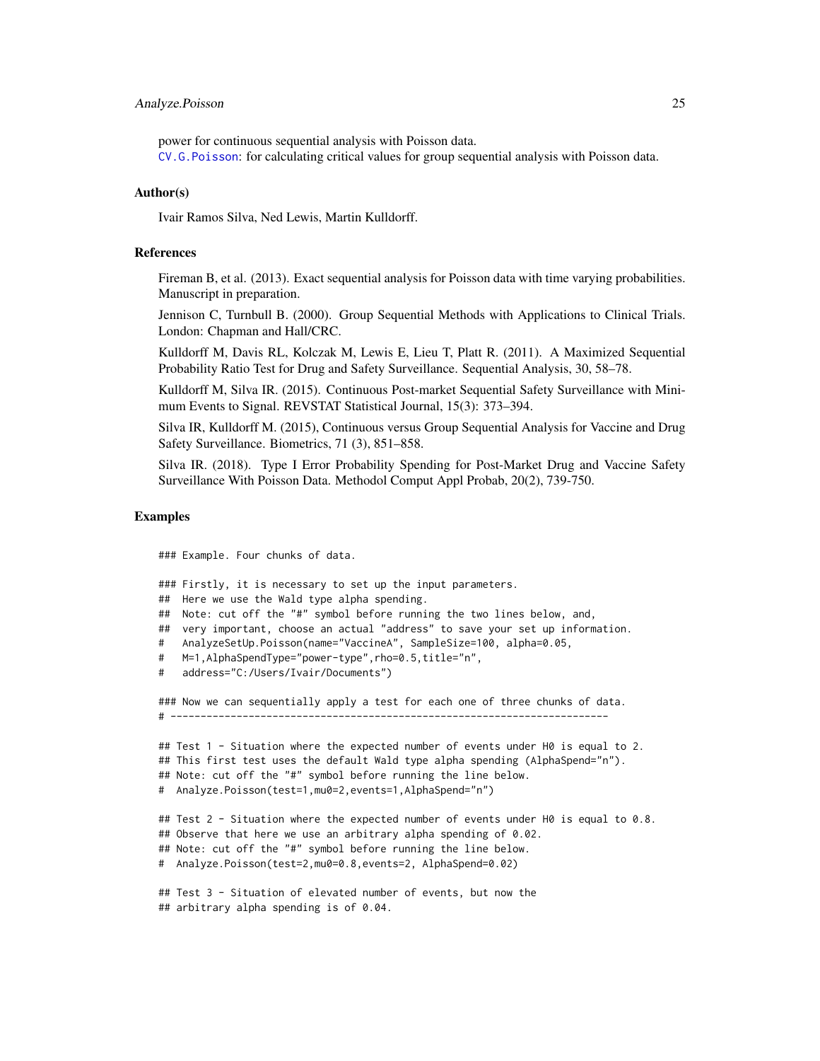power for continuous sequential analysis with Poisson data.

CV.G.Poisson: for calculating critical values for group sequential analysis with Poisson data.

## Author(s)

Ivair Ramos Silva, Ned Lewis, Martin Kulldorff.

## References

Fireman B, et al. (2013). Exact sequential analysis for Poisson data with time varying probabilities. Manuscript in preparation.

Jennison C, Turnbull B. (2000). Group Sequential Methods with Applications to Clinical Trials. London: Chapman and Hall/CRC.

Kulldorff M, Davis RL, Kolczak M, Lewis E, Lieu T, Platt R. (2011). A Maximized Sequential Probability Ratio Test for Drug and Safety Surveillance. Sequential Analysis, 30, 58–78.

Kulldorff M, Silva IR. (2015). Continuous Post-market Sequential Safety Surveillance with Minimum Events to Signal. REVSTAT Statistical Journal, 15(3): 373–394.

Silva IR, Kulldorff M. (2015), Continuous versus Group Sequential Analysis for Vaccine and Drug Safety Surveillance. Biometrics, 71 (3), 851–858.

Silva IR. (2018). Type I Error Probability Spending for Post-Market Drug and Vaccine Safety Surveillance With Poisson Data. Methodol Comput Appl Probab, 20(2), 739-750.

## Examples

```
### Example. Four chunks of data.

### Firstly, it is necessary to set up the input parameters.
##  Here we use the Wald type alpha spending.
##  Note: cut off the "#" symbol before running the two lines below, and,
##  very important, choose an actual "address" to save your set up information.
#   AnalyzeSetUp.Poisson(name="VaccineA", SampleSize=100, alpha=0.05,
#   M=1,AlphaSpendType="power-type",rho=0.5,title="n",
#   address="C:/Users/Ivair/Documents")

### Now we can sequentially apply a test for each one of three chunks of data.
# -------------------------------------------------------------------------

## Test 1 - Situation where the expected number of events under H0 is equal to 2.
## This first test uses the default Wald type alpha spending (AlphaSpend="n").
## Note: cut off the "#" symbol before running the line below.
#  Analyze.Poisson(test=1,mu0=2,events=1,AlphaSpend="n")

## Test 2 - Situation where the expected number of events under H0 is equal to 0.8.
## Observe that here we use an arbitrary alpha spending of 0.02.
## Note: cut off the "#" symbol before running the line below.
#  Analyze.Poisson(test=2,mu0=0.8,events=2, AlphaSpend=0.02)

## Test 3 - Situation of elevated number of events, but now the
## arbitrary alpha spending is of 0.04.
```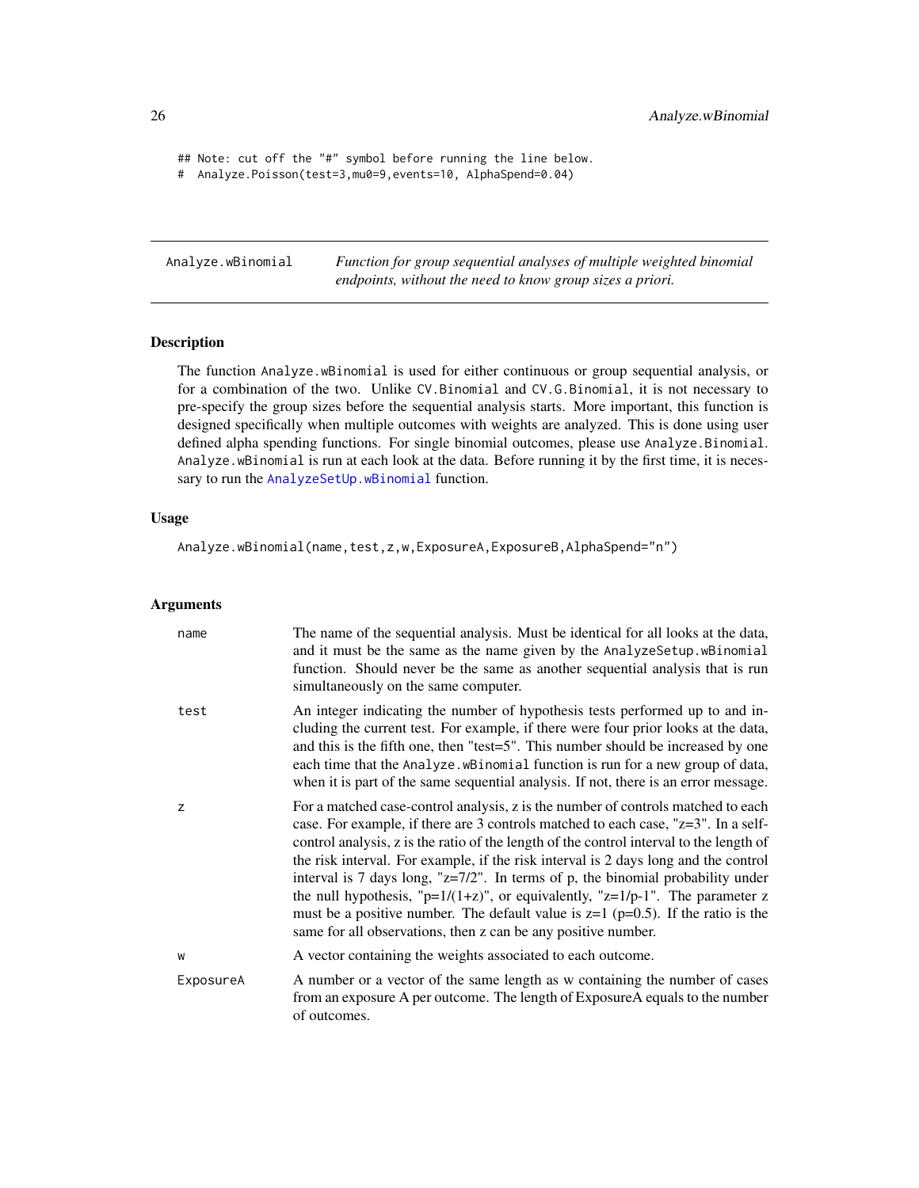```
## Note: cut off the "#" symbol before running the line below.
#  Analyze.Poisson(test=3,mu0=9,events=10, AlphaSpend=0.04)
```

---

## Analyze.wBinomial

*Function for group sequential analyses of multiple weighted binomial endpoints, without the need to know group sizes a priori.*

---

### Description

The function `Analyze.wBinomial` is used for either continuous or group sequential analysis, or for a combination of the two. Unlike `CV.Binomial` and `CV.G.Binomial`, it is not necessary to pre-specify the group sizes before the sequential analysis starts. More important, this function is designed specifically when multiple outcomes with weights are analyzed. This is done using user defined alpha spending functions. For single binomial outcomes, please use `Analyze.Binomial`. `Analyze.wBinomial` is run at each look at the data. Before running it by the first time, it is necessary to run the `AnalyzeSetUp.wBinomial` function.

### Usage

```
Analyze.wBinomial(name,test,z,w,ExposureA,ExposureB,AlphaSpend="n")
```

### Arguments

| | |
|---|---|
| `name` | The name of the sequential analysis. Must be identical for all looks at the data, and it must be the same as the name given by the `AnalyzeSetup.wBinomial` function. Should never be the same as another sequential analysis that is run simultaneously on the same computer. |
| `test` | An integer indicating the number of hypothesis tests performed up to and including the current test. For example, if there were four prior looks at the data, and this is the fifth one, then "test=5". This number should be increased by one each time that the `Analyze.wBinomial` function is run for a new group of data, when it is part of the same sequential analysis. If not, there is an error message. |
| `z` | For a matched case-control analysis, z is the number of controls matched to each case. For example, if there are 3 controls matched to each case, "z=3". In a self-control analysis, z is the ratio of the length of the control interval to the length of the risk interval. For example, if the risk interval is 2 days long and the control interval is 7 days long, "z=7/2". In terms of p, the binomial probability under the null hypothesis, "p=1/(1+z)", or equivalently, "z=1/p-1". The parameter z must be a positive number. The default value is z=1 (p=0.5). If the ratio is the same for all observations, then z can be any positive number. |
| `w` | A vector containing the weights associated to each outcome. |
| `ExposureA` | A number or a vector of the same length as w containing the number of cases from an exposure A per outcome. The length of ExposureA equals to the number of outcomes. |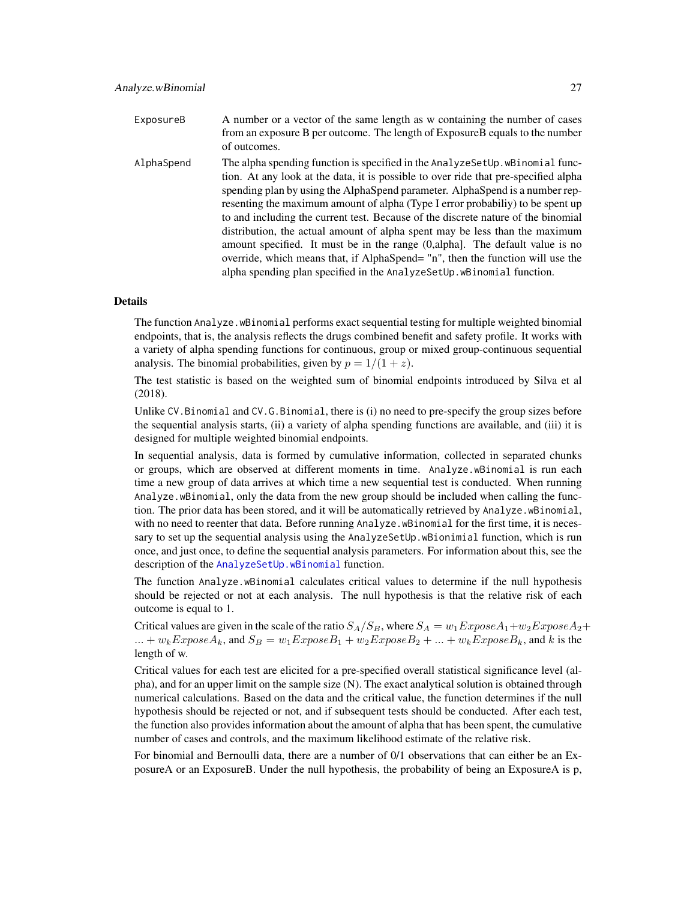| | |
|---|---|
| `ExposureB` | A number or a vector of the same length as w containing the number of cases from an exposure B per outcome. The length of ExposureB equals to the number of outcomes. |
| `AlphaSpend` | The alpha spending function is specified in the `AnalyzeSetUp.wBinomial` function. At any look at the data, it is possible to over ride that pre-specified alpha spending plan by using the AlphaSpend parameter. AlphaSpend is a number representing the maximum amount of alpha (Type I error probabiliy) to be spent up to and including the current test. Because of the discrete nature of the binomial distribution, the actual amount of alpha spent may be less than the maximum amount specified. It must be in the range (0,alpha]. The default value is no override, which means that, if AlphaSpend= "n", then the function will use the alpha spending plan specified in the `AnalyzeSetUp.wBinomial` function. |

## Details

The function `Analyze.wBinomial` performs exact sequential testing for multiple weighted binomial endpoints, that is, the analysis reflects the drugs combined benefit and safety profile. It works with a variety of alpha spending functions for continuous, group or mixed group-continuous sequential analysis. The binomial probabilities, given by $p = 1/(1 + z)$.

The test statistic is based on the weighted sum of binomial endpoints introduced by Silva et al (2018).

Unlike `CV.Binomial` and `CV.G.Binomial`, there is (i) no need to pre-specify the group sizes before the sequential analysis starts, (ii) a variety of alpha spending functions are available, and (iii) it is designed for multiple weighted binomial endpoints.

In sequential analysis, data is formed by cumulative information, collected in separated chunks or groups, which are observed at different moments in time. `Analyze.wBinomial` is run each time a new group of data arrives at which time a new sequential test is conducted. When running `Analyze.wBinomial`, only the data from the new group should be included when calling the function. The prior data has been stored, and it will be automatically retrieved by `Analyze.wBinomial`, with no need to reenter that data. Before running `Analyze.wBinomial` for the first time, it is necessary to set up the sequential analysis using the `AnalyzeSetUp.wBionimial` function, which is run once, and just once, to define the sequential analysis parameters. For information about this, see the description of the `AnalyzeSetUp.wBinomial` function.

The function `Analyze.wBinomial` calculates critical values to determine if the null hypothesis should be rejected or not at each analysis. The null hypothesis is that the relative risk of each outcome is equal to 1.

Critical values are given in the scale of the ratio $S_A/S_B$, where $S_A = w_1 ExposeA_1 + w_2 ExposeA_2 + ... + w_k ExposeA_k$, and $S_B = w_1 ExposeB_1 + w_2 ExposeB_2 + ... + w_k ExposeB_k$, and $k$ is the length of w.

Critical values for each test are elicited for a pre-specified overall statistical significance level (alpha), and for an upper limit on the sample size (N). The exact analytical solution is obtained through numerical calculations. Based on the data and the critical value, the function determines if the null hypothesis should be rejected or not, and if subsequent tests should be conducted. After each test, the function also provides information about the amount of alpha that has been spent, the cumulative number of cases and controls, and the maximum likelihood estimate of the relative risk.

For binomial and Bernoulli data, there are a number of 0/1 observations that can either be an ExposureA or an ExposureB. Under the null hypothesis, the probability of being an ExposureA is p,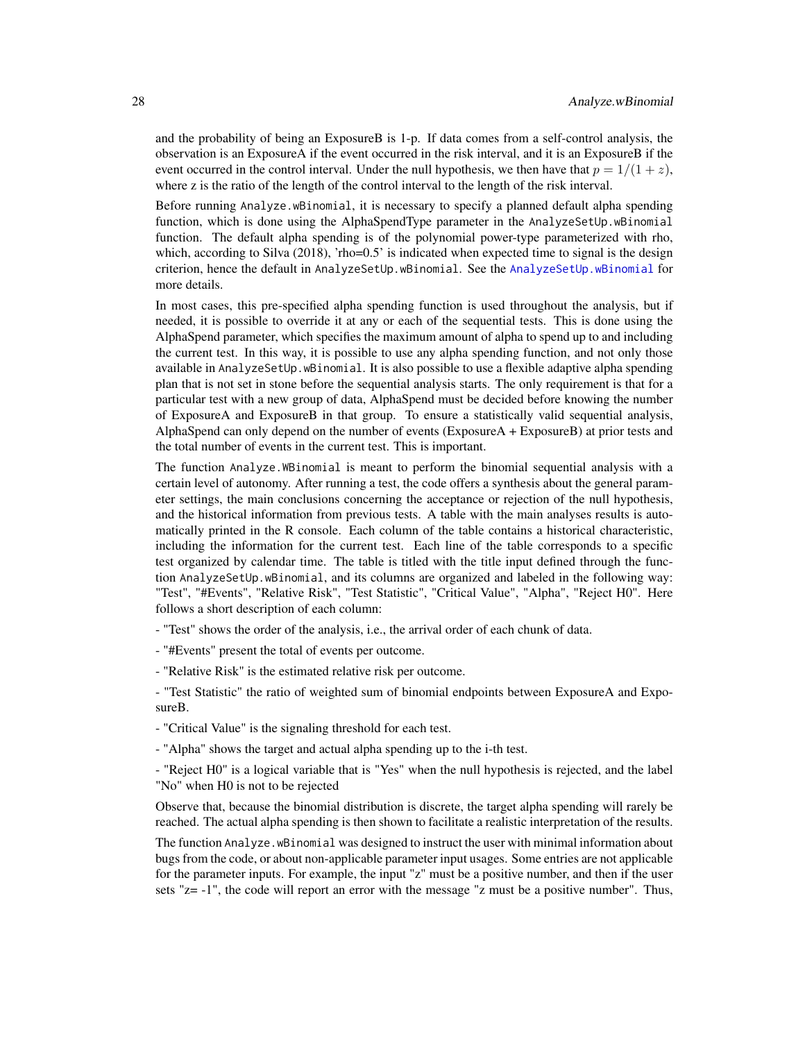and the probability of being an ExposureB is 1-p. If data comes from a self-control analysis, the observation is an ExposureA if the event occurred in the risk interval, and it is an ExposureB if the event occurred in the control interval. Under the null hypothesis, we then have that $p = 1/(1 + z)$, where z is the ratio of the length of the control interval to the length of the risk interval.

Before running `Analyze.wBinomial`, it is necessary to specify a planned default alpha spending function, which is done using the AlphaSpendType parameter in the `AnalyzeSetUp.wBinomial` function. The default alpha spending is of the polynomial power-type parameterized with rho, which, according to Silva (2018), 'rho=0.5' is indicated when expected time to signal is the design criterion, hence the default in `AnalyzeSetUp.wBinomial`. See the `AnalyzeSetUp.wBinomial` for more details.

In most cases, this pre-specified alpha spending function is used throughout the analysis, but if needed, it is possible to override it at any or each of the sequential tests. This is done using the AlphaSpend parameter, which specifies the maximum amount of alpha to spend up to and including the current test. In this way, it is possible to use any alpha spending function, and not only those available in `AnalyzeSetUp.wBinomial`. It is also possible to use a flexible adaptive alpha spending plan that is not set in stone before the sequential analysis starts. The only requirement is that for a particular test with a new group of data, AlphaSpend must be decided before knowing the number of ExposureA and ExposureB in that group. To ensure a statistically valid sequential analysis, AlphaSpend can only depend on the number of events (ExposureA + ExposureB) at prior tests and the total number of events in the current test. This is important.

The function `Analyze.WBinomial` is meant to perform the binomial sequential analysis with a certain level of autonomy. After running a test, the code offers a synthesis about the general parameter settings, the main conclusions concerning the acceptance or rejection of the null hypothesis, and the historical information from previous tests. A table with the main analyses results is automatically printed in the R console. Each column of the table contains a historical characteristic, including the information for the current test. Each line of the table corresponds to a specific test organized by calendar time. The table is titled with the title input defined through the function `AnalyzeSetUp.wBinomial`, and its columns are organized and labeled in the following way: "Test", "#Events", "Relative Risk", "Test Statistic", "Critical Value", "Alpha", "Reject H0". Here follows a short description of each column:

- "Test" shows the order of the analysis, i.e., the arrival order of each chunk of data.

- "#Events" present the total of events per outcome.

- "Relative Risk" is the estimated relative risk per outcome.

- "Test Statistic" the ratio of weighted sum of binomial endpoints between ExposureA and ExposureB.

- "Critical Value" is the signaling threshold for each test.

- "Alpha" shows the target and actual alpha spending up to the i-th test.

- "Reject H0" is a logical variable that is "Yes" when the null hypothesis is rejected, and the label "No" when H0 is not to be rejected

Observe that, because the binomial distribution is discrete, the target alpha spending will rarely be reached. The actual alpha spending is then shown to facilitate a realistic interpretation of the results.

The function `Analyze.wBinomial` was designed to instruct the user with minimal information about bugs from the code, or about non-applicable parameter input usages. Some entries are not applicable for the parameter inputs. For example, the input "z" must be a positive number, and then if the user sets "z= -1", the code will report an error with the message "z must be a positive number". Thus,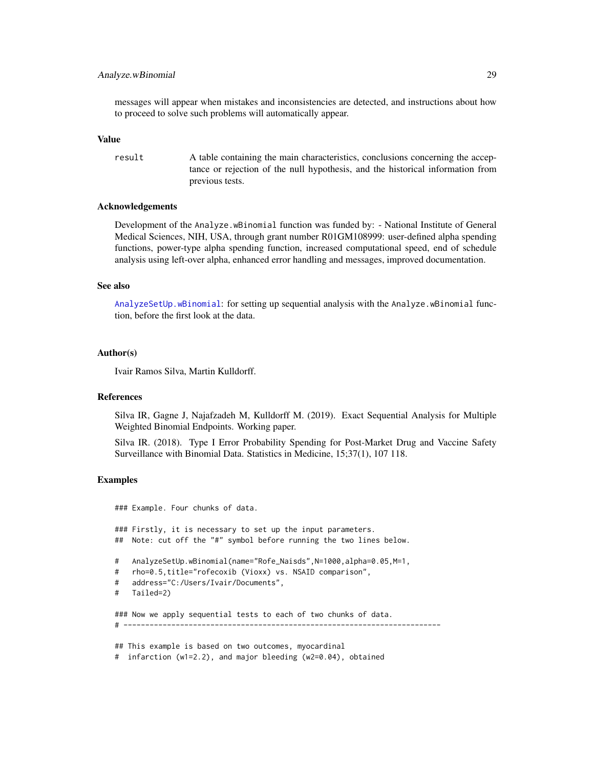messages will appear when mistakes and inconsistencies are detected, and instructions about how to proceed to solve such problems will automatically appear.

## Value

result — A table containing the main characteristics, conclusions concerning the acceptance or rejection of the null hypothesis, and the historical information from previous tests.

## Acknowledgements

Development of the Analyze.wBinomial function was funded by: - National Institute of General Medical Sciences, NIH, USA, through grant number R01GM108999: user-defined alpha spending functions, power-type alpha spending function, increased computational speed, end of schedule analysis using left-over alpha, enhanced error handling and messages, improved documentation.

## See also

AnalyzeSetUp.wBinomial: for setting up sequential analysis with the Analyze.wBinomial function, before the first look at the data.

## Author(s)

Ivair Ramos Silva, Martin Kulldorff.

## References

Silva IR, Gagne J, Najafzadeh M, Kulldorff M. (2019). Exact Sequential Analysis for Multiple Weighted Binomial Endpoints. Working paper.

Silva IR. (2018). Type I Error Probability Spending for Post-Market Drug and Vaccine Safety Surveillance with Binomial Data. Statistics in Medicine, 15;37(1), 107 118.

## Examples

```
### Example. Four chunks of data.

### Firstly, it is necessary to set up the input parameters.
##  Note: cut off the "#" symbol before running the two lines below.

#   AnalyzeSetUp.wBinomial(name="Rofe_Naisds",N=1000,alpha=0.05,M=1,
#   rho=0.5,title="rofecoxib (Vioxx) vs. NSAID comparison",
#   address="C:/Users/Ivair/Documents",
#   Tailed=2)

### Now we apply sequential tests to each of two chunks of data.
# -------------------------------------------------------------------------

## This example is based on two outcomes, myocardinal
#  infarction (w1=2.2), and major bleeding (w2=0.04), obtained
```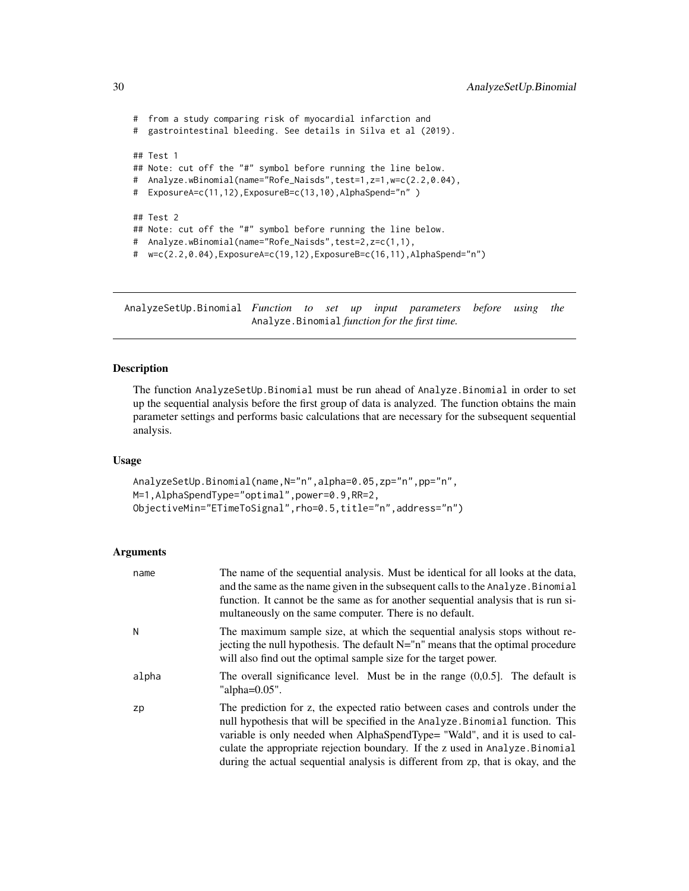```
# from a study comparing risk of myocardial infarction and
# gastrointestinal bleeding. See details in Silva et al (2019).

## Test 1
## Note: cut off the "#" symbol before running the line below.
# Analyze.wBinomial(name="Rofe_Naisds",test=1,z=1,w=c(2.2,0.04),
# ExposureA=c(11,12),ExposureB=c(13,10),AlphaSpend="n" )

## Test 2
## Note: cut off the "#" symbol before running the line below.
# Analyze.wBinomial(name="Rofe_Naisds",test=2,z=c(1,1),
# w=c(2.2,0.04),ExposureA=c(19,12),ExposureB=c(16,11),AlphaSpend="n")
```

---

# AnalyzeSetUp.Binomial *Function to set up input parameters before using the* Analyze.Binomial *function for the first time.*

---

### Description

The function AnalyzeSetUp.Binomial must be run ahead of Analyze.Binomial in order to set up the sequential analysis before the first group of data is analyzed. The function obtains the main parameter settings and performs basic calculations that are necessary for the subsequent sequential analysis.

### Usage

```
AnalyzeSetUp.Binomial(name,N="n",alpha=0.05,zp="n",pp="n",
M=1,AlphaSpendType="optimal",power=0.9,RR=2,
ObjectiveMin="ETimeToSignal",rho=0.5,title="n",address="n")
```

### Arguments

| | |
|---|---|
| name | The name of the sequential analysis. Must be identical for all looks at the data, and the same as the name given in the subsequent calls to the Analyze.Binomial function. It cannot be the same as for another sequential analysis that is run simultaneously on the same computer. There is no default. |
| N | The maximum sample size, at which the sequential analysis stops without rejecting the null hypothesis. The default N="n" means that the optimal procedure will also find out the optimal sample size for the target power. |
| alpha | The overall significance level. Must be in the range (0,0.5]. The default is "alpha=0.05". |
| zp | The prediction for z, the expected ratio between cases and controls under the null hypothesis that will be specified in the Analyze.Binomial function. This variable is only needed when AlphaSpendType= "Wald", and it is used to calculate the appropriate rejection boundary. If the z used in Analyze.Binomial during the actual sequential analysis is different from zp, that is okay, and the |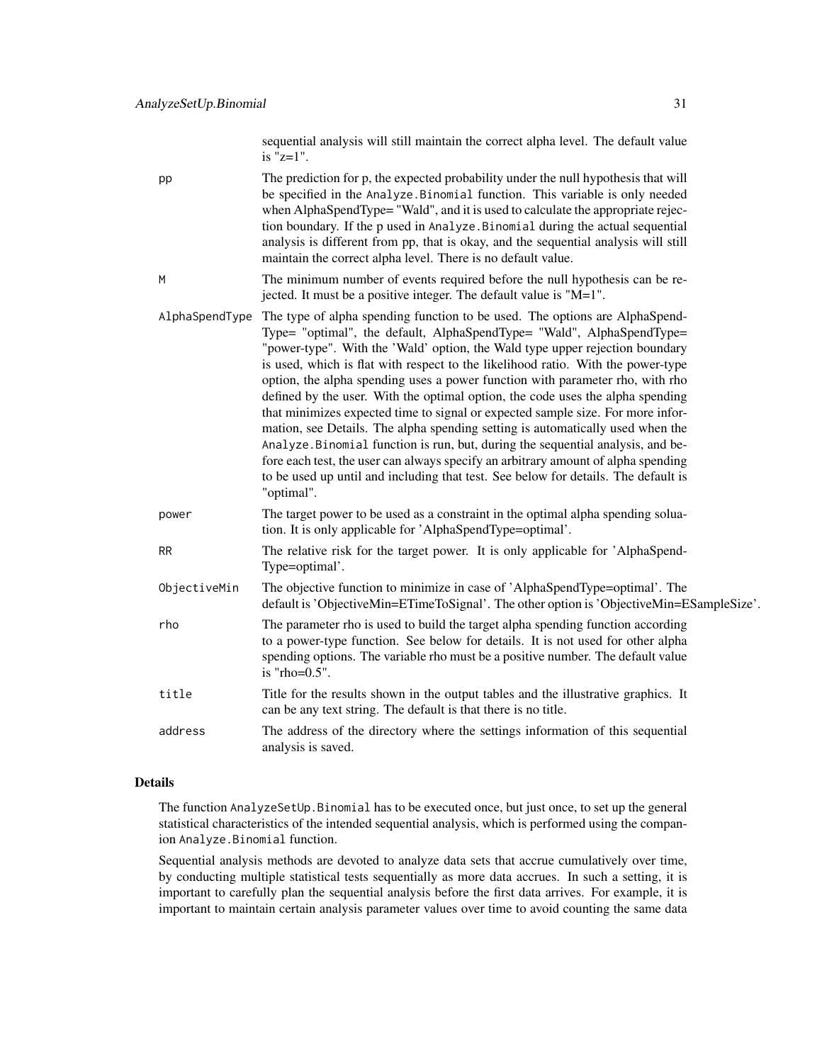sequential analysis will still maintain the correct alpha level. The default value is "z=1".

`pp`
: The prediction for p, the expected probability under the null hypothesis that will be specified in the `Analyze.Binomial` function. This variable is only needed when AlphaSpendType= "Wald", and it is used to calculate the appropriate rejection boundary. If the p used in `Analyze.Binomial` during the actual sequential analysis is different from pp, that is okay, and the sequential analysis will still maintain the correct alpha level. There is no default value.

`M`
: The minimum number of events required before the null hypothesis can be rejected. It must be a positive integer. The default value is "M=1".

`AlphaSpendType`
: The type of alpha spending function to be used. The options are AlphaSpendType= "optimal", the default, AlphaSpendType= "Wald", AlphaSpendType= "power-type". With the 'Wald' option, the Wald type upper rejection boundary is used, which is flat with respect to the likelihood ratio. With the power-type option, the alpha spending uses a power function with parameter rho, with rho defined by the user. With the optimal option, the code uses the alpha spending that minimizes expected time to signal or expected sample size. For more information, see Details. The alpha spending setting is automatically used when the `Analyze.Binomial` function is run, but, during the sequential analysis, and before each test, the user can always specify an arbitrary amount of alpha spending to be used up until and including that test. See below for details. The default is "optimal".

`power`
: The target power to be used as a constraint in the optimal alpha spending soluation. It is only applicable for 'AlphaSpendType=optimal'.

`RR`
: The relative risk for the target power. It is only applicable for 'AlphaSpendType=optimal'.

`ObjectiveMin`
: The objective function to minimize in case of 'AlphaSpendType=optimal'. The default is 'ObjectiveMin=ETimeToSignal'. The other option is 'ObjectiveMin=ESampleSize'.

`rho`
: The parameter rho is used to build the target alpha spending function according to a power-type function. See below for details. It is not used for other alpha spending options. The variable rho must be a positive number. The default value is "rho=0.5".

`title`
: Title for the results shown in the output tables and the illustrative graphics. It can be any text string. The default is that there is no title.

`address`
: The address of the directory where the settings information of this sequential analysis is saved.

## Details

The function `AnalyzeSetUp.Binomial` has to be executed once, but just once, to set up the general statistical characteristics of the intended sequential analysis, which is performed using the companion `Analyze.Binomial` function.

Sequential analysis methods are devoted to analyze data sets that accrue cumulatively over time, by conducting multiple statistical tests sequentially as more data accrues. In such a setting, it is important to carefully plan the sequential analysis before the first data arrives. For example, it is important to maintain certain analysis parameter values over time to avoid counting the same data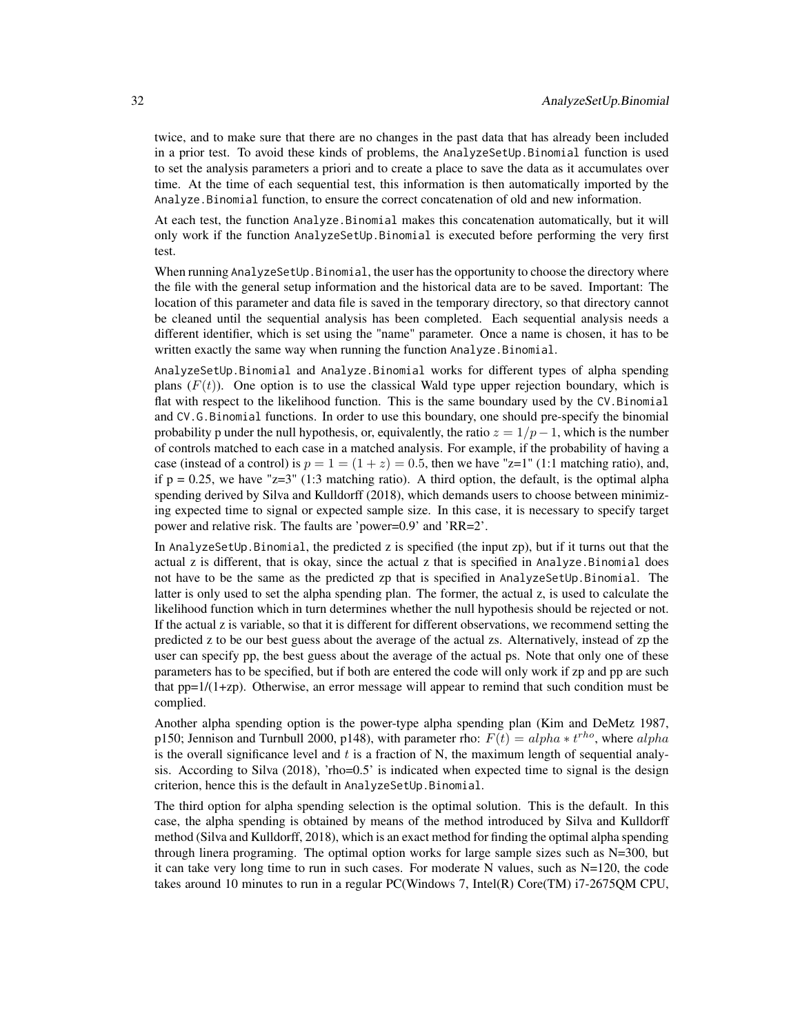twice, and to make sure that there are no changes in the past data that has already been included in a prior test. To avoid these kinds of problems, the `AnalyzeSetUp.Binomial` function is used to set the analysis parameters a priori and to create a place to save the data as it accumulates over time. At the time of each sequential test, this information is then automatically imported by the `Analyze.Binomial` function, to ensure the correct concatenation of old and new information.

At each test, the function `Analyze.Binomial` makes this concatenation automatically, but it will only work if the function `AnalyzeSetUp.Binomial` is executed before performing the very first test.

When running `AnalyzeSetUp.Binomial`, the user has the opportunity to choose the directory where the file with the general setup information and the historical data are to be saved. Important: The location of this parameter and data file is saved in the temporary directory, so that directory cannot be cleaned until the sequential analysis has been completed. Each sequential analysis needs a different identifier, which is set using the "name" parameter. Once a name is chosen, it has to be written exactly the same way when running the function `Analyze.Binomial`.

`AnalyzeSetUp.Binomial` and `Analyze.Binomial` works for different types of alpha spending plans ($F(t)$). One option is to use the classical Wald type upper rejection boundary, which is flat with respect to the likelihood function. This is the same boundary used by the `CV.Binomial` and `CV.G.Binomial` functions. In order to use this boundary, one should pre-specify the binomial probability p under the null hypothesis, or, equivalently, the ratio $z = 1/p - 1$, which is the number of controls matched to each case in a matched analysis. For example, if the probability of having a case (instead of a control) is $p = 1 = (1 + z) = 0.5$, then we have "z=1" (1:1 matching ratio), and, if p = 0.25, we have "z=3" (1:3 matching ratio). A third option, the default, is the optimal alpha spending derived by Silva and Kulldorff (2018), which demands users to choose between minimizing expected time to signal or expected sample size. In this case, it is necessary to specify target power and relative risk. The faults are 'power=0.9' and 'RR=2'.

In `AnalyzeSetUp.Binomial`, the predicted z is specified (the input zp), but if it turns out that the actual z is different, that is okay, since the actual z that is specified in `Analyze.Binomial` does not have to be the same as the predicted zp that is specified in `AnalyzeSetUp.Binomial`. The latter is only used to set the alpha spending plan. The former, the actual z, is used to calculate the likelihood function which in turn determines whether the null hypothesis should be rejected or not. If the actual z is variable, so that it is different for different observations, we recommend setting the predicted z to be our best guess about the average of the actual zs. Alternatively, instead of zp the user can specify pp, the best guess about the average of the actual ps. Note that only one of these parameters has to be specified, but if both are entered the code will only work if zp and pp are such that pp=1/(1+zp). Otherwise, an error message will appear to remind that such condition must be complied.

Another alpha spending option is the power-type alpha spending plan (Kim and DeMetz 1987, p150; Jennison and Turnbull 2000, p148), with parameter rho: $F(t) = alpha * t^{rho}$, where $alpha$ is the overall significance level and $t$ is a fraction of N, the maximum length of sequential analysis. According to Silva (2018), 'rho=0.5' is indicated when expected time to signal is the design criterion, hence this is the default in `AnalyzeSetUp.Binomial`.

The third option for alpha spending selection is the optimal solution. This is the default. In this case, the alpha spending is obtained by means of the method introduced by Silva and Kulldorff method (Silva and Kulldorff, 2018), which is an exact method for finding the optimal alpha spending through linera programing. The optimal option works for large sample sizes such as N=300, but it can take very long time to run in such cases. For moderate N values, such as N=120, the code takes around 10 minutes to run in a regular PC(Windows 7, Intel(R) Core(TM) i7-2675QM CPU,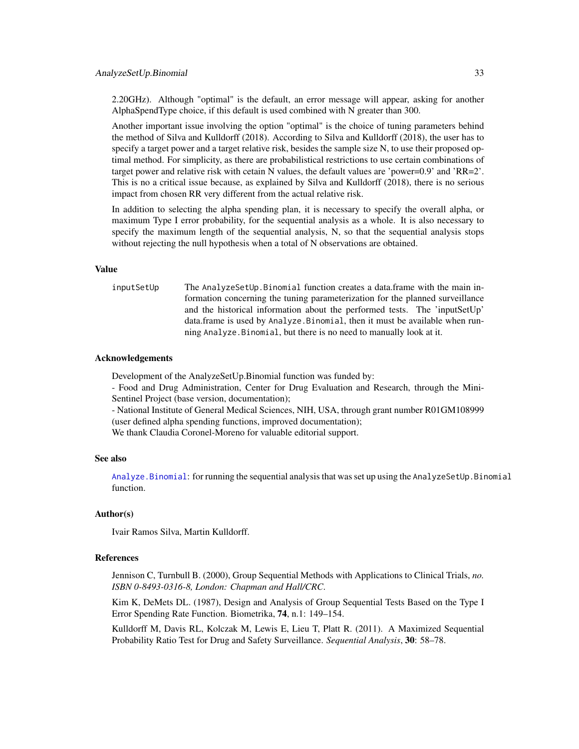2.20GHz). Although "optimal" is the default, an error message will appear, asking for another AlphaSpendType choice, if this default is used combined with N greater than 300.

Another important issue involving the option "optimal" is the choice of tuning parameters behind the method of Silva and Kulldorff (2018). According to Silva and Kulldorff (2018), the user has to specify a target power and a target relative risk, besides the sample size N, to use their proposed optimal method. For simplicity, as there are probabilistical restrictions to use certain combinations of target power and relative risk with cetain N values, the default values are 'power=0.9' and 'RR=2'. This is no a critical issue because, as explained by Silva and Kulldorff (2018), there is no serious impact from chosen RR very different from the actual relative risk.

In addition to selecting the alpha spending plan, it is necessary to specify the overall alpha, or maximum Type I error probability, for the sequential analysis as a whole. It is also necessary to specify the maximum length of the sequential analysis, N, so that the sequential analysis stops without rejecting the null hypothesis when a total of N observations are obtained.

### Value

`inputSetUp` The `AnalyzeSetUp.Binomial` function creates a data.frame with the main information concerning the tuning parameterization for the planned surveillance and the historical information about the performed tests. The 'inputSetUp' data.frame is used by `Analyze.Binomial`, then it must be available when running `Analyze.Binomial`, but there is no need to manually look at it.

### Acknowledgements

Development of the AnalyzeSetUp.Binomial function was funded by:
- Food and Drug Administration, Center for Drug Evaluation and Research, through the Mini-Sentinel Project (base version, documentation);
- National Institute of General Medical Sciences, NIH, USA, through grant number R01GM108999 (user defined alpha spending functions, improved documentation);
We thank Claudia Coronel-Moreno for valuable editorial support.

### See also

`Analyze.Binomial`: for running the sequential analysis that was set up using the `AnalyzeSetUp.Binomial` function.

### Author(s)

Ivair Ramos Silva, Martin Kulldorff.

### References

Jennison C, Turnbull B. (2000), Group Sequential Methods with Applications to Clinical Trials, *no. ISBN 0-8493-0316-8, London: Chapman and Hall/CRC*.

Kim K, DeMets DL. (1987), Design and Analysis of Group Sequential Tests Based on the Type I Error Spending Rate Function. Biometrika, **74**, n.1: 149–154.

Kulldorff M, Davis RL, Kolczak M, Lewis E, Lieu T, Platt R. (2011). A Maximized Sequential Probability Ratio Test for Drug and Safety Surveillance. *Sequential Analysis*, **30**: 58–78.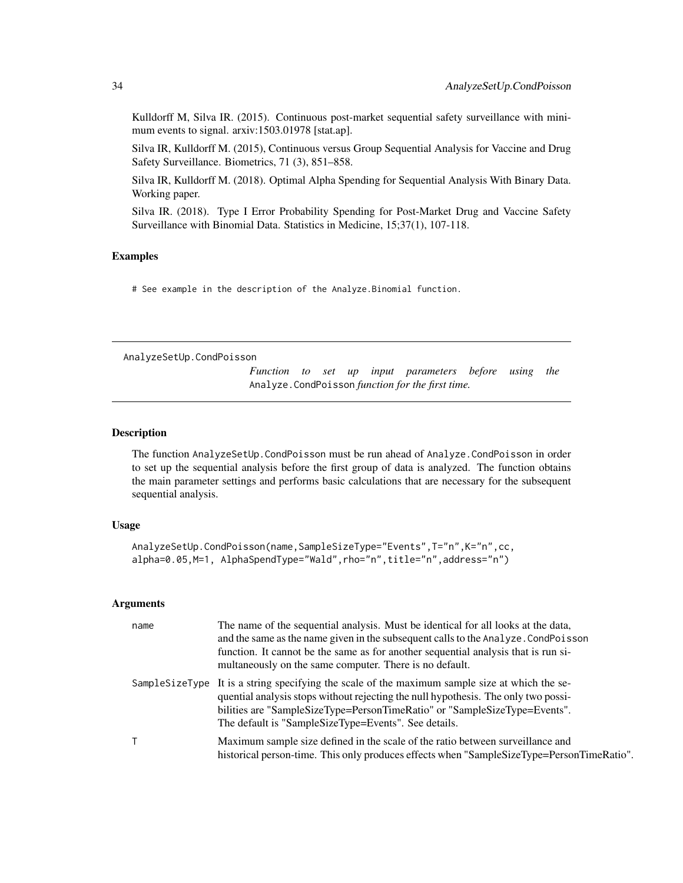Kulldorff M, Silva IR. (2015). Continuous post-market sequential safety surveillance with minimum events to signal. arxiv:1503.01978 [stat.ap].

Silva IR, Kulldorff M. (2015), Continuous versus Group Sequential Analysis for Vaccine and Drug Safety Surveillance. Biometrics, 71 (3), 851–858.

Silva IR, Kulldorff M. (2018). Optimal Alpha Spending for Sequential Analysis With Binary Data. Working paper.

Silva IR. (2018). Type I Error Probability Spending for Post-Market Drug and Vaccine Safety Surveillance with Binomial Data. Statistics in Medicine, 15;37(1), 107-118.

### Examples

```
# See example in the description of the Analyze.Binomial function.
```

---

## AnalyzeSetUp.CondPoisson

*Function to set up input parameters before using the* `Analyze.CondPoisson` *function for the first time.*

---

### Description

The function `AnalyzeSetUp.CondPoisson` must be run ahead of `Analyze.CondPoisson` in order to set up the sequential analysis before the first group of data is analyzed. The function obtains the main parameter settings and performs basic calculations that are necessary for the subsequent sequential analysis.

### Usage

```
AnalyzeSetUp.CondPoisson(name,SampleSizeType="Events",T="n",K="n",cc,
alpha=0.05,M=1, AlphaSpendType="Wald",rho="n",title="n",address="n")
```

### Arguments

| | |
|---|---|
| `name` | The name of the sequential analysis. Must be identical for all looks at the data, and the same as the name given in the subsequent calls to the `Analyze.CondPoisson` function. It cannot be the same as for another sequential analysis that is run simultaneously on the same computer. There is no default. |
| `SampleSizeType` | It is a string specifying the scale of the maximum sample size at which the sequential analysis stops without rejecting the null hypothesis. The only two possibilities are "SampleSizeType=PersonTimeRatio" or "SampleSizeType=Events". The default is "SampleSizeType=Events". See details. |
| `T` | Maximum sample size defined in the scale of the ratio between surveillance and historical person-time. This only produces effects when "SampleSizeType=PersonTimeRatio". |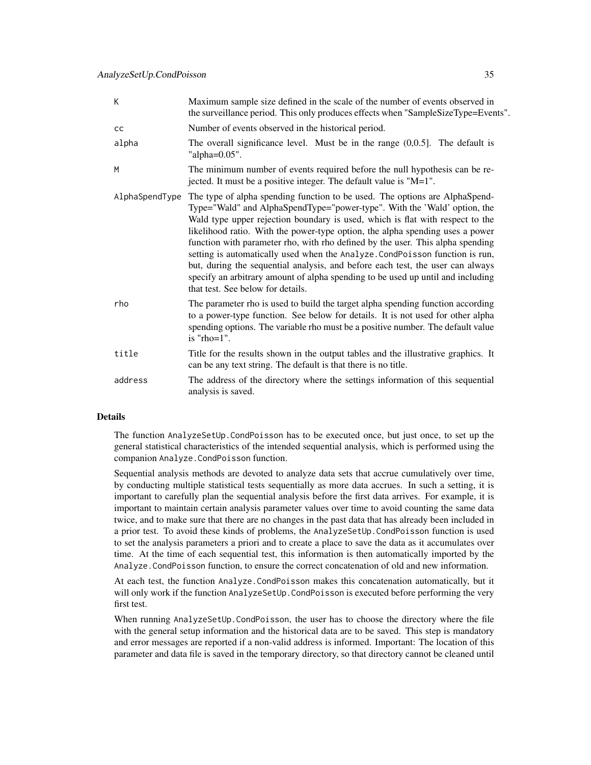| | |
|---|---|
| K | Maximum sample size defined in the scale of the number of events observed in the surveillance period. This only produces effects when "SampleSizeType=Events". |
| cc | Number of events observed in the historical period. |
| alpha | The overall significance level. Must be in the range (0,0.5]. The default is "alpha=0.05". |
| M | The minimum number of events required before the null hypothesis can be rejected. It must be a positive integer. The default value is "M=1". |
| AlphaSpendType | The type of alpha spending function to be used. The options are AlphaSpendType="Wald" and AlphaSpendType="power-type". With the 'Wald' option, the Wald type upper rejection boundary is used, which is flat with respect to the likelihood ratio. With the power-type option, the alpha spending uses a power function with parameter rho, with rho defined by the user. This alpha spending setting is automatically used when the `Analyze.CondPoisson` function is run, but, during the sequential analysis, and before each test, the user can always specify an arbitrary amount of alpha spending to be used up until and including that test. See below for details. |
| rho | The parameter rho is used to build the target alpha spending function according to a power-type function. See below for details. It is not used for other alpha spending options. The variable rho must be a positive number. The default value is "rho=1". |
| title | Title for the results shown in the output tables and the illustrative graphics. It can be any text string. The default is that there is no title. |
| address | The address of the directory where the settings information of this sequential analysis is saved. |

### Details

The function `AnalyzeSetUp.CondPoisson` has to be executed once, but just once, to set up the general statistical characteristics of the intended sequential analysis, which is performed using the companion `Analyze.CondPoisson` function.

Sequential analysis methods are devoted to analyze data sets that accrue cumulatively over time, by conducting multiple statistical tests sequentially as more data accrues. In such a setting, it is important to carefully plan the sequential analysis before the first data arrives. For example, it is important to maintain certain analysis parameter values over time to avoid counting the same data twice, and to make sure that there are no changes in the past data that has already been included in a prior test. To avoid these kinds of problems, the `AnalyzeSetUp.CondPoisson` function is used to set the analysis parameters a priori and to create a place to save the data as it accumulates over time. At the time of each sequential test, this information is then automatically imported by the `Analyze.CondPoisson` function, to ensure the correct concatenation of old and new information.

At each test, the function `Analyze.CondPoisson` makes this concatenation automatically, but it will only work if the function `AnalyzeSetUp.CondPoisson` is executed before performing the very first test.

When running `AnalyzeSetUp.CondPoisson`, the user has to choose the directory where the file with the general setup information and the historical data are to be saved. This step is mandatory and error messages are reported if a non-valid address is informed. Important: The location of this parameter and data file is saved in the temporary directory, so that directory cannot be cleaned until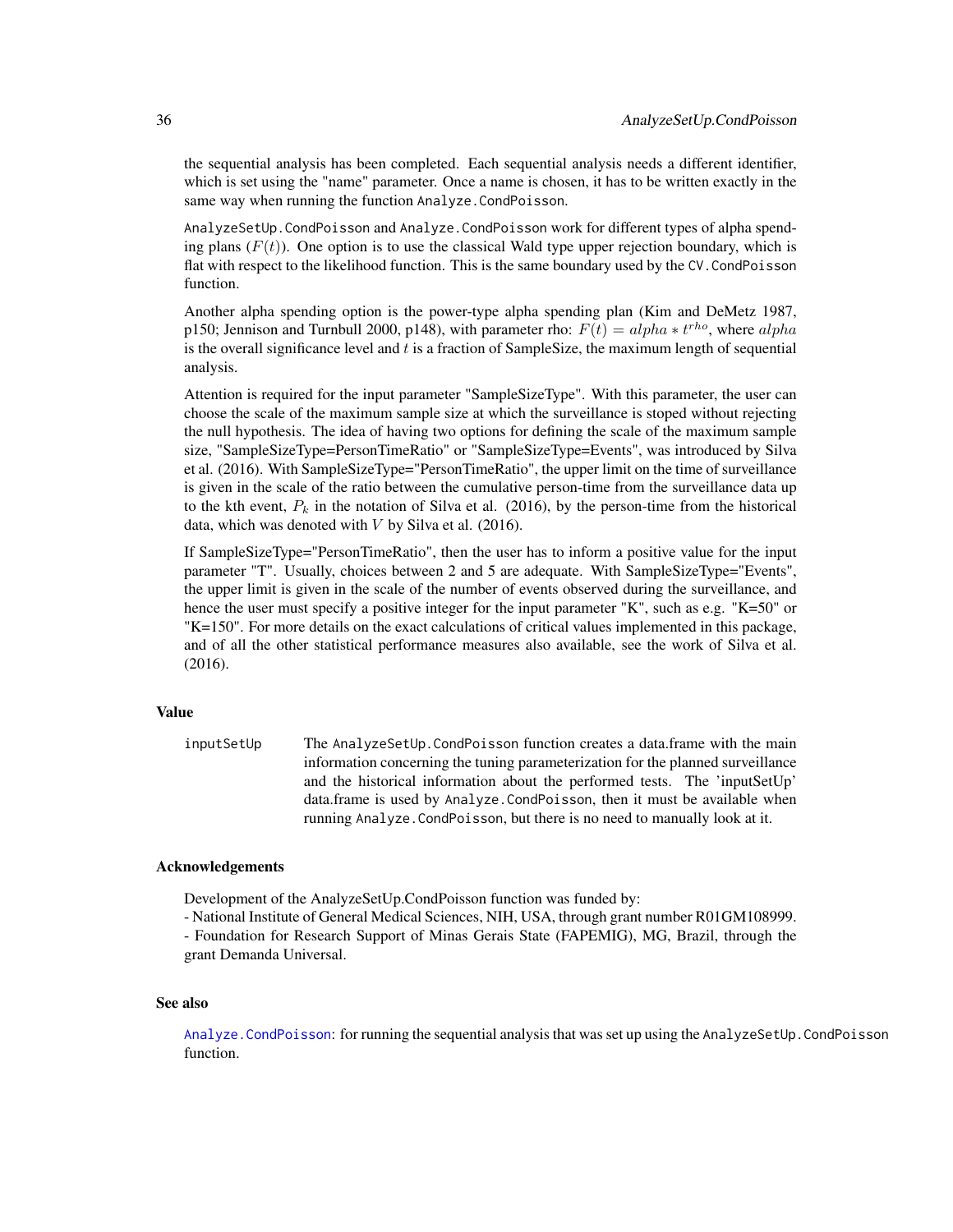the sequential analysis has been completed. Each sequential analysis needs a different identifier, which is set using the "name" parameter. Once a name is chosen, it has to be written exactly in the same way when running the function `Analyze.CondPoisson`.

`AnalyzeSetUp.CondPoisson` and `Analyze.CondPoisson` work for different types of alpha spending plans ($F(t)$). One option is to use the classical Wald type upper rejection boundary, which is flat with respect to the likelihood function. This is the same boundary used by the `CV.CondPoisson` function.

Another alpha spending option is the power-type alpha spending plan (Kim and DeMetz 1987, p150; Jennison and Turnbull 2000, p148), with parameter rho: $F(t) = alpha * t^{rho}$, where $alpha$ is the overall significance level and $t$ is a fraction of SampleSize, the maximum length of sequential analysis.

Attention is required for the input parameter "SampleSizeType". With this parameter, the user can choose the scale of the maximum sample size at which the surveillance is stoped without rejecting the null hypothesis. The idea of having two options for defining the scale of the maximum sample size, "SampleSizeType=PersonTimeRatio" or "SampleSizeType=Events", was introduced by Silva et al. (2016). With SampleSizeType="PersonTimeRatio", the upper limit on the time of surveillance is given in the scale of the ratio between the cumulative person-time from the surveillance data up to the kth event, $P_k$ in the notation of Silva et al. (2016), by the person-time from the historical data, which was denoted with $V$ by Silva et al. (2016).

If SampleSizeType="PersonTimeRatio", then the user has to inform a positive value for the input parameter "T". Usually, choices between 2 and 5 are adequate. With SampleSizeType="Events", the upper limit is given in the scale of the number of events observed during the surveillance, and hence the user must specify a positive integer for the input parameter "K", such as e.g. "K=50" or "K=150". For more details on the exact calculations of critical values implemented in this package, and of all the other statistical performance measures also available, see the work of Silva et al. (2016).

### Value

`inputSetUp` The `AnalyzeSetUp.CondPoisson` function creates a data.frame with the main information concerning the tuning parameterization for the planned surveillance and the historical information about the performed tests. The 'inputSetUp' data.frame is used by `Analyze.CondPoisson`, then it must be available when running `Analyze.CondPoisson`, but there is no need to manually look at it.

### Acknowledgements

Development of the AnalyzeSetUp.CondPoisson function was funded by:
- National Institute of General Medical Sciences, NIH, USA, through grant number R01GM108999.
- Foundation for Research Support of Minas Gerais State (FAPEMIG), MG, Brazil, through the grant Demanda Universal.

### See also

`Analyze.CondPoisson`: for running the sequential analysis that was set up using the `AnalyzeSetUp.CondPoisson` function.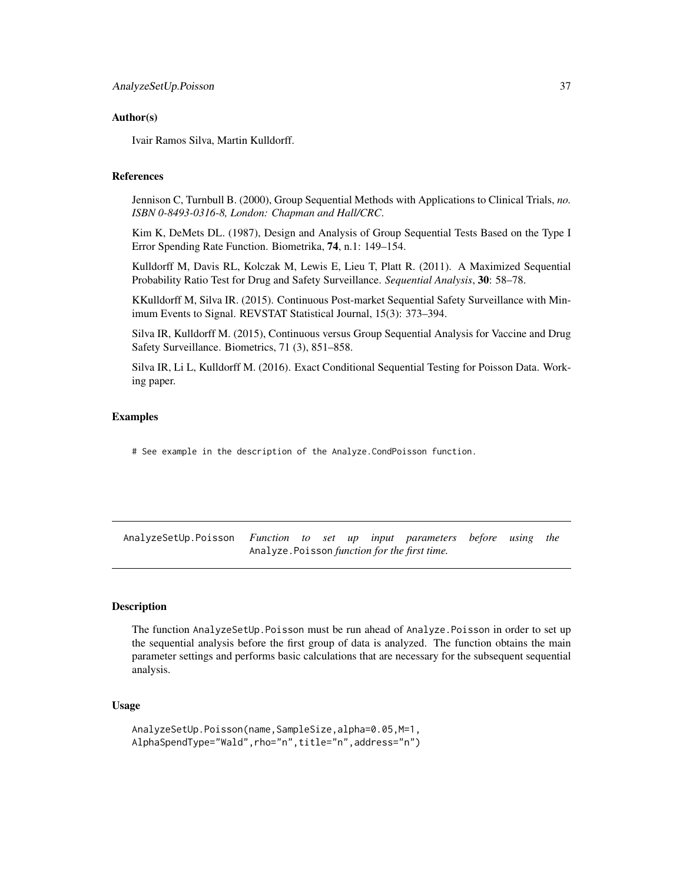### Author(s)

Ivair Ramos Silva, Martin Kulldorff.

### References

Jennison C, Turnbull B. (2000), Group Sequential Methods with Applications to Clinical Trials, *no. ISBN 0-8493-0316-8, London: Chapman and Hall/CRC*.

Kim K, DeMets DL. (1987), Design and Analysis of Group Sequential Tests Based on the Type I Error Spending Rate Function. Biometrika, **74**, n.1: 149–154.

Kulldorff M, Davis RL, Kolczak M, Lewis E, Lieu T, Platt R. (2011). A Maximized Sequential Probability Ratio Test for Drug and Safety Surveillance. *Sequential Analysis*, **30**: 58–78.

KKulldorff M, Silva IR. (2015). Continuous Post-market Sequential Safety Surveillance with Minimum Events to Signal. REVSTAT Statistical Journal, 15(3): 373–394.

Silva IR, Kulldorff M. (2015), Continuous versus Group Sequential Analysis for Vaccine and Drug Safety Surveillance. Biometrics, 71 (3), 851–858.

Silva IR, Li L, Kulldorff M. (2016). Exact Conditional Sequential Testing for Poisson Data. Working paper.

### Examples

```
# See example in the description of the Analyze.CondPoisson function.
```

---

## AnalyzeSetUp.Poisson *Function to set up input parameters before using the* Analyze.Poisson *function for the first time.*

### Description

The function AnalyzeSetUp.Poisson must be run ahead of Analyze.Poisson in order to set up the sequential analysis before the first group of data is analyzed. The function obtains the main parameter settings and performs basic calculations that are necessary for the subsequent sequential analysis.

### Usage

```
AnalyzeSetUp.Poisson(name,SampleSize,alpha=0.05,M=1,
AlphaSpendType="Wald",rho="n",title="n",address="n")
```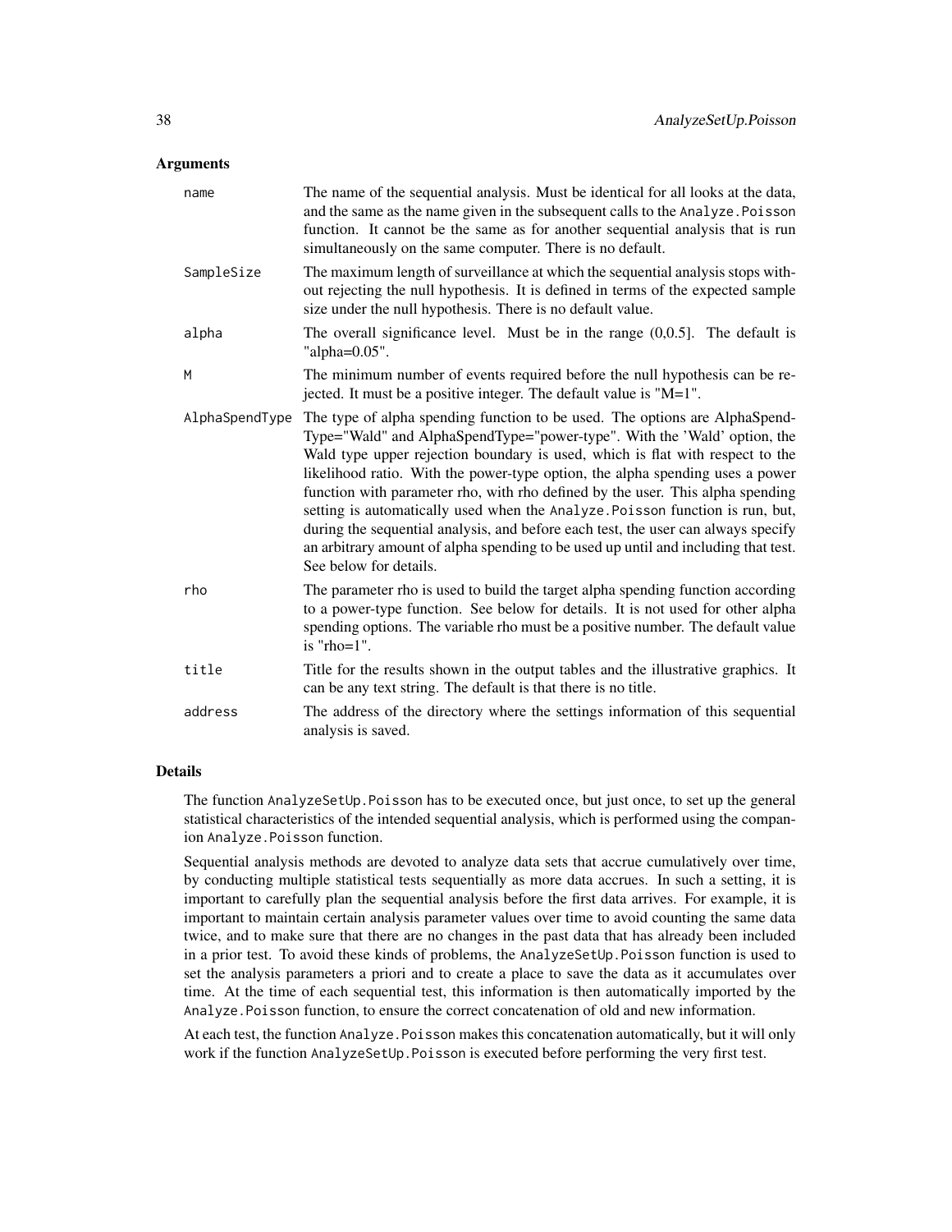## Arguments

| | |
|---|---|
| name | The name of the sequential analysis. Must be identical for all looks at the data, and the same as the name given in the subsequent calls to the `Analyze.Poisson` function. It cannot be the same as for another sequential analysis that is run simultaneously on the same computer. There is no default. |
| SampleSize | The maximum length of surveillance at which the sequential analysis stops without rejecting the null hypothesis. It is defined in terms of the expected sample size under the null hypothesis. There is no default value. |
| alpha | The overall significance level. Must be in the range (0,0.5]. The default is "alpha=0.05". |
| M | The minimum number of events required before the null hypothesis can be rejected. It must be a positive integer. The default value is "M=1". |
| AlphaSpendType | The type of alpha spending function to be used. The options are AlphaSpendType="Wald" and AlphaSpendType="power-type". With the 'Wald' option, the Wald type upper rejection boundary is used, which is flat with respect to the likelihood ratio. With the power-type option, the alpha spending uses a power function with parameter rho, with rho defined by the user. This alpha spending setting is automatically used when the `Analyze.Poisson` function is run, but, during the sequential analysis, and before each test, the user can always specify an arbitrary amount of alpha spending to be used up until and including that test. See below for details. |
| rho | The parameter rho is used to build the target alpha spending function according to a power-type function. See below for details. It is not used for other alpha spending options. The variable rho must be a positive number. The default value is "rho=1". |
| title | Title for the results shown in the output tables and the illustrative graphics. It can be any text string. The default is that there is no title. |
| address | The address of the directory where the settings information of this sequential analysis is saved. |

## Details

The function `AnalyzeSetUp.Poisson` has to be executed once, but just once, to set up the general statistical characteristics of the intended sequential analysis, which is performed using the companion `Analyze.Poisson` function.

Sequential analysis methods are devoted to analyze data sets that accrue cumulatively over time, by conducting multiple statistical tests sequentially as more data accrues. In such a setting, it is important to carefully plan the sequential analysis before the first data arrives. For example, it is important to maintain certain analysis parameter values over time to avoid counting the same data twice, and to make sure that there are no changes in the past data that has already been included in a prior test. To avoid these kinds of problems, the `AnalyzeSetUp.Poisson` function is used to set the analysis parameters a priori and to create a place to save the data as it accumulates over time. At the time of each sequential test, this information is then automatically imported by the `Analyze.Poisson` function, to ensure the correct concatenation of old and new information.

At each test, the function `Analyze.Poisson` makes this concatenation automatically, but it will only work if the function `AnalyzeSetUp.Poisson` is executed before performing the very first test.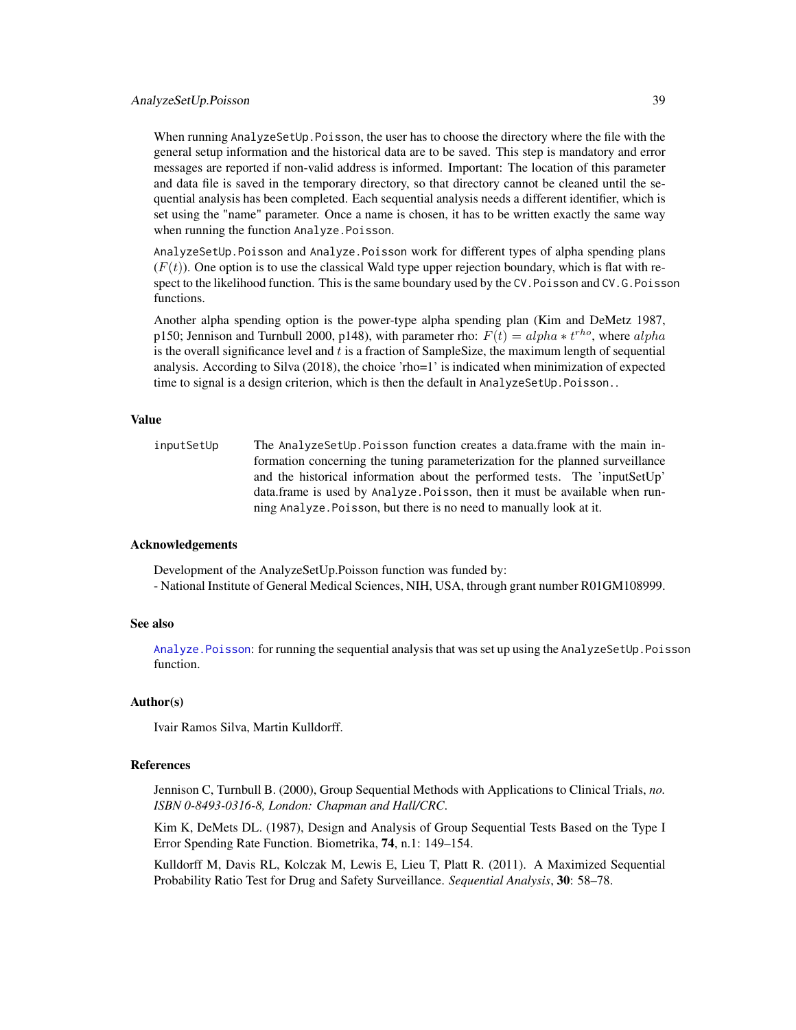When running `AnalyzeSetUp.Poisson`, the user has to choose the directory where the file with the general setup information and the historical data are to be saved. This step is mandatory and error messages are reported if non-valid address is informed. Important: The location of this parameter and data file is saved in the temporary directory, so that directory cannot be cleaned until the sequential analysis has been completed. Each sequential analysis needs a different identifier, which is set using the "name" parameter. Once a name is chosen, it has to be written exactly the same way when running the function `Analyze.Poisson`.

`AnalyzeSetUp.Poisson` and `Analyze.Poisson` work for different types of alpha spending plans ($F(t)$). One option is to use the classical Wald type upper rejection boundary, which is flat with respect to the likelihood function. This is the same boundary used by the `CV.Poisson` and `CV.G.Poisson` functions.

Another alpha spending option is the power-type alpha spending plan (Kim and DeMetz 1987, p150; Jennison and Turnbull 2000, p148), with parameter rho: $F(t) = alpha * t^{rho}$, where $alpha$ is the overall significance level and $t$ is a fraction of SampleSize, the maximum length of sequential analysis. According to Silva (2018), the choice 'rho=1' is indicated when minimization of expected time to signal is a design criterion, which is then the default in `AnalyzeSetUp.Poisson`..

## Value

inputSetUp
: The `AnalyzeSetUp.Poisson` function creates a data.frame with the main information concerning the tuning parameterization for the planned surveillance and the historical information about the performed tests. The 'inputSetUp' data.frame is used by `Analyze.Poisson`, then it must be available when running `Analyze.Poisson`, but there is no need to manually look at it.

## Acknowledgements

Development of the AnalyzeSetUp.Poisson function was funded by:
- National Institute of General Medical Sciences, NIH, USA, through grant number R01GM108999.

## See also

`Analyze.Poisson`: for running the sequential analysis that was set up using the `AnalyzeSetUp.Poisson` function.

## Author(s)

Ivair Ramos Silva, Martin Kulldorff.

## References

Jennison C, Turnbull B. (2000), Group Sequential Methods with Applications to Clinical Trials, *no. ISBN 0-8493-0316-8, London: Chapman and Hall/CRC*.

Kim K, DeMets DL. (1987), Design and Analysis of Group Sequential Tests Based on the Type I Error Spending Rate Function. Biometrika, **74**, n.1: 149–154.

Kulldorff M, Davis RL, Kolczak M, Lewis E, Lieu T, Platt R. (2011). A Maximized Sequential Probability Ratio Test for Drug and Safety Surveillance. *Sequential Analysis*, **30**: 58–78.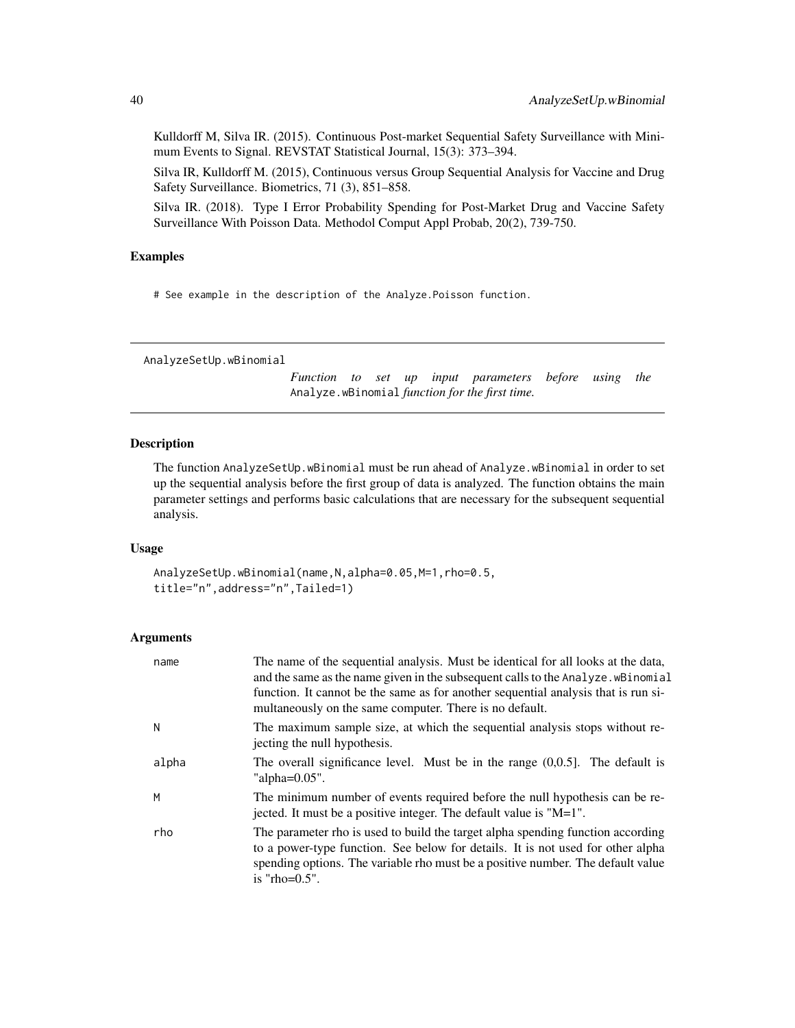Kulldorff M, Silva IR. (2015). Continuous Post-market Sequential Safety Surveillance with Minimum Events to Signal. REVSTAT Statistical Journal, 15(3): 373–394.

Silva IR, Kulldorff M. (2015), Continuous versus Group Sequential Analysis for Vaccine and Drug Safety Surveillance. Biometrics, 71 (3), 851–858.

Silva IR. (2018). Type I Error Probability Spending for Post-Market Drug and Vaccine Safety Surveillance With Poisson Data. Methodol Comput Appl Probab, 20(2), 739-750.

### Examples

```
# See example in the description of the Analyze.Poisson function.
```

---

## AnalyzeSetUp.wBinomial

*Function to set up input parameters before using the* `Analyze.wBinomial` *function for the first time.*

---

### Description

The function `AnalyzeSetUp.wBinomial` must be run ahead of `Analyze.wBinomial` in order to set up the sequential analysis before the first group of data is analyzed. The function obtains the main parameter settings and performs basic calculations that are necessary for the subsequent sequential analysis.

### Usage

```
AnalyzeSetUp.wBinomial(name,N,alpha=0.05,M=1,rho=0.5,
title="n",address="n",Tailed=1)
```

### Arguments

| | |
|---|---|
| `name` | The name of the sequential analysis. Must be identical for all looks at the data, and the same as the name given in the subsequent calls to the `Analyze.wBinomial` function. It cannot be the same as for another sequential analysis that is run simultaneously on the same computer. There is no default. |
| `N` | The maximum sample size, at which the sequential analysis stops without rejecting the null hypothesis. |
| `alpha` | The overall significance level. Must be in the range (0,0.5]. The default is "alpha=0.05". |
| `M` | The minimum number of events required before the null hypothesis can be rejected. It must be a positive integer. The default value is "M=1". |
| `rho` | The parameter rho is used to build the target alpha spending function according to a power-type function. See below for details. It is not used for other alpha spending options. The variable rho must be a positive number. The default value is "rho=0.5". |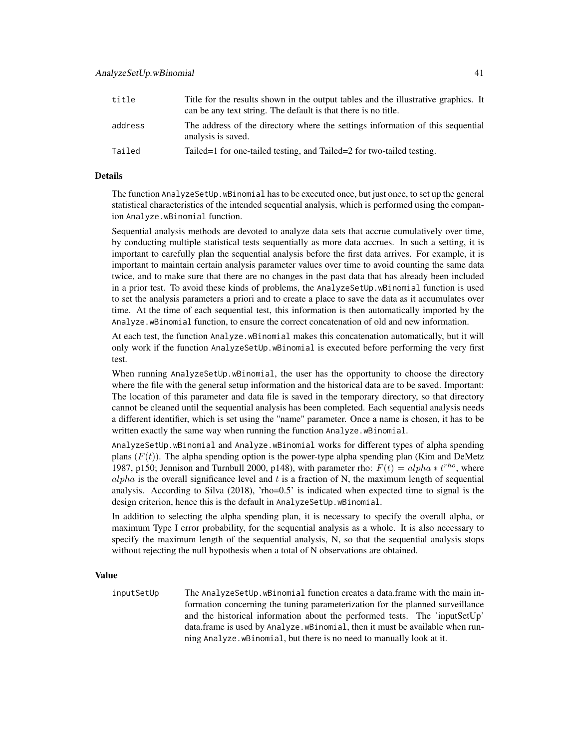| | |
|---|---|
| title | Title for the results shown in the output tables and the illustrative graphics. It can be any text string. The default is that there is no title. |
| address | The address of the directory where the settings information of this sequential analysis is saved. |
| Tailed | Tailed=1 for one-tailed testing, and Tailed=2 for two-tailed testing. |

## Details

The function `AnalyzeSetUp.wBinomial` has to be executed once, but just once, to set up the general statistical characteristics of the intended sequential analysis, which is performed using the companion `Analyze.wBinomial` function.

Sequential analysis methods are devoted to analyze data sets that accrue cumulatively over time, by conducting multiple statistical tests sequentially as more data accrues. In such a setting, it is important to carefully plan the sequential analysis before the first data arrives. For example, it is important to maintain certain analysis parameter values over time to avoid counting the same data twice, and to make sure that there are no changes in the past data that has already been included in a prior test. To avoid these kinds of problems, the `AnalyzeSetUp.wBinomial` function is used to set the analysis parameters a priori and to create a place to save the data as it accumulates over time. At the time of each sequential test, this information is then automatically imported by the `Analyze.wBinomial` function, to ensure the correct concatenation of old and new information.

At each test, the function `Analyze.wBinomial` makes this concatenation automatically, but it will only work if the function `AnalyzeSetUp.wBinomial` is executed before performing the very first test.

When running `AnalyzeSetUp.wBinomial`, the user has the opportunity to choose the directory where the file with the general setup information and the historical data are to be saved. Important: The location of this parameter and data file is saved in the temporary directory, so that directory cannot be cleaned until the sequential analysis has been completed. Each sequential analysis needs a different identifier, which is set using the "name" parameter. Once a name is chosen, it has to be written exactly the same way when running the function `Analyze.wBinomial`.

`AnalyzeSetUp.wBinomial` and `Analyze.wBinomial` works for different types of alpha spending plans ($F(t)$). The alpha spending option is the power-type alpha spending plan (Kim and DeMetz 1987, p150; Jennison and Turnbull 2000, p148), with parameter rho: $F(t) = alpha * t^{rho}$, where $alpha$ is the overall significance level and $t$ is a fraction of N, the maximum length of sequential analysis. According to Silva (2018), 'rho=0.5' is indicated when expected time to signal is the design criterion, hence this is the default in `AnalyzeSetUp.wBinomial`.

In addition to selecting the alpha spending plan, it is necessary to specify the overall alpha, or maximum Type I error probability, for the sequential analysis as a whole. It is also necessary to specify the maximum length of the sequential analysis, N, so that the sequential analysis stops without rejecting the null hypothesis when a total of N observations are obtained.

## Value

| | |
|---|---|
| inputSetUp | The `AnalyzeSetUp.wBinomial` function creates a data.frame with the main information concerning the tuning parameterization for the planned surveillance and the historical information about the performed tests. The 'inputSetUp' data.frame is used by `Analyze.wBinomial`, then it must be available when running `Analyze.wBinomial`, but there is no need to manually look at it. |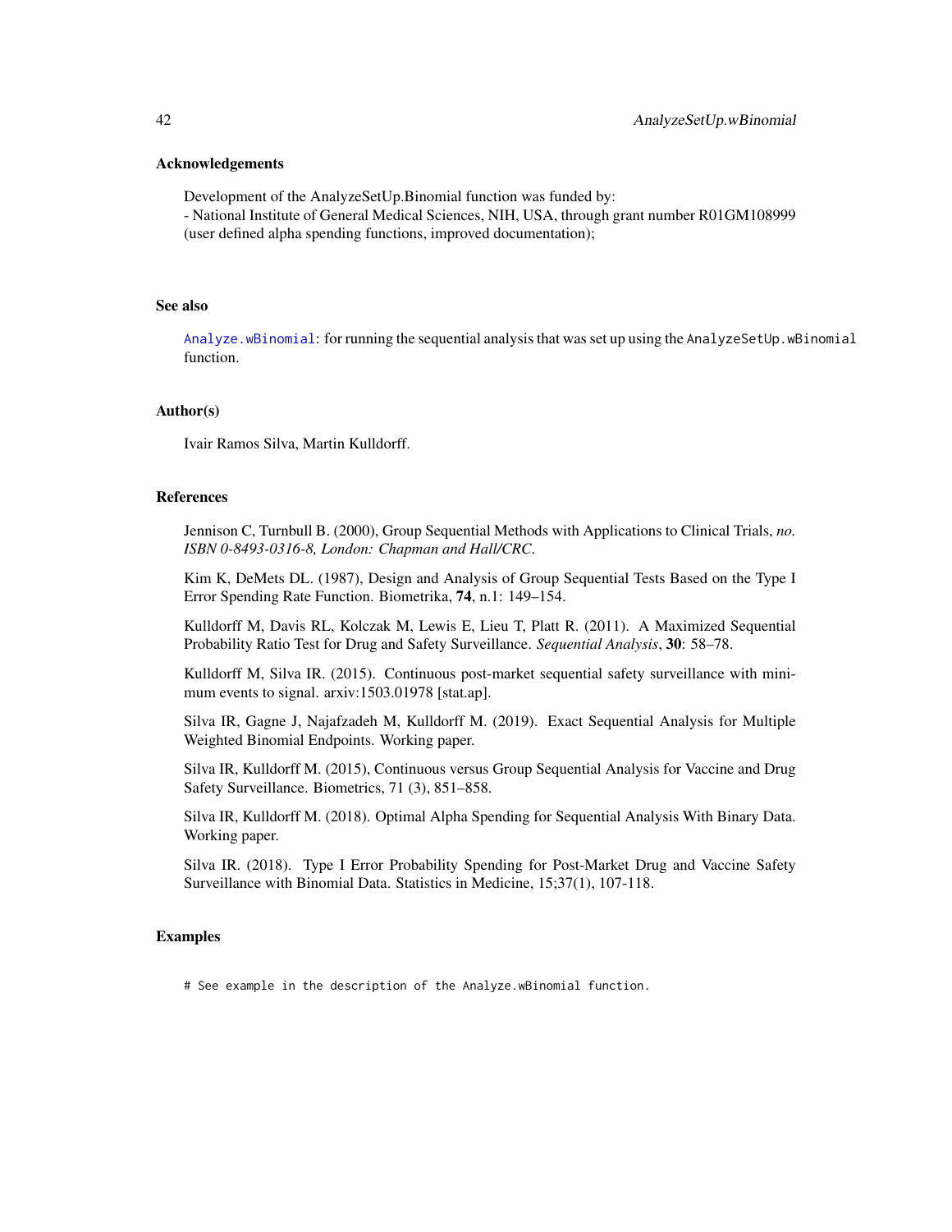### Acknowledgements

Development of the AnalyzeSetUp.Binomial function was funded by:
- National Institute of General Medical Sciences, NIH, USA, through grant number R01GM108999 (user defined alpha spending functions, improved documentation);

### See also

`Analyze.wBinomial`: for running the sequential analysis that was set up using the `AnalyzeSetUp.wBinomial` function.

### Author(s)

Ivair Ramos Silva, Martin Kulldorff.

### References

Jennison C, Turnbull B. (2000), Group Sequential Methods with Applications to Clinical Trials, *no. ISBN 0-8493-0316-8, London: Chapman and Hall/CRC*.

Kim K, DeMets DL. (1987), Design and Analysis of Group Sequential Tests Based on the Type I Error Spending Rate Function. Biometrika, **74**, n.1: 149–154.

Kulldorff M, Davis RL, Kolczak M, Lewis E, Lieu T, Platt R. (2011). A Maximized Sequential Probability Ratio Test for Drug and Safety Surveillance. *Sequential Analysis*, **30**: 58–78.

Kulldorff M, Silva IR. (2015). Continuous post-market sequential safety surveillance with minimum events to signal. arxiv:1503.01978 [stat.ap].

Silva IR, Gagne J, Najafzadeh M, Kulldorff M. (2019). Exact Sequential Analysis for Multiple Weighted Binomial Endpoints. Working paper.

Silva IR, Kulldorff M. (2015), Continuous versus Group Sequential Analysis for Vaccine and Drug Safety Surveillance. Biometrics, 71 (3), 851–858.

Silva IR, Kulldorff M. (2018). Optimal Alpha Spending for Sequential Analysis With Binary Data. Working paper.

Silva IR. (2018). Type I Error Probability Spending for Post-Market Drug and Vaccine Safety Surveillance with Binomial Data. Statistics in Medicine, 15;37(1), 107-118.

### Examples

```
# See example in the description of the Analyze.wBinomial function.
```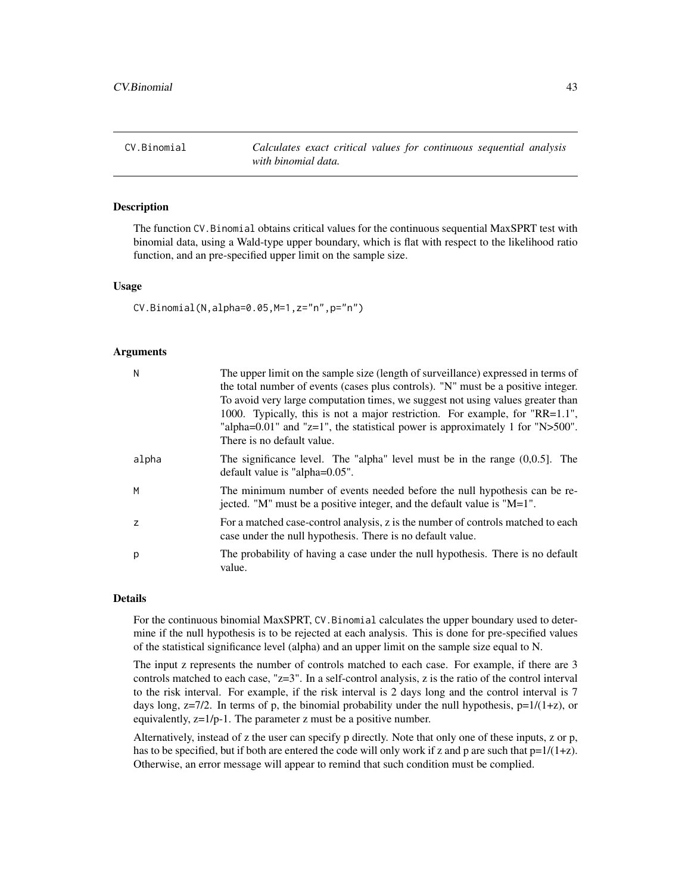## CV.Binomial

*Calculates exact critical values for continuous sequential analysis with binomial data.*

### Description

The function CV.Binomial obtains critical values for the continuous sequential MaxSPRT test with binomial data, using a Wald-type upper boundary, which is flat with respect to the likelihood ratio function, and an pre-specified upper limit on the sample size.

### Usage

```
CV.Binomial(N,alpha=0.05,M=1,z="n",p="n")
```

### Arguments

| | |
|---|---|
| N | The upper limit on the sample size (length of surveillance) expressed in terms of the total number of events (cases plus controls). "N" must be a positive integer. To avoid very large computation times, we suggest not using values greater than 1000. Typically, this is not a major restriction. For example, for "RR=1.1", "alpha=0.01" and "z=1", the statistical power is approximately 1 for "N>500". There is no default value. |
| alpha | The significance level. The "alpha" level must be in the range (0,0.5]. The default value is "alpha=0.05". |
| M | The minimum number of events needed before the null hypothesis can be rejected. "M" must be a positive integer, and the default value is "M=1". |
| z | For a matched case-control analysis, z is the number of controls matched to each case under the null hypothesis. There is no default value. |
| p | The probability of having a case under the null hypothesis. There is no default value. |

### Details

For the continuous binomial MaxSPRT, CV.Binomial calculates the upper boundary used to determine if the null hypothesis is to be rejected at each analysis. This is done for pre-specified values of the statistical significance level (alpha) and an upper limit on the sample size equal to N.

The input z represents the number of controls matched to each case. For example, if there are 3 controls matched to each case, "z=3". In a self-control analysis, z is the ratio of the control interval to the risk interval. For example, if the risk interval is 2 days long and the control interval is 7 days long, $z=7/2$. In terms of p, the binomial probability under the null hypothesis, $p=1/(1+z)$, or equivalently, $z=1/p-1$. The parameter z must be a positive number.

Alternatively, instead of z the user can specify p directly. Note that only one of these inputs, z or p, has to be specified, but if both are entered the code will only work if z and p are such that $p=1/(1+z)$. Otherwise, an error message will appear to remind that such condition must be complied.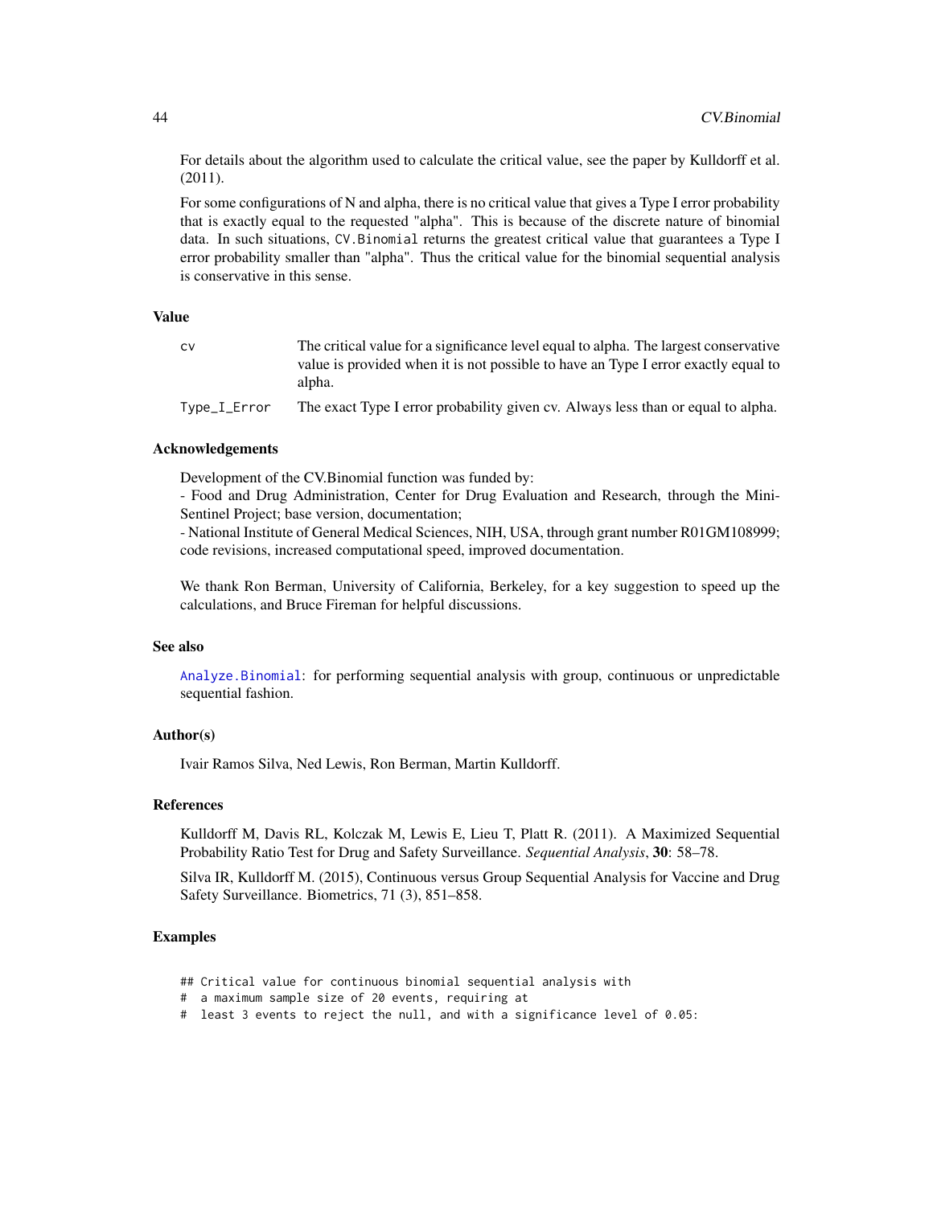For details about the algorithm used to calculate the critical value, see the paper by Kulldorff et al. (2011).

For some configurations of N and alpha, there is no critical value that gives a Type I error probability that is exactly equal to the requested "alpha". This is because of the discrete nature of binomial data. In such situations, `CV.Binomial` returns the greatest critical value that guarantees a Type I error probability smaller than "alpha". Thus the critical value for the binomial sequential analysis is conservative in this sense.

### Value

| | |
|---|---|
| `cv` | The critical value for a significance level equal to alpha. The largest conservative value is provided when it is not possible to have an Type I error exactly equal to alpha. |
| `Type_I_Error` | The exact Type I error probability given cv. Always less than or equal to alpha. |

### Acknowledgements

Development of the CV.Binomial function was funded by:
- Food and Drug Administration, Center for Drug Evaluation and Research, through the Mini-Sentinel Project; base version, documentation;
- National Institute of General Medical Sciences, NIH, USA, through grant number R01GM108999; code revisions, increased computational speed, improved documentation.

We thank Ron Berman, University of California, Berkeley, for a key suggestion to speed up the calculations, and Bruce Fireman for helpful discussions.

### See also

`Analyze.Binomial`: for performing sequential analysis with group, continuous or unpredictable sequential fashion.

### Author(s)

Ivair Ramos Silva, Ned Lewis, Ron Berman, Martin Kulldorff.

### References

Kulldorff M, Davis RL, Kolczak M, Lewis E, Lieu T, Platt R. (2011). A Maximized Sequential Probability Ratio Test for Drug and Safety Surveillance. *Sequential Analysis*, **30**: 58–78.

Silva IR, Kulldorff M. (2015), Continuous versus Group Sequential Analysis for Vaccine and Drug Safety Surveillance. Biometrics, 71 (3), 851–858.

### Examples

```
## Critical value for continuous binomial sequential analysis with
#  a maximum sample size of 20 events, requiring at
#  least 3 events to reject the null, and with a significance level of 0.05:
```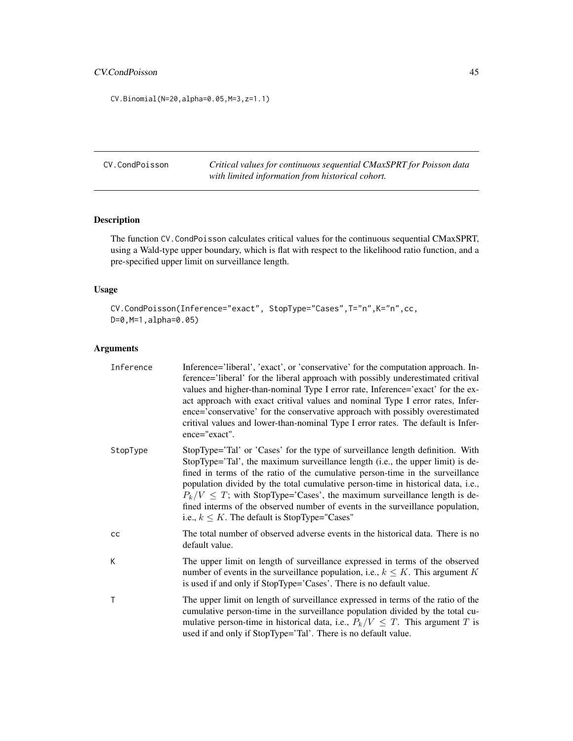```
CV.Binomial(N=20,alpha=0.05,M=3,z=1.1)
```

## CV.CondPoisson

*Critical values for continuous sequential CMaxSPRT for Poisson data with limited information from historical cohort.*

### Description

The function CV.CondPoisson calculates critical values for the continuous sequential CMaxSPRT, using a Wald-type upper boundary, which is flat with respect to the likelihood ratio function, and a pre-specified upper limit on surveillance length.

### Usage

```
CV.CondPoisson(Inference="exact", StopType="Cases",T="n",K="n",cc,
D=0,M=1,alpha=0.05)
```

### Arguments

| | |
|---|---|
| Inference | Inference='liberal', 'exact', or 'conservative' for the computation approach. Inference='liberal' for the liberal approach with possibly underestimated critival values and higher-than-nominal Type I error rate, Inference='exact' for the exact approach with exact critival values and nominal Type I error rates, Inference='conservative' for the conservative approach with possibly overestimated critival values and lower-than-nominal Type I error rates. The default is Inference="exact". |
| StopType | StopType='Tal' or 'Cases' for the type of surveillance length definition. With StopType='Tal', the maximum surveillance length (i.e., the upper limit) is defined in terms of the ratio of the cumulative person-time in the surveillance population divided by the total cumulative person-time in historical data, i.e., $P_k/V \leq T$; with StopType='Cases', the maximum surveillance length is defined interms of the observed number of events in the surveillance population, i.e., $k \leq K$. The default is StopType="Cases" |
| cc | The total number of observed adverse events in the historical data. There is no default value. |
| K | The upper limit on length of surveillance expressed in terms of the observed number of events in the surveillance population, i.e., $k \leq K$. This argument $K$ is used if and only if StopType='Cases'. There is no default value. |
| T | The upper limit on length of surveillance expressed in terms of the ratio of the cumulative person-time in the surveillance population divided by the total cumulative person-time in historical data, i.e., $P_k/V \leq T$. This argument $T$ is used if and only if StopType='Tal'. There is no default value. |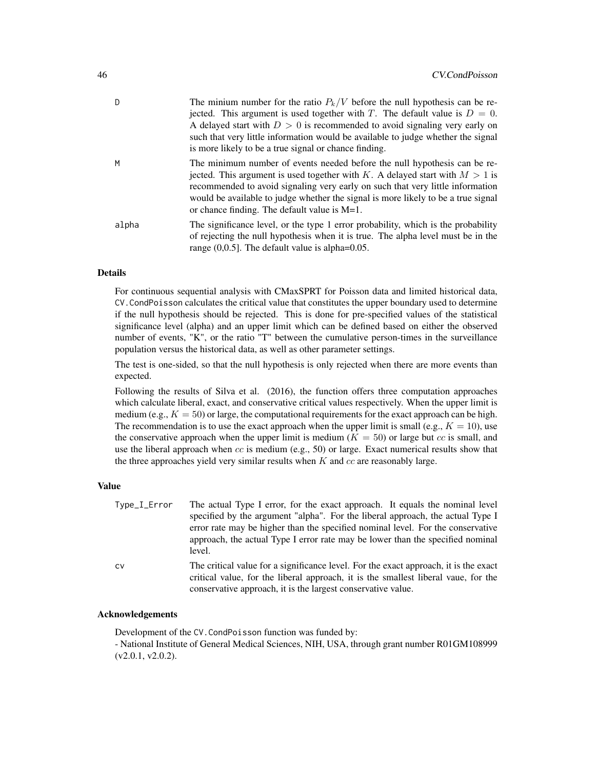| | |
|---|---|
| D | The minium number for the ratio $P_k/V$ before the null hypothesis can be rejected. This argument is used together with $T$. The default value is $D = 0$. A delayed start with $D > 0$ is recommended to avoid signaling very early on such that very little information would be available to judge whether the signal is more likely to be a true signal or chance finding. |
| M | The minimum number of events needed before the null hypothesis can be rejected. This argument is used together with $K$. A delayed start with $M > 1$ is recommended to avoid signaling very early on such that very little information would be available to judge whether the signal is more likely to be a true signal or chance finding. The default value is M=1. |
| alpha | The significance level, or the type 1 error probability, which is the probability of rejecting the null hypothesis when it is true. The alpha level must be in the range (0,0.5]. The default value is alpha=0.05. |

### Details

For continuous sequential analysis with CMaxSPRT for Poisson data and limited historical data, CV.CondPoisson calculates the critical value that constitutes the upper boundary used to determine if the null hypothesis should be rejected. This is done for pre-specified values of the statistical significance level (alpha) and an upper limit which can be defined based on either the observed number of events, "K", or the ratio "T" between the cumulative person-times in the surveillance population versus the historical data, as well as other parameter settings.

The test is one-sided, so that the null hypothesis is only rejected when there are more events than expected.

Following the results of Silva et al. (2016), the function offers three computation approaches which calculate liberal, exact, and conservative critical values respectively. When the upper limit is medium (e.g., $K = 50$) or large, the computational requirements for the exact approach can be high. The recommendation is to use the exact approach when the upper limit is small (e.g., $K = 10$), use the conservative approach when the upper limit is medium ($K = 50$) or large but $cc$ is small, and use the liberal approach when $cc$ is medium (e.g., 50) or large. Exact numerical results show that the three approaches yield very similar results when $K$ and $cc$ are reasonably large.

### Value

| | |
|---|---|
| Type_I_Error | The actual Type I error, for the exact approach. It equals the nominal level specified by the argument "alpha". For the liberal approach, the actual Type I error rate may be higher than the specified nominal level. For the conservative approach, the actual Type I error rate may be lower than the specified nominal level. |
| cv | The critical value for a significance level. For the exact approach, it is the exact critical value, for the liberal approach, it is the smallest liberal vaue, for the conservative approach, it is the largest conservative value. |

### Acknowledgements

Development of the CV.CondPoisson function was funded by:
- National Institute of General Medical Sciences, NIH, USA, through grant number R01GM108999 (v2.0.1, v2.0.2).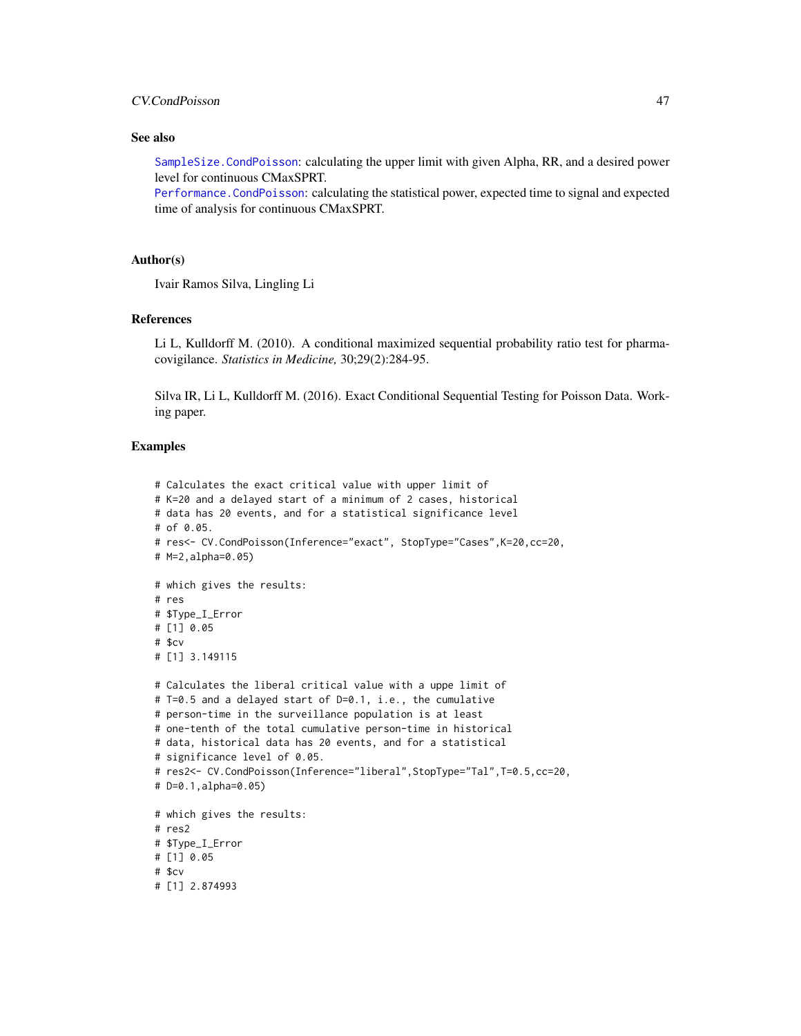### See also

SampleSize.CondPoisson: calculating the upper limit with given Alpha, RR, and a desired power level for continuous CMaxSPRT.
Performance.CondPoisson: calculating the statistical power, expected time to signal and expected time of analysis for continuous CMaxSPRT.

### Author(s)

Ivair Ramos Silva, Lingling Li

### References

Li L, Kulldorff M. (2010). A conditional maximized sequential probability ratio test for pharmacovigilance. *Statistics in Medicine,* 30;29(2):284-95.

Silva IR, Li L, Kulldorff M. (2016). Exact Conditional Sequential Testing for Poisson Data. Working paper.

### Examples

```
# Calculates the exact critical value with upper limit of
# K=20 and a delayed start of a minimum of 2 cases, historical
# data has 20 events, and for a statistical significance level
# of 0.05.
# res<- CV.CondPoisson(Inference="exact", StopType="Cases",K=20,cc=20,
# M=2,alpha=0.05)

# which gives the results:
# res
# $Type_I_Error
# [1] 0.05
# $cv
# [1] 3.149115

# Calculates the liberal critical value with a uppe limit of
# T=0.5 and a delayed start of D=0.1, i.e., the cumulative
# person-time in the surveillance population is at least
# one-tenth of the total cumulative person-time in historical
# data, historical data has 20 events, and for a statistical
# significance level of 0.05.
# res2<- CV.CondPoisson(Inference="liberal",StopType="Tal",T=0.5,cc=20,
# D=0.1,alpha=0.05)

# which gives the results:
# res2
# $Type_I_Error
# [1] 0.05
# $cv
# [1] 2.874993
```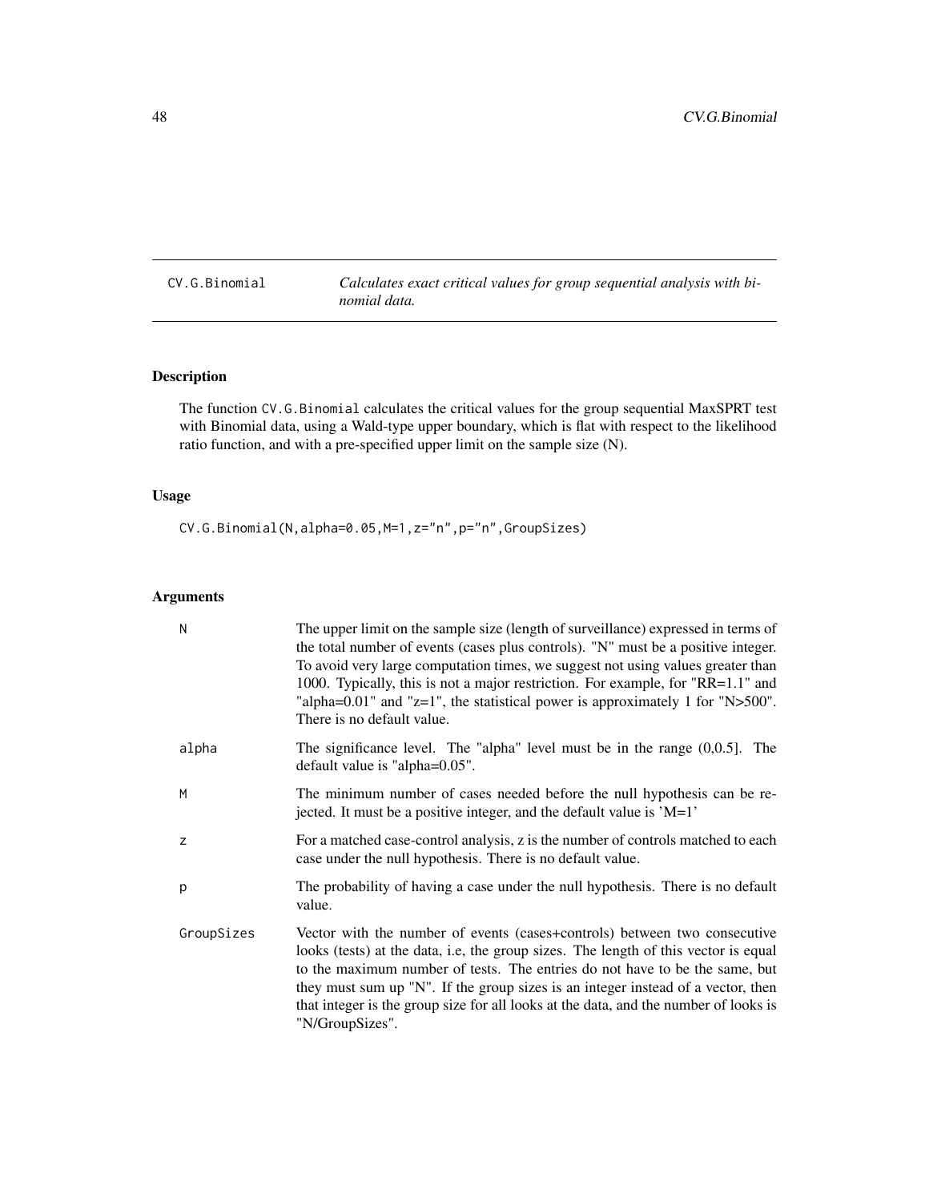CV.G.Binomial *Calculates exact critical values for group sequential analysis with binomial data.*

## Description

The function CV.G.Binomial calculates the critical values for the group sequential MaxSPRT test with Binomial data, using a Wald-type upper boundary, which is flat with respect to the likelihood ratio function, and with a pre-specified upper limit on the sample size (N).

## Usage

```
CV.G.Binomial(N,alpha=0.05,M=1,z="n",p="n",GroupSizes)
```

## Arguments

| | |
|---|---|
| N | The upper limit on the sample size (length of surveillance) expressed in terms of the total number of events (cases plus controls). "N" must be a positive integer. To avoid very large computation times, we suggest not using values greater than 1000. Typically, this is not a major restriction. For example, for "RR=1.1" and "alpha=0.01" and "z=1", the statistical power is approximately 1 for "N>500". There is no default value. |
| alpha | The significance level. The "alpha" level must be in the range (0,0.5]. The default value is "alpha=0.05". |
| M | The minimum number of cases needed before the null hypothesis can be rejected. It must be a positive integer, and the default value is 'M=1' |
| z | For a matched case-control analysis, z is the number of controls matched to each case under the null hypothesis. There is no default value. |
| p | The probability of having a case under the null hypothesis. There is no default value. |
| GroupSizes | Vector with the number of events (cases+controls) between two consecutive looks (tests) at the data, i.e, the group sizes. The length of this vector is equal to the maximum number of tests. The entries do not have to be the same, but they must sum up "N". If the group sizes is an integer instead of a vector, then that integer is the group size for all looks at the data, and the number of looks is "N/GroupSizes". |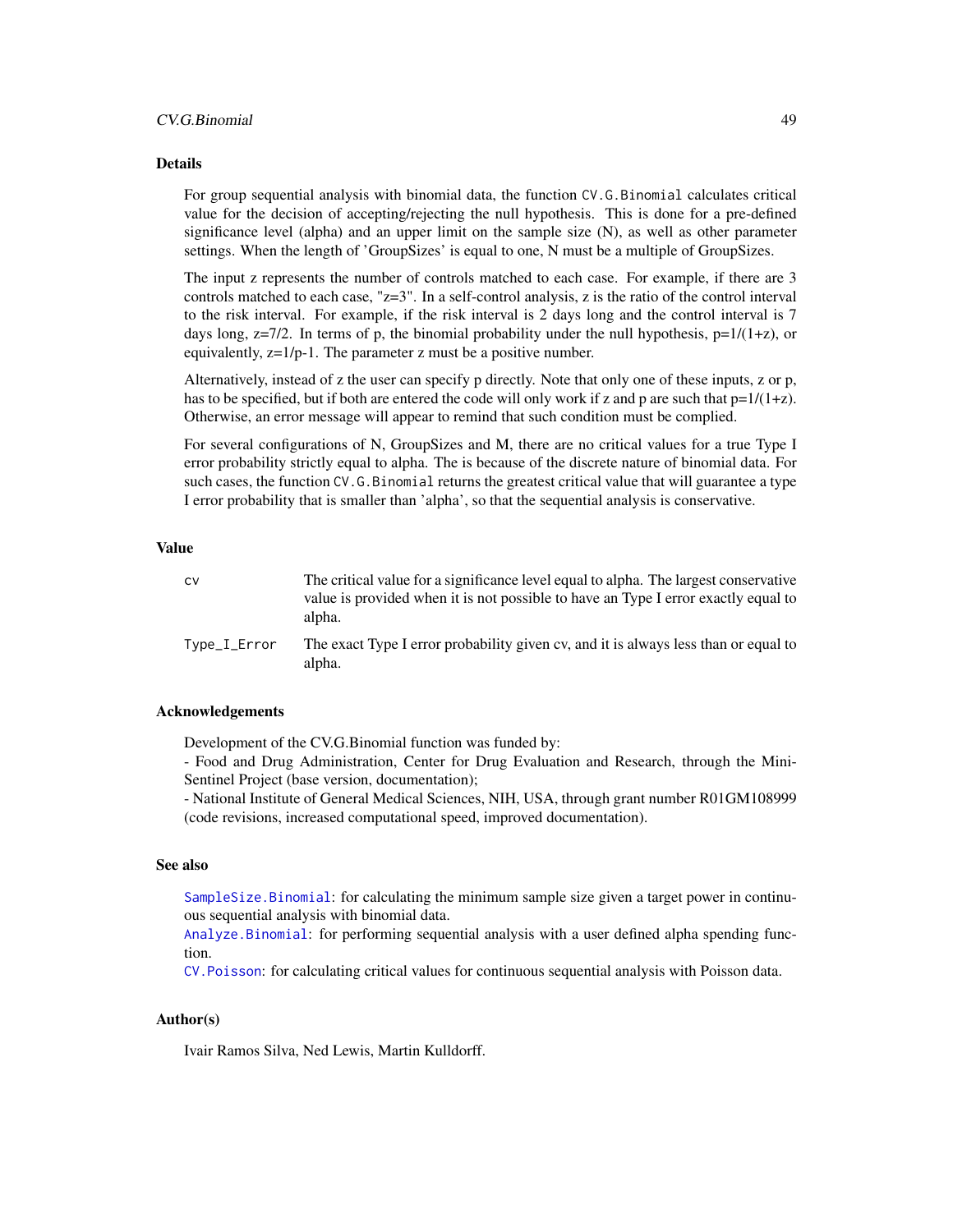## Details

For group sequential analysis with binomial data, the function `CV.G.Binomial` calculates critical value for the decision of accepting/rejecting the null hypothesis. This is done for a pre-defined significance level (alpha) and an upper limit on the sample size (N), as well as other parameter settings. When the length of 'GroupSizes' is equal to one, N must be a multiple of GroupSizes.

The input z represents the number of controls matched to each case. For example, if there are 3 controls matched to each case, "z=3". In a self-control analysis, z is the ratio of the control interval to the risk interval. For example, if the risk interval is 2 days long and the control interval is 7 days long, z=7/2. In terms of p, the binomial probability under the null hypothesis, p=1/(1+z), or equivalently, z=1/p-1. The parameter z must be a positive number.

Alternatively, instead of z the user can specify p directly. Note that only one of these inputs, z or p, has to be specified, but if both are entered the code will only work if z and p are such that p=1/(1+z). Otherwise, an error message will appear to remind that such condition must be complied.

For several configurations of N, GroupSizes and M, there are no critical values for a true Type I error probability strictly equal to alpha. The is because of the discrete nature of binomial data. For such cases, the function `CV.G.Binomial` returns the greatest critical value that will guarantee a type I error probability that is smaller than 'alpha', so that the sequential analysis is conservative.

## Value

| | |
|---|---|
| `cv` | The critical value for a significance level equal to alpha. The largest conservative value is provided when it is not possible to have an Type I error exactly equal to alpha. |
| `Type_I_Error` | The exact Type I error probability given cv, and it is always less than or equal to alpha. |

## Acknowledgements

Development of the CV.G.Binomial function was funded by:
- Food and Drug Administration, Center for Drug Evaluation and Research, through the Mini-Sentinel Project (base version, documentation);
- National Institute of General Medical Sciences, NIH, USA, through grant number R01GM108999 (code revisions, increased computational speed, improved documentation).

## See also

`SampleSize.Binomial`: for calculating the minimum sample size given a target power in continuous sequential analysis with binomial data.
`Analyze.Binomial`: for performing sequential analysis with a user defined alpha spending function.
`CV.Poisson`: for calculating critical values for continuous sequential analysis with Poisson data.

## Author(s)

Ivair Ramos Silva, Ned Lewis, Martin Kulldorff.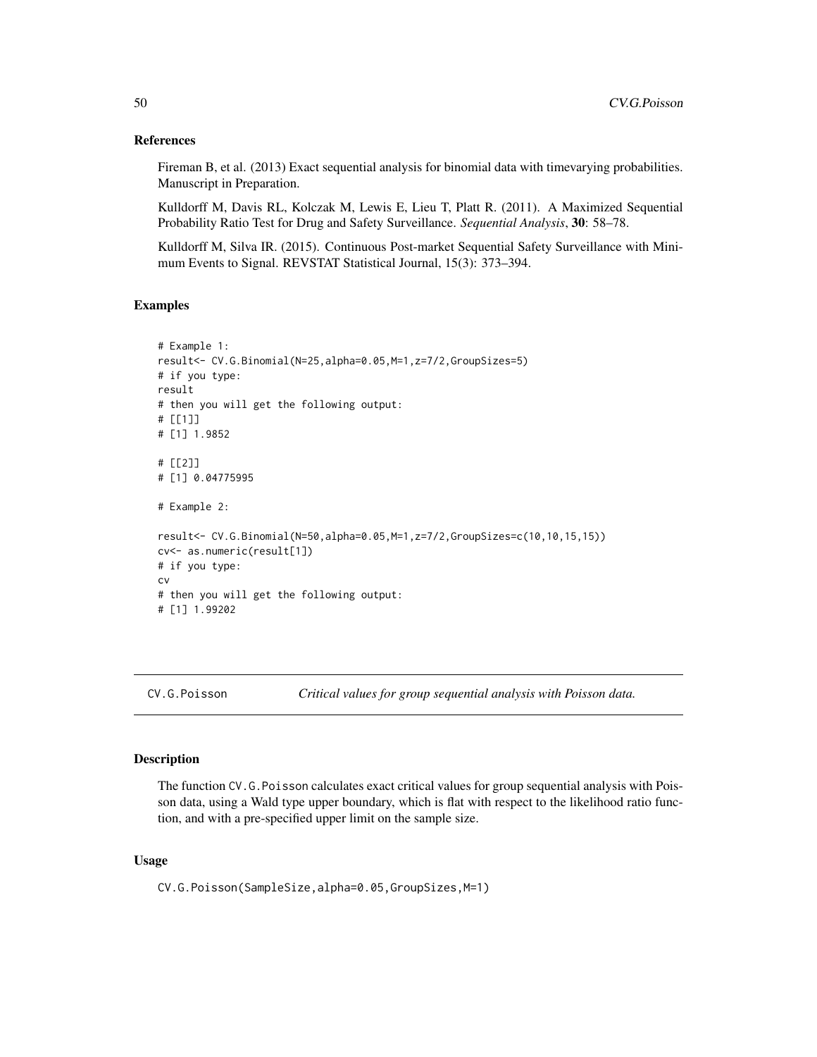## References

Fireman B, et al. (2013) Exact sequential analysis for binomial data with timevarying probabilities. Manuscript in Preparation.

Kulldorff M, Davis RL, Kolczak M, Lewis E, Lieu T, Platt R. (2011). A Maximized Sequential Probability Ratio Test for Drug and Safety Surveillance. *Sequential Analysis*, **30**: 58–78.

Kulldorff M, Silva IR. (2015). Continuous Post-market Sequential Safety Surveillance with Minimum Events to Signal. REVSTAT Statistical Journal, 15(3): 373–394.

## Examples

```
# Example 1:
result<- CV.G.Binomial(N=25,alpha=0.05,M=1,z=7/2,GroupSizes=5)
# if you type:
result
# then you will get the following output:
# [[1]]
# [1] 1.9852

# [[2]]
# [1] 0.04775995

# Example 2:

result<- CV.G.Binomial(N=50,alpha=0.05,M=1,z=7/2,GroupSizes=c(10,10,15,15))
cv<- as.numeric(result[1])
# if you type:
cv
# then you will get the following output:
# [1] 1.99202
```

---

# CV.G.Poisson — *Critical values for group sequential analysis with Poisson data.*

---

## Description

The function CV.G.Poisson calculates exact critical values for group sequential analysis with Poisson data, using a Wald type upper boundary, which is flat with respect to the likelihood ratio function, and with a pre-specified upper limit on the sample size.

## Usage

```
CV.G.Poisson(SampleSize,alpha=0.05,GroupSizes,M=1)
```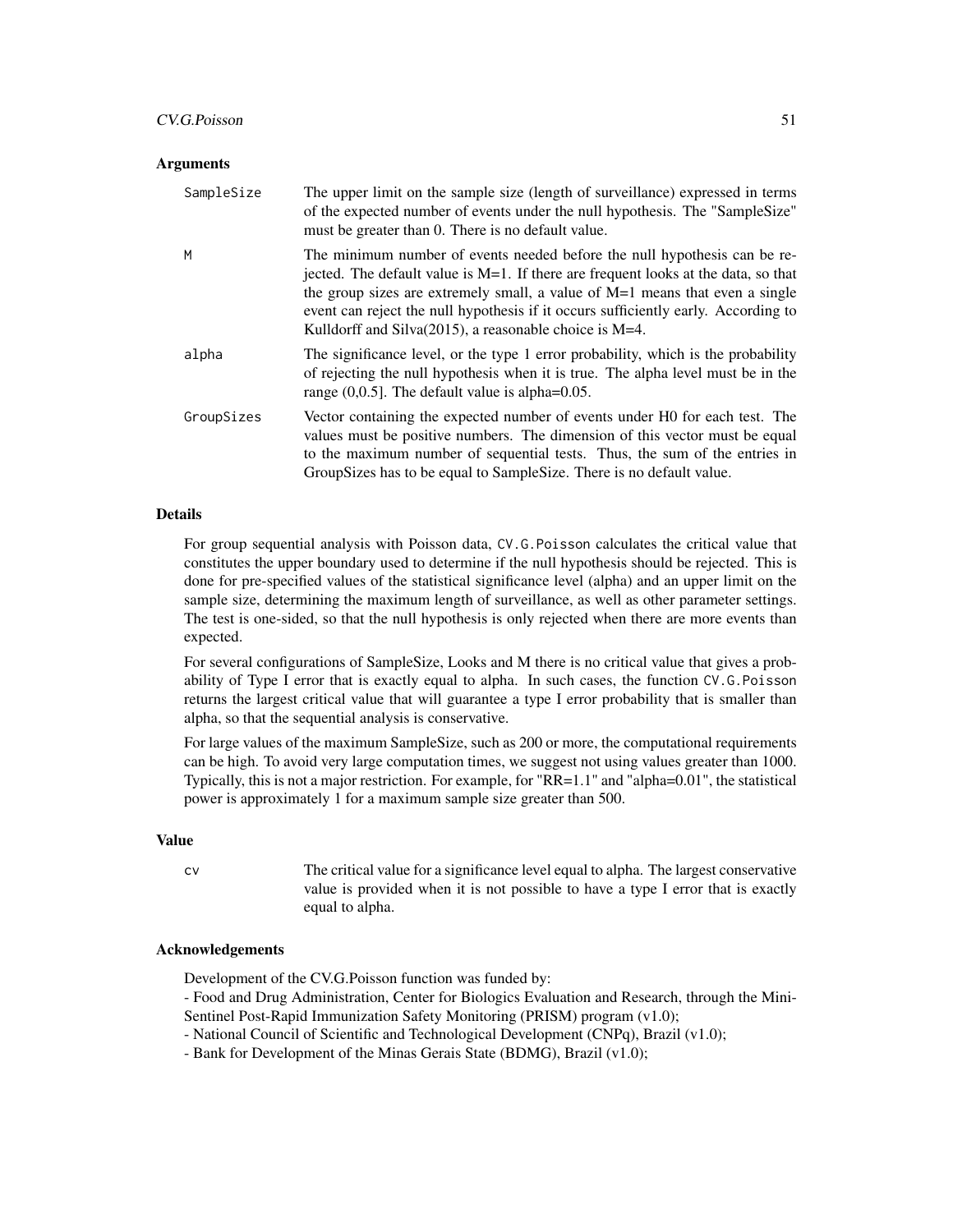## Arguments

| | |
|---|---|
| SampleSize | The upper limit on the sample size (length of surveillance) expressed in terms of the expected number of events under the null hypothesis. The "SampleSize" must be greater than 0. There is no default value. |
| M | The minimum number of events needed before the null hypothesis can be rejected. The default value is M=1. If there are frequent looks at the data, so that the group sizes are extremely small, a value of M=1 means that even a single event can reject the null hypothesis if it occurs sufficiently early. According to Kulldorff and Silva(2015), a reasonable choice is M=4. |
| alpha | The significance level, or the type 1 error probability, which is the probability of rejecting the null hypothesis when it is true. The alpha level must be in the range (0,0.5]. The default value is alpha=0.05. |
| GroupSizes | Vector containing the expected number of events under H0 for each test. The values must be positive numbers. The dimension of this vector must be equal to the maximum number of sequential tests. Thus, the sum of the entries in GroupSizes has to be equal to SampleSize. There is no default value. |

## Details

For group sequential analysis with Poisson data, `CV.G.Poisson` calculates the critical value that constitutes the upper boundary used to determine if the null hypothesis should be rejected. This is done for pre-specified values of the statistical significance level (alpha) and an upper limit on the sample size, determining the maximum length of surveillance, as well as other parameter settings. The test is one-sided, so that the null hypothesis is only rejected when there are more events than expected.

For several configurations of SampleSize, Looks and M there is no critical value that gives a probability of Type I error that is exactly equal to alpha. In such cases, the function `CV.G.Poisson` returns the largest critical value that will guarantee a type I error probability that is smaller than alpha, so that the sequential analysis is conservative.

For large values of the maximum SampleSize, such as 200 or more, the computational requirements can be high. To avoid very large computation times, we suggest not using values greater than 1000. Typically, this is not a major restriction. For example, for "RR=1.1" and "alpha=0.01", the statistical power is approximately 1 for a maximum sample size greater than 500.

## Value

| | |
|---|---|
| cv | The critical value for a significance level equal to alpha. The largest conservative value is provided when it is not possible to have a type I error that is exactly equal to alpha. |

## Acknowledgements

Development of the CV.G.Poisson function was funded by:

- Food and Drug Administration, Center for Biologics Evaluation and Research, through the Mini-Sentinel Post-Rapid Immunization Safety Monitoring (PRISM) program (v1.0);
- National Council of Scientific and Technological Development (CNPq), Brazil (v1.0);
- Bank for Development of the Minas Gerais State (BDMG), Brazil (v1.0);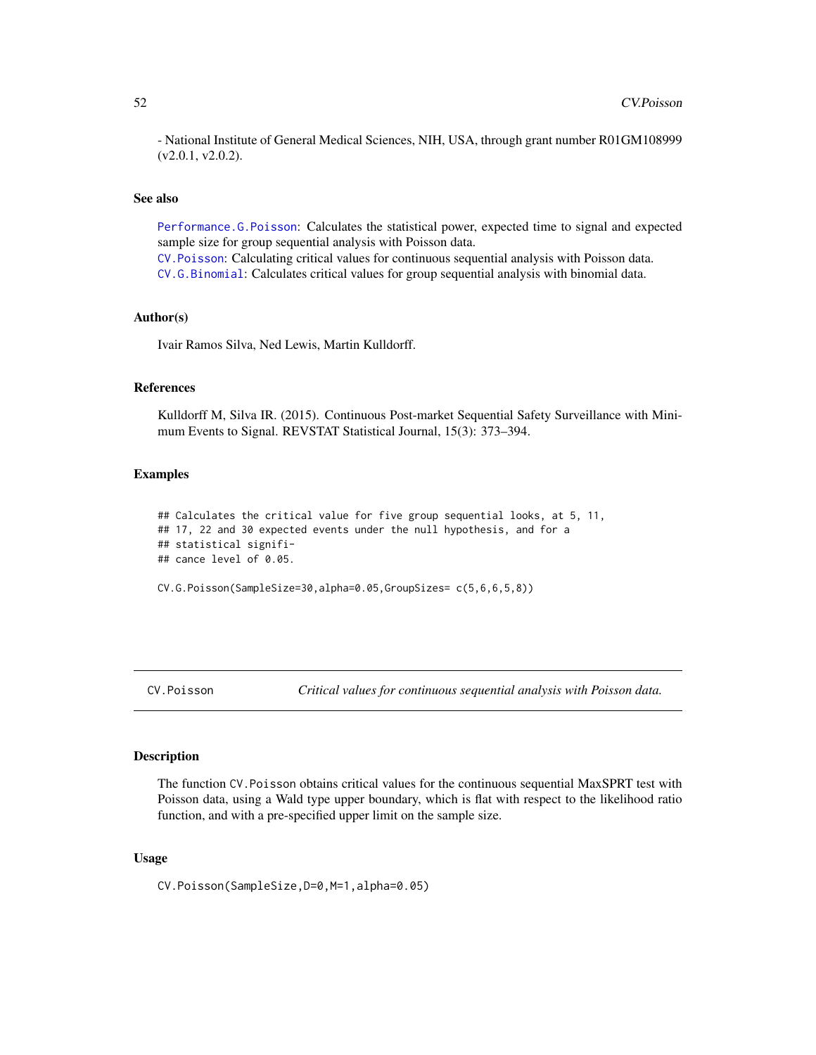- National Institute of General Medical Sciences, NIH, USA, through grant number R01GM108999 (v2.0.1, v2.0.2).

### See also

Performance.G.Poisson: Calculates the statistical power, expected time to signal and expected sample size for group sequential analysis with Poisson data.
CV.Poisson: Calculating critical values for continuous sequential analysis with Poisson data.
CV.G.Binomial: Calculates critical values for group sequential analysis with binomial data.

### Author(s)

Ivair Ramos Silva, Ned Lewis, Martin Kulldorff.

### References

Kulldorff M, Silva IR. (2015). Continuous Post-market Sequential Safety Surveillance with Minimum Events to Signal. REVSTAT Statistical Journal, 15(3): 373–394.

### Examples

```
## Calculates the critical value for five group sequential looks, at 5, 11,
## 17, 22 and 30 expected events under the null hypothesis, and for a
## statistical signifi-
## cance level of 0.05.

CV.G.Poisson(SampleSize=30,alpha=0.05,GroupSizes= c(5,6,6,5,8))
```

---

## CV.Poisson — *Critical values for continuous sequential analysis with Poisson data.*

### Description

The function CV.Poisson obtains critical values for the continuous sequential MaxSPRT test with Poisson data, using a Wald type upper boundary, which is flat with respect to the likelihood ratio function, and with a pre-specified upper limit on the sample size.

### Usage

```
CV.Poisson(SampleSize,D=0,M=1,alpha=0.05)
```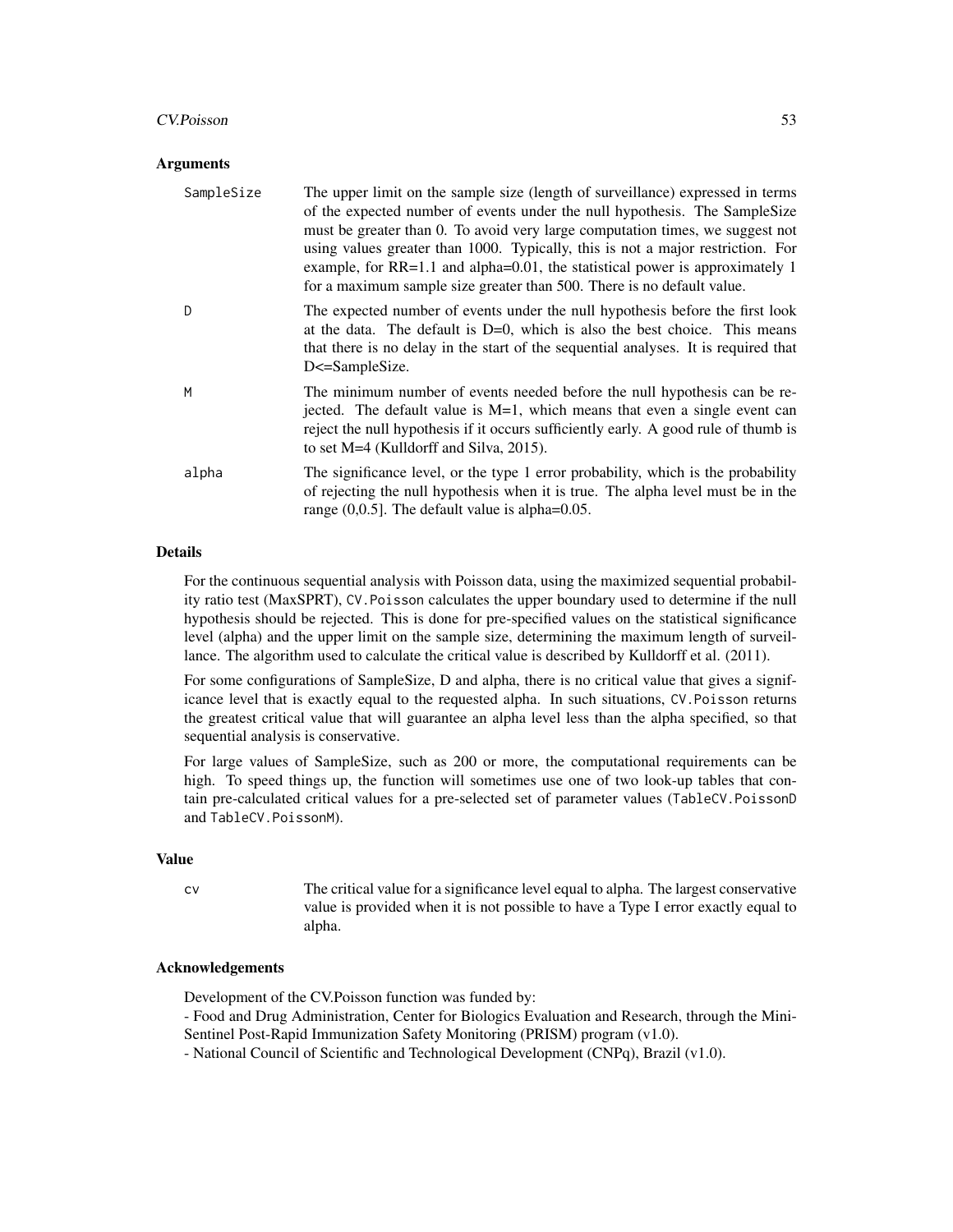### Arguments

| | |
|---|---|
| SampleSize | The upper limit on the sample size (length of surveillance) expressed in terms of the expected number of events under the null hypothesis. The SampleSize must be greater than 0. To avoid very large computation times, we suggest not using values greater than 1000. Typically, this is not a major restriction. For example, for RR=1.1 and alpha=0.01, the statistical power is approximately 1 for a maximum sample size greater than 500. There is no default value. |
| D | The expected number of events under the null hypothesis before the first look at the data. The default is D=0, which is also the best choice. This means that there is no delay in the start of the sequential analyses. It is required that D<=SampleSize. |
| M | The minimum number of events needed before the null hypothesis can be rejected. The default value is M=1, which means that even a single event can reject the null hypothesis if it occurs sufficiently early. A good rule of thumb is to set M=4 (Kulldorff and Silva, 2015). |
| alpha | The significance level, or the type 1 error probability, which is the probability of rejecting the null hypothesis when it is true. The alpha level must be in the range (0,0.5]. The default value is alpha=0.05. |

### Details

For the continuous sequential analysis with Poisson data, using the maximized sequential probability ratio test (MaxSPRT), `CV.Poisson` calculates the upper boundary used to determine if the null hypothesis should be rejected. This is done for pre-specified values on the statistical significance level (alpha) and the upper limit on the sample size, determining the maximum length of surveillance. The algorithm used to calculate the critical value is described by Kulldorff et al. (2011).

For some configurations of SampleSize, D and alpha, there is no critical value that gives a significance level that is exactly equal to the requested alpha. In such situations, `CV.Poisson` returns the greatest critical value that will guarantee an alpha level less than the alpha specified, so that sequential analysis is conservative.

For large values of SampleSize, such as 200 or more, the computational requirements can be high. To speed things up, the function will sometimes use one of two look-up tables that contain pre-calculated critical values for a pre-selected set of parameter values (`TableCV.PoissonD` and `TableCV.PoissonM`).

### Value

| | |
|---|---|
| cv | The critical value for a significance level equal to alpha. The largest conservative value is provided when it is not possible to have a Type I error exactly equal to alpha. |

### Acknowledgements

Development of the CV.Poisson function was funded by:
- Food and Drug Administration, Center for Biologics Evaluation and Research, through the Mini-Sentinel Post-Rapid Immunization Safety Monitoring (PRISM) program (v1.0).
- National Council of Scientific and Technological Development (CNPq), Brazil (v1.0).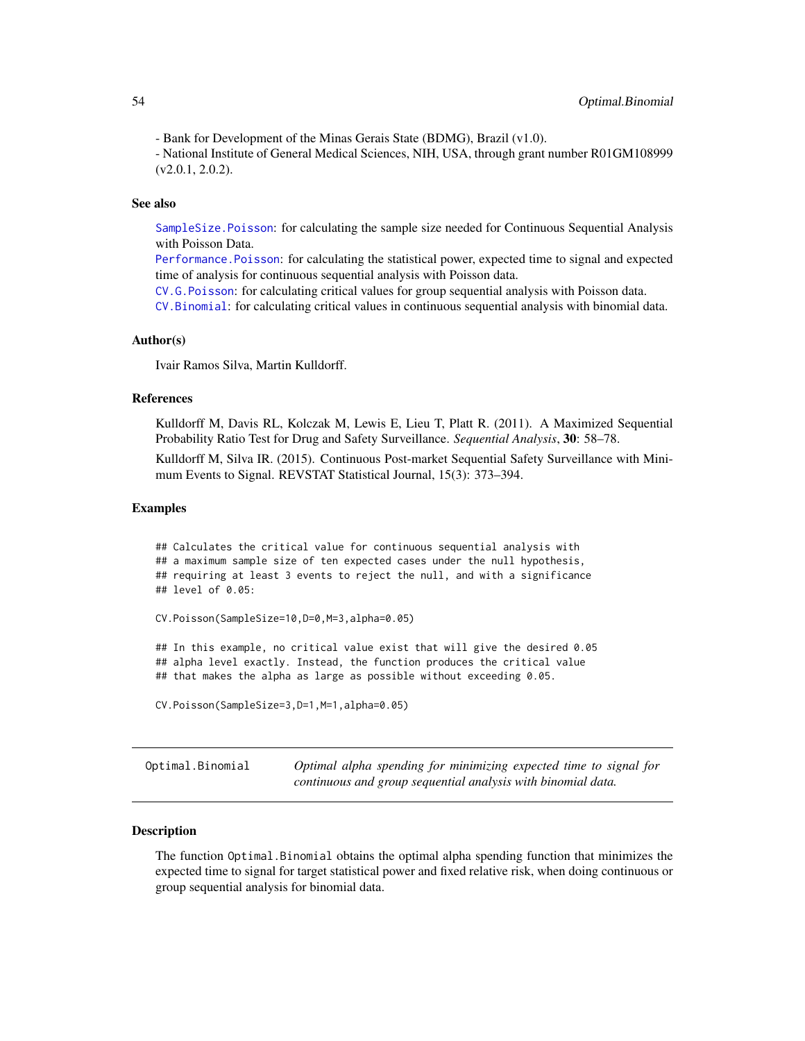- Bank for Development of the Minas Gerais State (BDMG), Brazil (v1.0).
- National Institute of General Medical Sciences, NIH, USA, through grant number R01GM108999 (v2.0.1, 2.0.2).

### See also

SampleSize.Poisson: for calculating the sample size needed for Continuous Sequential Analysis with Poisson Data.
Performance.Poisson: for calculating the statistical power, expected time to signal and expected time of analysis for continuous sequential analysis with Poisson data.
CV.G.Poisson: for calculating critical values for group sequential analysis with Poisson data.
CV.Binomial: for calculating critical values in continuous sequential analysis with binomial data.

### Author(s)

Ivair Ramos Silva, Martin Kulldorff.

### References

Kulldorff M, Davis RL, Kolczak M, Lewis E, Lieu T, Platt R. (2011). A Maximized Sequential Probability Ratio Test for Drug and Safety Surveillance. *Sequential Analysis*, **30**: 58–78.

Kulldorff M, Silva IR. (2015). Continuous Post-market Sequential Safety Surveillance with Minimum Events to Signal. REVSTAT Statistical Journal, 15(3): 373–394.

### Examples

```
## Calculates the critical value for continuous sequential analysis with
## a maximum sample size of ten expected cases under the null hypothesis,
## requiring at least 3 events to reject the null, and with a significance
## level of 0.05:

CV.Poisson(SampleSize=10,D=0,M=3,alpha=0.05)

## In this example, no critical value exist that will give the desired 0.05
## alpha level exactly. Instead, the function produces the critical value
## that makes the alpha as large as possible without exceeding 0.05.

CV.Poisson(SampleSize=3,D=1,M=1,alpha=0.05)
```

---

## Optimal.Binomial — *Optimal alpha spending for minimizing expected time to signal for continuous and group sequential analysis with binomial data.*

---

### Description

The function Optimal.Binomial obtains the optimal alpha spending function that minimizes the expected time to signal for target statistical power and fixed relative risk, when doing continuous or group sequential analysis for binomial data.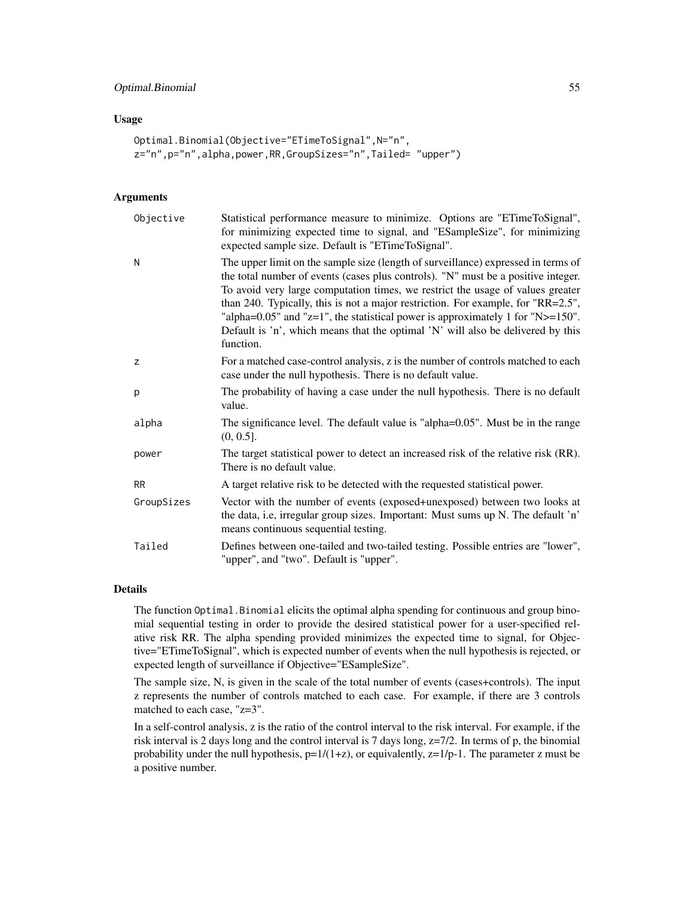## Usage

```
Optimal.Binomial(Objective="ETimeToSignal",N="n",
z="n",p="n",alpha,power,RR,GroupSizes="n",Tailed= "upper")
```

## Arguments

| | |
|---|---|
| `Objective` | Statistical performance measure to minimize. Options are "ETimeToSignal", for minimizing expected time to signal, and "ESampleSize", for minimizing expected sample size. Default is "ETimeToSignal". |
| `N` | The upper limit on the sample size (length of surveillance) expressed in terms of the total number of events (cases plus controls). "N" must be a positive integer. To avoid very large computation times, we restrict the usage of values greater than 240. Typically, this is not a major restriction. For example, for "RR=2.5", "alpha=0.05" and "z=1", the statistical power is approximately 1 for "N>=150". Default is 'n', which means that the optimal 'N' will also be delivered by this function. |
| `z` | For a matched case-control analysis, z is the number of controls matched to each case under the null hypothesis. There is no default value. |
| `p` | The probability of having a case under the null hypothesis. There is no default value. |
| `alpha` | The significance level. The default value is "alpha=0.05". Must be in the range (0, 0.5]. |
| `power` | The target statistical power to detect an increased risk of the relative risk (RR). There is no default value. |
| `RR` | A target relative risk to be detected with the requested statistical power. |
| `GroupSizes` | Vector with the number of events (exposed+unexposed) between two looks at the data, i.e, irregular group sizes. Important: Must sums up N. The default 'n' means continuous sequential testing. |
| `Tailed` | Defines between one-tailed and two-tailed testing. Possible entries are "lower", "upper", and "two". Default is "upper". |

## Details

The function `Optimal.Binomial` elicits the optimal alpha spending for continuous and group binomial sequential testing in order to provide the desired statistical power for a user-specified relative risk RR. The alpha spending provided minimizes the expected time to signal, for Objective="ETimeToSignal", which is expected number of events when the null hypothesis is rejected, or expected length of surveillance if Objective="ESampleSize".

The sample size, N, is given in the scale of the total number of events (cases+controls). The input z represents the number of controls matched to each case. For example, if there are 3 controls matched to each case, "z=3".

In a self-control analysis, z is the ratio of the control interval to the risk interval. For example, if the risk interval is 2 days long and the control interval is 7 days long, z=7/2. In terms of p, the binomial probability under the null hypothesis, p=1/(1+z), or equivalently, z=1/p-1. The parameter z must be a positive number.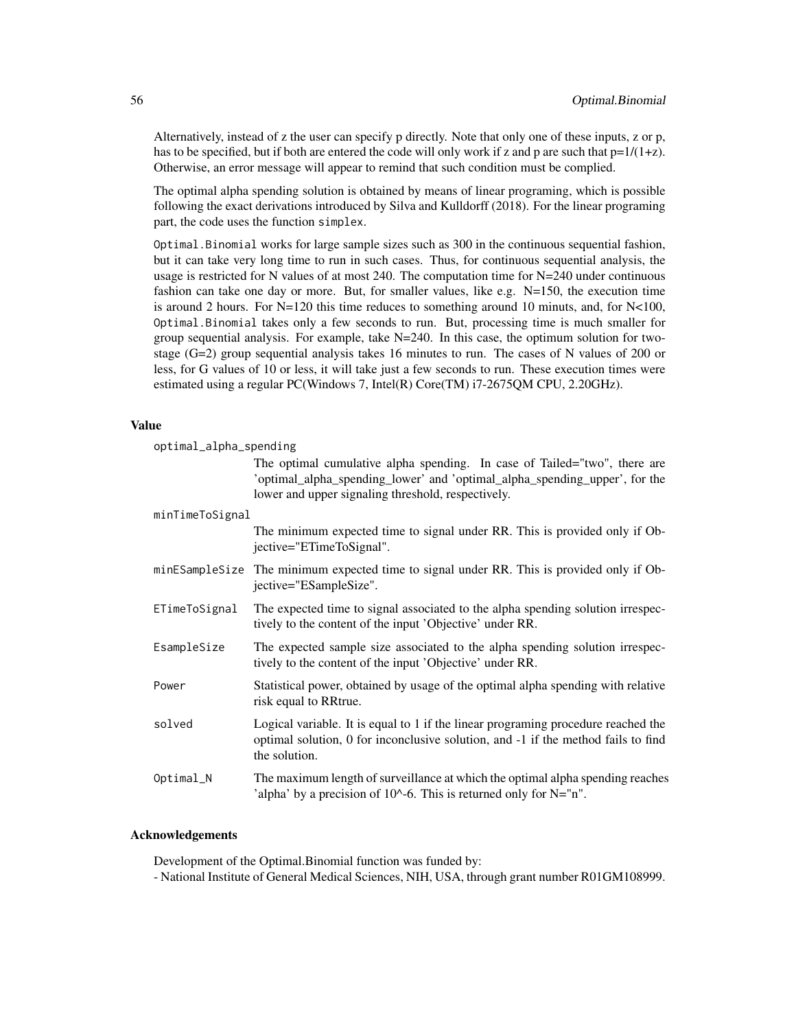Alternatively, instead of z the user can specify p directly. Note that only one of these inputs, z or p, has to be specified, but if both are entered the code will only work if z and p are such that $p=1/(1+z)$. Otherwise, an error message will appear to remind that such condition must be complied.

The optimal alpha spending solution is obtained by means of linear programing, which is possible following the exact derivations introduced by Silva and Kulldorff (2018). For the linear programing part, the code uses the function `simplex`.

`Optimal.Binomial` works for large sample sizes such as 300 in the continuous sequential fashion, but it can take very long time to run in such cases. Thus, for continuous sequential analysis, the usage is restricted for N values of at most 240. The computation time for N=240 under continuous fashion can take one day or more. But, for smaller values, like e.g. N=150, the execution time is around 2 hours. For N=120 this time reduces to something around 10 minuts, and, for N<100, `Optimal.Binomial` takes only a few seconds to run. But, processing time is much smaller for group sequential analysis. For example, take N=240. In this case, the optimum solution for two-stage (G=2) group sequential analysis takes 16 minutes to run. The cases of N values of 200 or less, for G values of 10 or less, it will take just a few seconds to run. These execution times were estimated using a regular PC(Windows 7, Intel(R) Core(TM) i7-2675QM CPU, 2.20GHz).

## Value

`optimal_alpha_spending`
: The optimal cumulative alpha spending. In case of Tailed="two", there are 'optimal_alpha_spending_lower' and 'optimal_alpha_spending_upper', for the lower and upper signaling threshold, respectively.

`minTimeToSignal`
: The minimum expected time to signal under RR. This is provided only if Objective="ETimeToSignal".

`minESampleSize`
: The minimum expected time to signal under RR. This is provided only if Objective="ESampleSize".

`ETimeToSignal`
: The expected time to signal associated to the alpha spending solution irrespectively to the content of the input 'Objective' under RR.

`EsampleSize`
: The expected sample size associated to the alpha spending solution irrespectively to the content of the input 'Objective' under RR.

`Power`
: Statistical power, obtained by usage of the optimal alpha spending with relative risk equal to RRtrue.

`solved`
: Logical variable. It is equal to 1 if the linear programing procedure reached the optimal solution, 0 for inconclusive solution, and -1 if the method fails to find the solution.

`Optimal_N`
: The maximum length of surveillance at which the optimal alpha spending reaches 'alpha' by a precision of 10^-6. This is returned only for N="n".

## Acknowledgements

Development of the Optimal.Binomial function was funded by:
- National Institute of General Medical Sciences, NIH, USA, through grant number R01GM108999.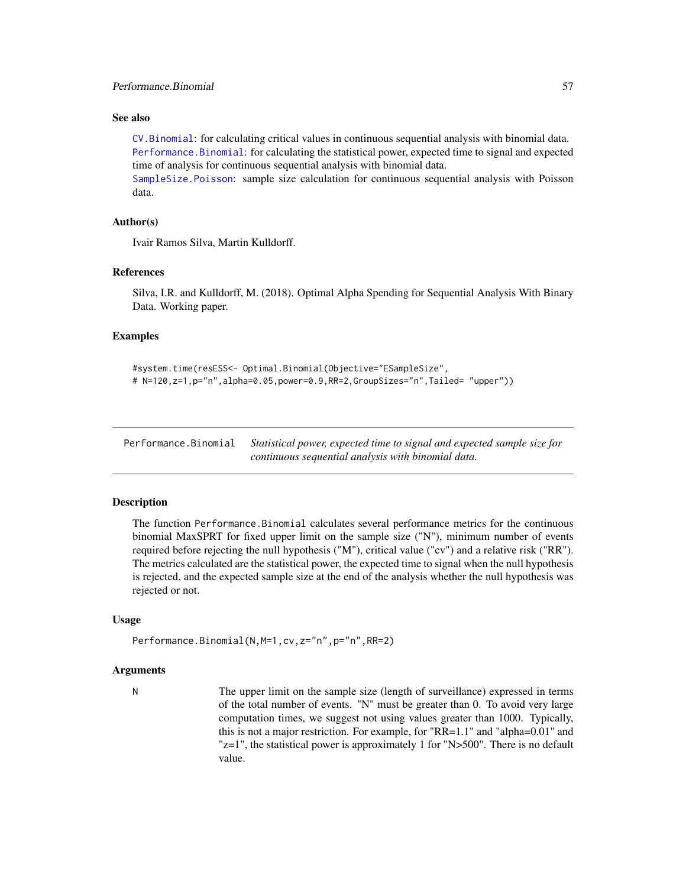### See also

`CV.Binomial`: for calculating critical values in continuous sequential analysis with binomial data.
`Performance.Binomial`: for calculating the statistical power, expected time to signal and expected time of analysis for continuous sequential analysis with binomial data.
`SampleSize.Poisson`: sample size calculation for continuous sequential analysis with Poisson data.

### Author(s)

Ivair Ramos Silva, Martin Kulldorff.

### References

Silva, I.R. and Kulldorff, M. (2018). Optimal Alpha Spending for Sequential Analysis With Binary Data. Working paper.

### Examples

```
#system.time(resESS<- Optimal.Binomial(Objective="ESampleSize",
# N=120,z=1,p="n",alpha=0.05,power=0.9,RR=2,GroupSizes="n",Tailed= "upper"))
```

---

## Performance.Binomial — *Statistical power, expected time to signal and expected sample size for continuous sequential analysis with binomial data.*

---

### Description

The function `Performance.Binomial` calculates several performance metrics for the continuous binomial MaxSPRT for fixed upper limit on the sample size ("N"), minimum number of events required before rejecting the null hypothesis ("M"), critical value ("cv") and a relative risk ("RR"). The metrics calculated are the statistical power, the expected time to signal when the null hypothesis is rejected, and the expected sample size at the end of the analysis whether the null hypothesis was rejected or not.

### Usage

```
Performance.Binomial(N,M=1,cv,z="n",p="n",RR=2)
```

### Arguments

`N` The upper limit on the sample size (length of surveillance) expressed in terms of the total number of events. "N" must be greater than 0. To avoid very large computation times, we suggest not using values greater than 1000. Typically, this is not a major restriction. For example, for "RR=1.1" and "alpha=0.01" and "z=1", the statistical power is approximately 1 for "N>500". There is no default value.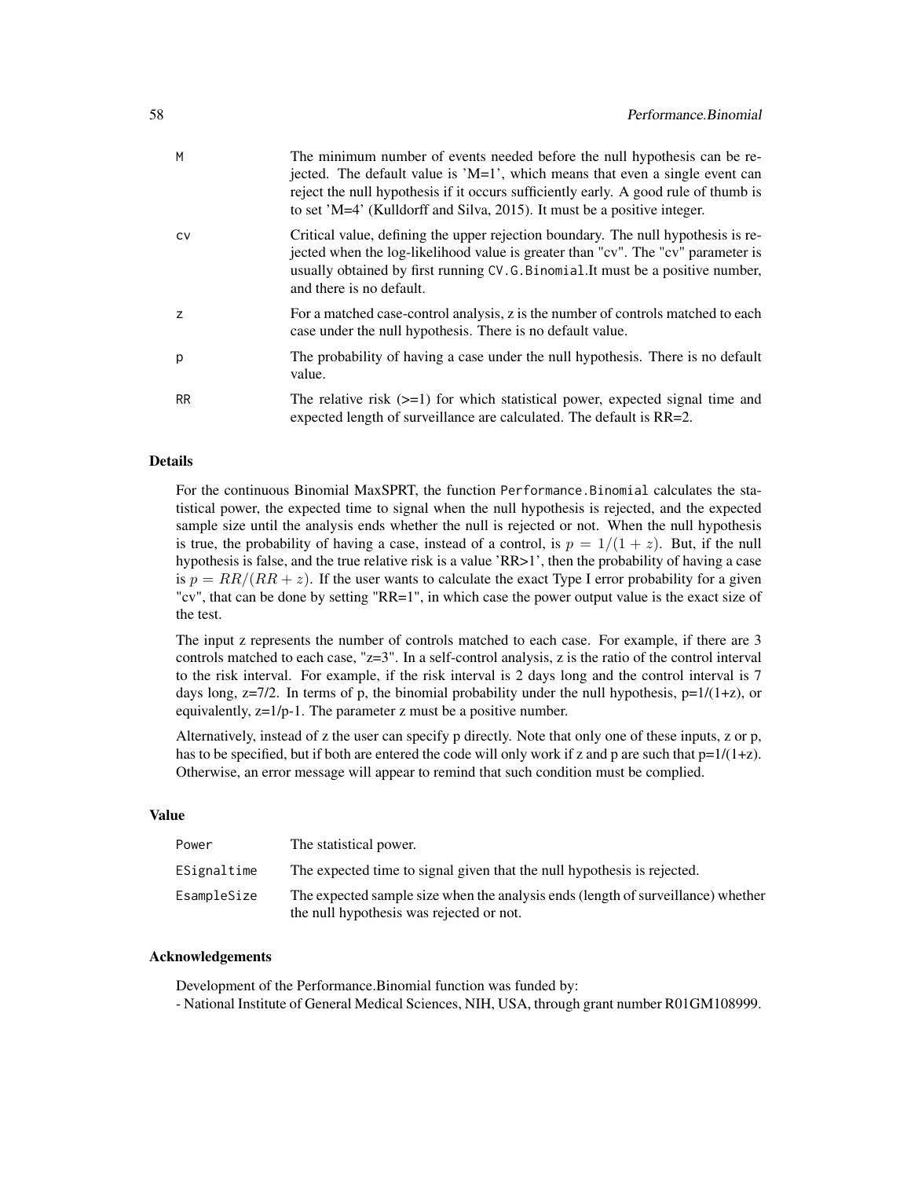| | |
|---|---|
| M | The minimum number of events needed before the null hypothesis can be rejected. The default value is 'M=1', which means that even a single event can reject the null hypothesis if it occurs sufficiently early. A good rule of thumb is to set 'M=4' (Kulldorff and Silva, 2015). It must be a positive integer. |
| cv | Critical value, defining the upper rejection boundary. The null hypothesis is rejected when the log-likelihood value is greater than "cv". The "cv" parameter is usually obtained by first running `CV.G.Binomial`.It must be a positive number, and there is no default. |
| z | For a matched case-control analysis, z is the number of controls matched to each case under the null hypothesis. There is no default value. |
| p | The probability of having a case under the null hypothesis. There is no default value. |
| RR | The relative risk (>=1) for which statistical power, expected signal time and expected length of surveillance are calculated. The default is RR=2. |

### Details

For the continuous Binomial MaxSPRT, the function `Performance.Binomial` calculates the statistical power, the expected time to signal when the null hypothesis is rejected, and the expected sample size until the analysis ends whether the null is rejected or not. When the null hypothesis is true, the probability of having a case, instead of a control, is $p = 1/(1 + z)$. But, if the null hypothesis is false, and the true relative risk is a value 'RR>1', then the probability of having a case is $p = RR/(RR + z)$. If the user wants to calculate the exact Type I error probability for a given "cv", that can be done by setting "RR=1", in which case the power output value is the exact size of the test.

The input z represents the number of controls matched to each case. For example, if there are 3 controls matched to each case, "z=3". In a self-control analysis, z is the ratio of the control interval to the risk interval. For example, if the risk interval is 2 days long and the control interval is 7 days long, z=7/2. In terms of p, the binomial probability under the null hypothesis, p=1/(1+z), or equivalently, z=1/p-1. The parameter z must be a positive number.

Alternatively, instead of z the user can specify p directly. Note that only one of these inputs, z or p, has to be specified, but if both are entered the code will only work if z and p are such that p=1/(1+z). Otherwise, an error message will appear to remind that such condition must be complied.

### Value

| | |
|---|---|
| Power | The statistical power. |
| ESignaltime | The expected time to signal given that the null hypothesis is rejected. |
| EsampleSize | The expected sample size when the analysis ends (length of surveillance) whether the null hypothesis was rejected or not. |

### Acknowledgements

Development of the Performance.Binomial function was funded by:
- National Institute of General Medical Sciences, NIH, USA, through grant number R01GM108999.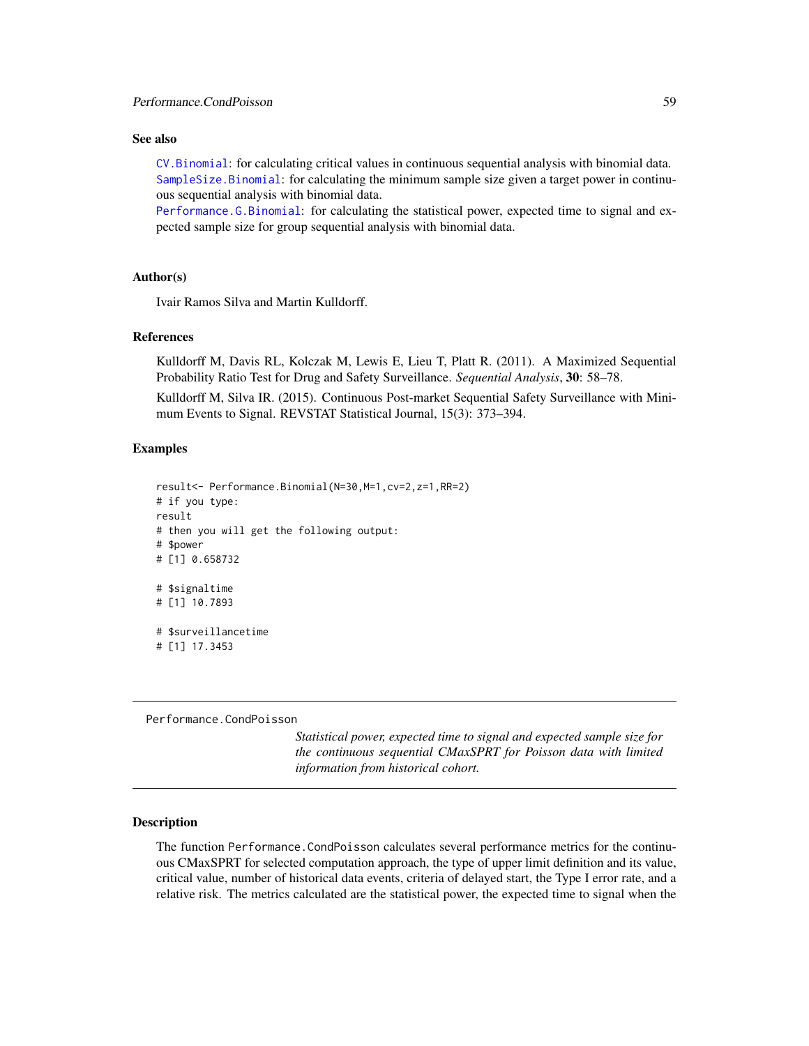### See also

`CV.Binomial`: for calculating critical values in continuous sequential analysis with binomial data.
`SampleSize.Binomial`: for calculating the minimum sample size given a target power in continuous sequential analysis with binomial data.
`Performance.G.Binomial`: for calculating the statistical power, expected time to signal and expected sample size for group sequential analysis with binomial data.

### Author(s)

Ivair Ramos Silva and Martin Kulldorff.

### References

Kulldorff M, Davis RL, Kolczak M, Lewis E, Lieu T, Platt R. (2011). A Maximized Sequential Probability Ratio Test for Drug and Safety Surveillance. *Sequential Analysis*, **30**: 58–78.

Kulldorff M, Silva IR. (2015). Continuous Post-market Sequential Safety Surveillance with Minimum Events to Signal. REVSTAT Statistical Journal, 15(3): 373–394.

### Examples

```
result<- Performance.Binomial(N=30,M=1,cv=2,z=1,RR=2)
# if you type:
result
# then you will get the following output:
# $power
# [1] 0.658732

# $signaltime
# [1] 10.7893

# $surveillancetime
# [1] 17.3453
```

---

`Performance.CondPoisson` *Statistical power, expected time to signal and expected sample size for the continuous sequential CMaxSPRT for Poisson data with limited information from historical cohort.*

---

### Description

The function `Performance.CondPoisson` calculates several performance metrics for the continuous CMaxSPRT for selected computation approach, the type of upper limit definition and its value, critical value, number of historical data events, criteria of delayed start, the Type I error rate, and a relative risk. The metrics calculated are the statistical power, the expected time to signal when the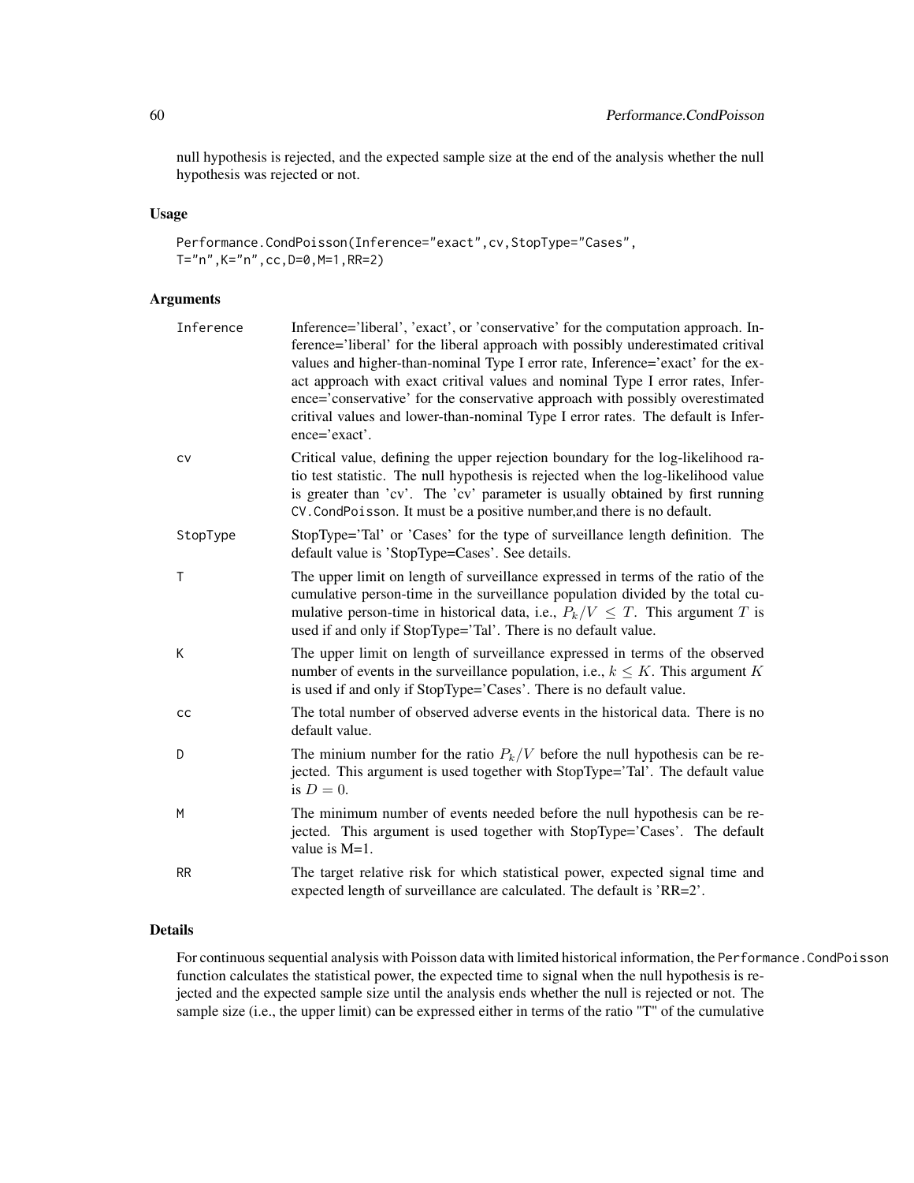null hypothesis is rejected, and the expected sample size at the end of the analysis whether the null hypothesis was rejected or not.

### Usage

```
Performance.CondPoisson(Inference="exact",cv,StopType="Cases",
T="n",K="n",cc,D=0,M=1,RR=2)
```

### Arguments

| | |
|---|---|
| Inference | Inference='liberal', 'exact', or 'conservative' for the computation approach. Inference='liberal' for the liberal approach with possibly underestimated critival values and higher-than-nominal Type I error rate, Inference='exact' for the exact approach with exact critival values and nominal Type I error rates, Inference='conservative' for the conservative approach with possibly overestimated critival values and lower-than-nominal Type I error rates. The default is Inference='exact'. |
| cv | Critical value, defining the upper rejection boundary for the log-likelihood ratio test statistic. The null hypothesis is rejected when the log-likelihood value is greater than 'cv'. The 'cv' parameter is usually obtained by first running CV.CondPoisson. It must be a positive number,and there is no default. |
| StopType | StopType='Tal' or 'Cases' for the type of surveillance length definition. The default value is 'StopType=Cases'. See details. |
| T | The upper limit on length of surveillance expressed in terms of the ratio of the cumulative person-time in the surveillance population divided by the total cumulative person-time in historical data, i.e., $P_k/V \leq T$. This argument $T$ is used if and only if StopType='Tal'. There is no default value. |
| K | The upper limit on length of surveillance expressed in terms of the observed number of events in the surveillance population, i.e., $k \leq K$. This argument $K$ is used if and only if StopType='Cases'. There is no default value. |
| cc | The total number of observed adverse events in the historical data. There is no default value. |
| D | The minium number for the ratio $P_k/V$ before the null hypothesis can be rejected. This argument is used together with StopType='Tal'. The default value is $D = 0$. |
| M | The minimum number of events needed before the null hypothesis can be rejected. This argument is used together with StopType='Cases'. The default value is M=1. |
| RR | The target relative risk for which statistical power, expected signal time and expected length of surveillance are calculated. The default is 'RR=2'. |

### Details

For continuous sequential analysis with Poisson data with limited historical information, the Performance.CondPoisson function calculates the statistical power, the expected time to signal when the null hypothesis is rejected and the expected sample size until the analysis ends whether the null is rejected or not. The sample size (i.e., the upper limit) can be expressed either in terms of the ratio "T" of the cumulative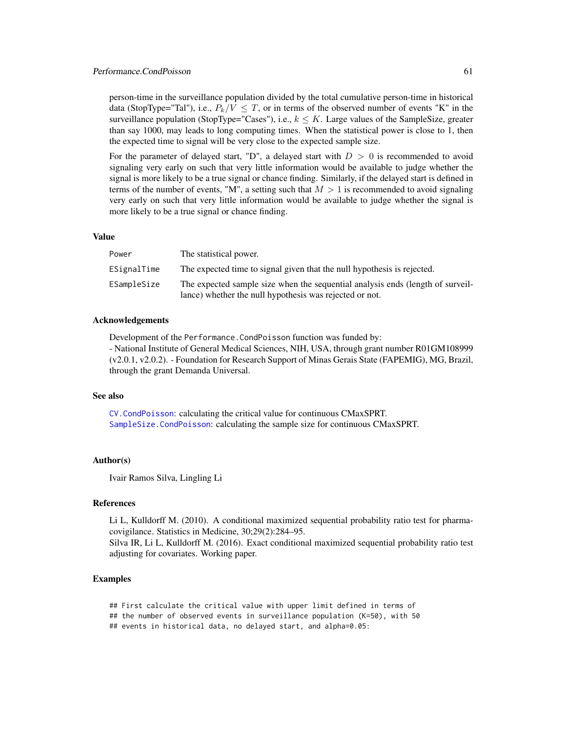person-time in the surveillance population divided by the total cumulative person-time in historical data (StopType="Tal"), i.e., $P_k/V \leq T$, or in terms of the observed number of events "K" in the surveillance population (StopType="Cases"), i.e., $k \leq K$. Large values of the SampleSize, greater than say 1000, may leads to long computing times. When the statistical power is close to 1, then the expected time to signal will be very close to the expected sample size.

For the parameter of delayed start, "D", a delayed start with $D > 0$ is recommended to avoid signaling very early on such that very little information would be available to judge whether the signal is more likely to be a true signal or chance finding. Similarly, if the delayed start is defined in terms of the number of events, "M", a setting such that $M > 1$ is recommended to avoid signaling very early on such that very little information would be available to judge whether the signal is more likely to be a true signal or chance finding.

### Value

| | |
|---|---|
| `Power` | The statistical power. |
| `ESignalTime` | The expected time to signal given that the null hypothesis is rejected. |
| `ESampleSize` | The expected sample size when the sequential analysis ends (length of surveillance) whether the null hypothesis was rejected or not. |

### Acknowledgements

Development of the `Performance.CondPoisson` function was funded by:
- National Institute of General Medical Sciences, NIH, USA, through grant number R01GM108999 (v2.0.1, v2.0.2). - Foundation for Research Support of Minas Gerais State (FAPEMIG), MG, Brazil, through the grant Demanda Universal.

### See also

`CV.CondPoisson`: calculating the critical value for continuous CMaxSPRT.
`SampleSize.CondPoisson`: calculating the sample size for continuous CMaxSPRT.

### Author(s)

Ivair Ramos Silva, Lingling Li

### References

Li L, Kulldorff M. (2010). A conditional maximized sequential probability ratio test for pharmacovigilance. Statistics in Medicine, 30;29(2):284–95.
Silva IR, Li L, Kulldorff M. (2016). Exact conditional maximized sequential probability ratio test adjusting for covariates. Working paper.

### Examples

```
## First calculate the critical value with upper limit defined in terms of
## the number of observed events in surveillance population (K=50), with 50
## events in historical data, no delayed start, and alpha=0.05:
```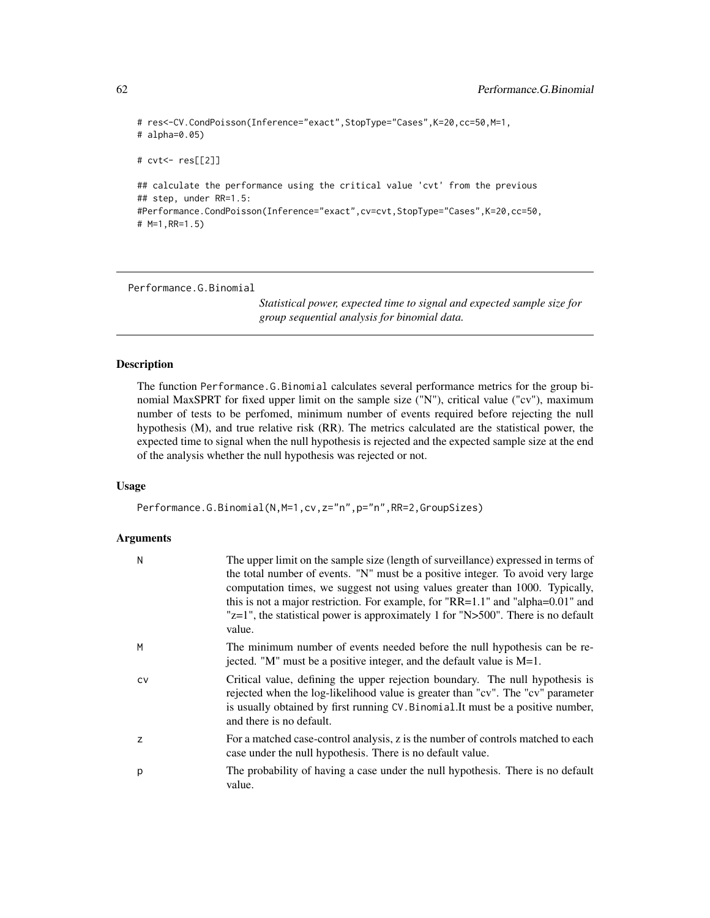```
# res<-CV.CondPoisson(Inference="exact",StopType="Cases",K=20,cc=50,M=1,
# alpha=0.05)

# cvt<- res[[2]]

## calculate the performance using the critical value 'cvt' from the previous
## step, under RR=1.5:
#Performance.CondPoisson(Inference="exact",cv=cvt,StopType="Cases",K=20,cc=50,
# M=1,RR=1.5)
```

---

## Performance.G.Binomial

*Statistical power, expected time to signal and expected sample size for group sequential analysis for binomial data.*

---

### Description

The function Performance.G.Binomial calculates several performance metrics for the group binomial MaxSPRT for fixed upper limit on the sample size ("N"), critical value ("cv"), maximum number of tests to be perfomed, minimum number of events required before rejecting the null hypothesis (M), and true relative risk (RR). The metrics calculated are the statistical power, the expected time to signal when the null hypothesis is rejected and the expected sample size at the end of the analysis whether the null hypothesis was rejected or not.

### Usage

```
Performance.G.Binomial(N,M=1,cv,z="n",p="n",RR=2,GroupSizes)
```

### Arguments

| | |
|---|---|
| N | The upper limit on the sample size (length of surveillance) expressed in terms of the total number of events. "N" must be a positive integer. To avoid very large computation times, we suggest not using values greater than 1000. Typically, this is not a major restriction. For example, for "RR=1.1" and "alpha=0.01" and "z=1", the statistical power is approximately 1 for "N>500". There is no default value. |
| M | The minimum number of events needed before the null hypothesis can be rejected. "M" must be a positive integer, and the default value is M=1. |
| cv | Critical value, defining the upper rejection boundary. The null hypothesis is rejected when the log-likelihood value is greater than "cv". The "cv" parameter is usually obtained by first running CV.Binomial.It must be a positive number, and there is no default. |
| z | For a matched case-control analysis, z is the number of controls matched to each case under the null hypothesis. There is no default value. |
| p | The probability of having a case under the null hypothesis. There is no default value. |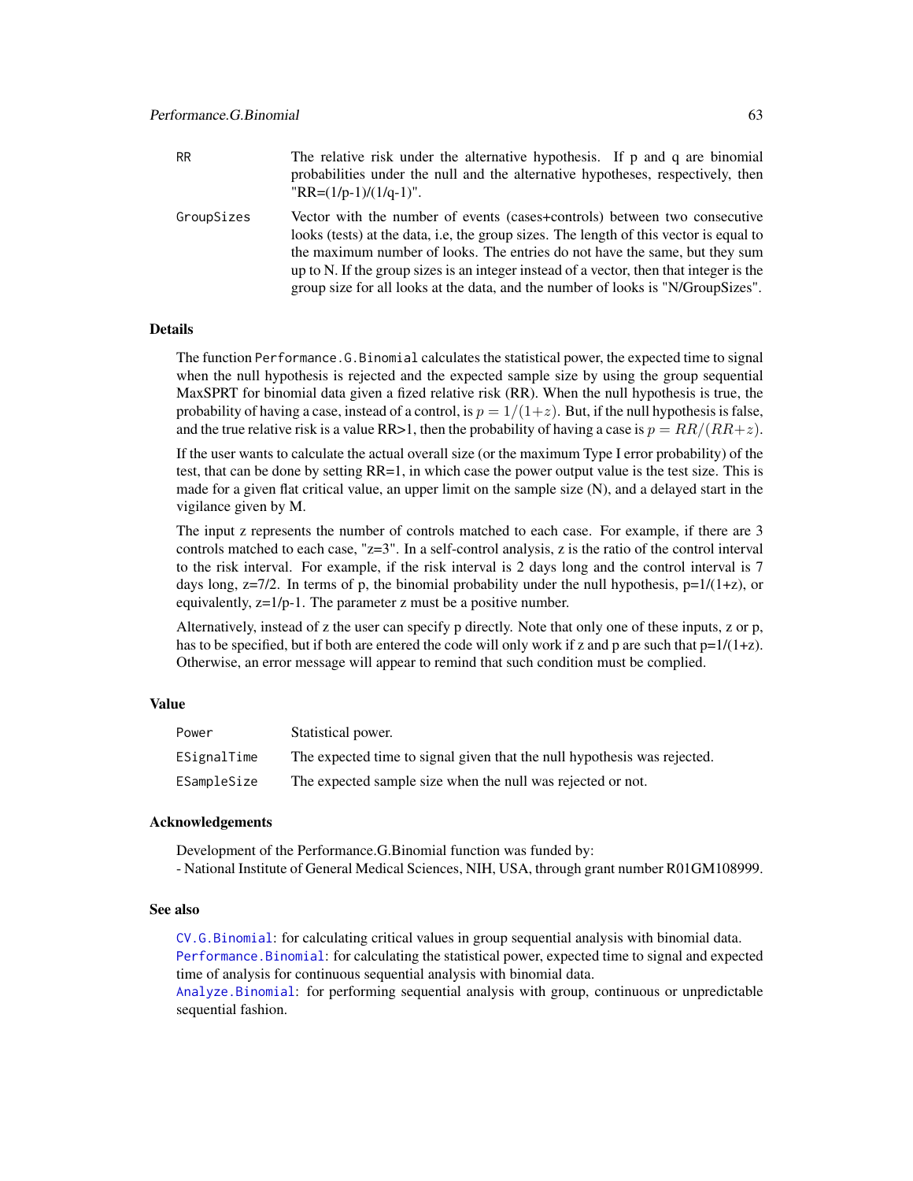RR — The relative risk under the alternative hypothesis. If p and q are binomial probabilities under the null and the alternative hypotheses, respectively, then "RR=(1/p-1)/(1/q-1)".

GroupSizes — Vector with the number of events (cases+controls) between two consecutive looks (tests) at the data, i.e, the group sizes. The length of this vector is equal to the maximum number of looks. The entries do not have the same, but they sum up to N. If the group sizes is an integer instead of a vector, then that integer is the group size for all looks at the data, and the number of looks is "N/GroupSizes".

### Details

The function `Performance.G.Binomial` calculates the statistical power, the expected time to signal when the null hypothesis is rejected and the expected sample size by using the group sequential MaxSPRT for binomial data given a fized relative risk (RR). When the null hypothesis is true, the probability of having a case, instead of a control, is $p = 1/(1+z)$. But, if the null hypothesis is false, and the true relative risk is a value RR>1, then the probability of having a case is $p = RR/(RR+z)$.

If the user wants to calculate the actual overall size (or the maximum Type I error probability) of the test, that can be done by setting RR=1, in which case the power output value is the test size. This is made for a given flat critical value, an upper limit on the sample size (N), and a delayed start in the vigilance given by M.

The input z represents the number of controls matched to each case. For example, if there are 3 controls matched to each case, "z=3". In a self-control analysis, z is the ratio of the control interval to the risk interval. For example, if the risk interval is 2 days long and the control interval is 7 days long, z=7/2. In terms of p, the binomial probability under the null hypothesis, p=1/(1+z), or equivalently, z=1/p-1. The parameter z must be a positive number.

Alternatively, instead of z the user can specify p directly. Note that only one of these inputs, z or p, has to be specified, but if both are entered the code will only work if z and p are such that p=1/(1+z). Otherwise, an error message will appear to remind that such condition must be complied.

### Value

Power — Statistical power.

ESignalTime — The expected time to signal given that the null hypothesis was rejected.

ESampleSize — The expected sample size when the null was rejected or not.

### Acknowledgements

Development of the Performance.G.Binomial function was funded by:
- National Institute of General Medical Sciences, NIH, USA, through grant number R01GM108999.

### See also

`CV.G.Binomial`: for calculating critical values in group sequential analysis with binomial data.
`Performance.Binomial`: for calculating the statistical power, expected time to signal and expected time of analysis for continuous sequential analysis with binomial data.
`Analyze.Binomial`: for performing sequential analysis with group, continuous or unpredictable sequential fashion.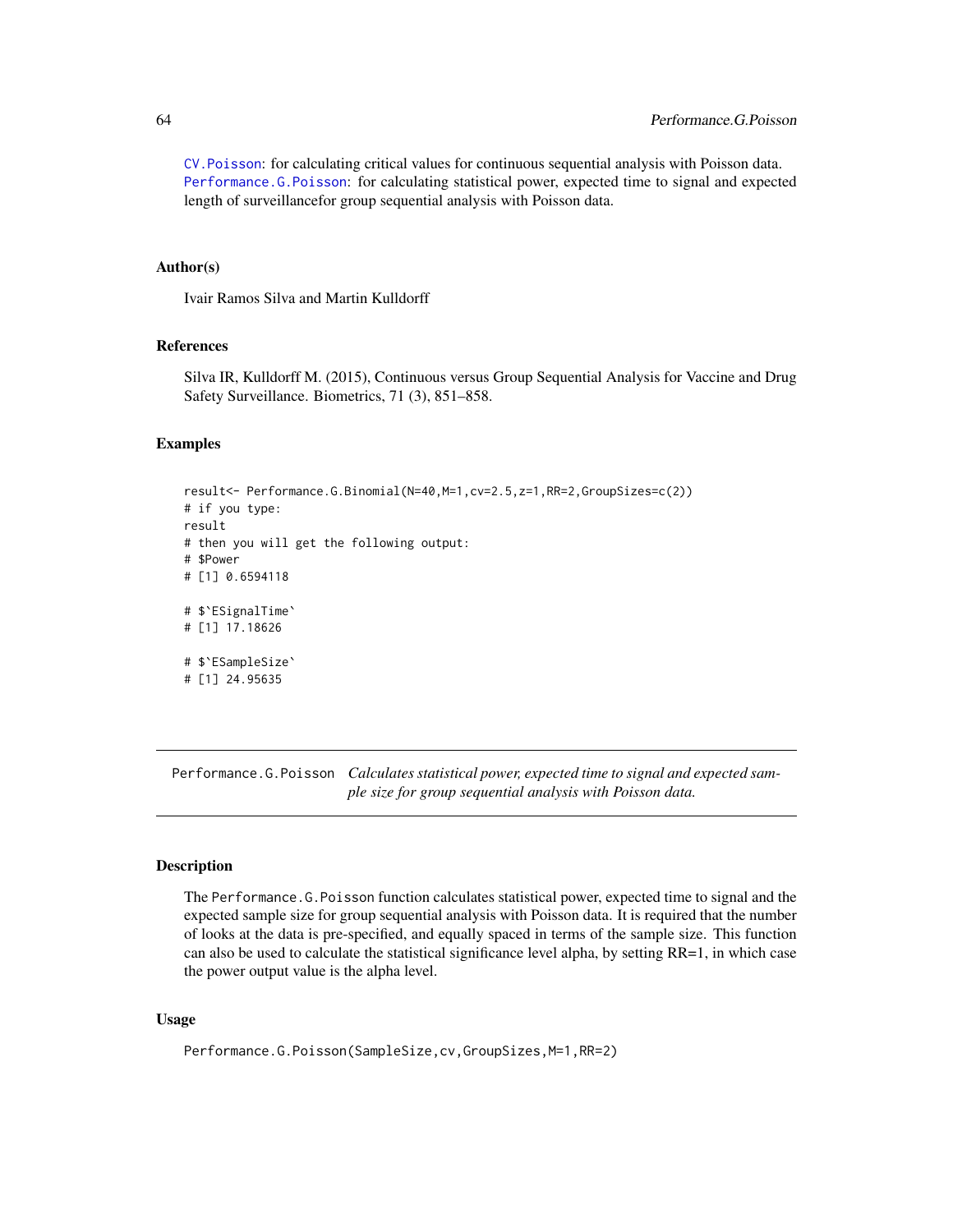CV.Poisson: for calculating critical values for continuous sequential analysis with Poisson data.
Performance.G.Poisson: for calculating statistical power, expected time to signal and expected length of surveillancefor group sequential analysis with Poisson data.

### Author(s)

Ivair Ramos Silva and Martin Kulldorff

### References

Silva IR, Kulldorff M. (2015), Continuous versus Group Sequential Analysis for Vaccine and Drug Safety Surveillance. Biometrics, 71 (3), 851–858.

### Examples

```
result<- Performance.G.Binomial(N=40,M=1,cv=2.5,z=1,RR=2,GroupSizes=c(2))
# if you type:
result
# then you will get the following output:
# $Power
# [1] 0.6594118

# $`ESignalTime`
# [1] 17.18626

# $`ESampleSize`
# [1] 24.95635
```

---

## Performance.G.Poisson *Calculates statistical power, expected time to signal and expected sample size for group sequential analysis with Poisson data.*

---

### Description

The Performance.G.Poisson function calculates statistical power, expected time to signal and the expected sample size for group sequential analysis with Poisson data. It is required that the number of looks at the data is pre-specified, and equally spaced in terms of the sample size. This function can also be used to calculate the statistical significance level alpha, by setting RR=1, in which case the power output value is the alpha level.

### Usage

```
Performance.G.Poisson(SampleSize,cv,GroupSizes,M=1,RR=2)
```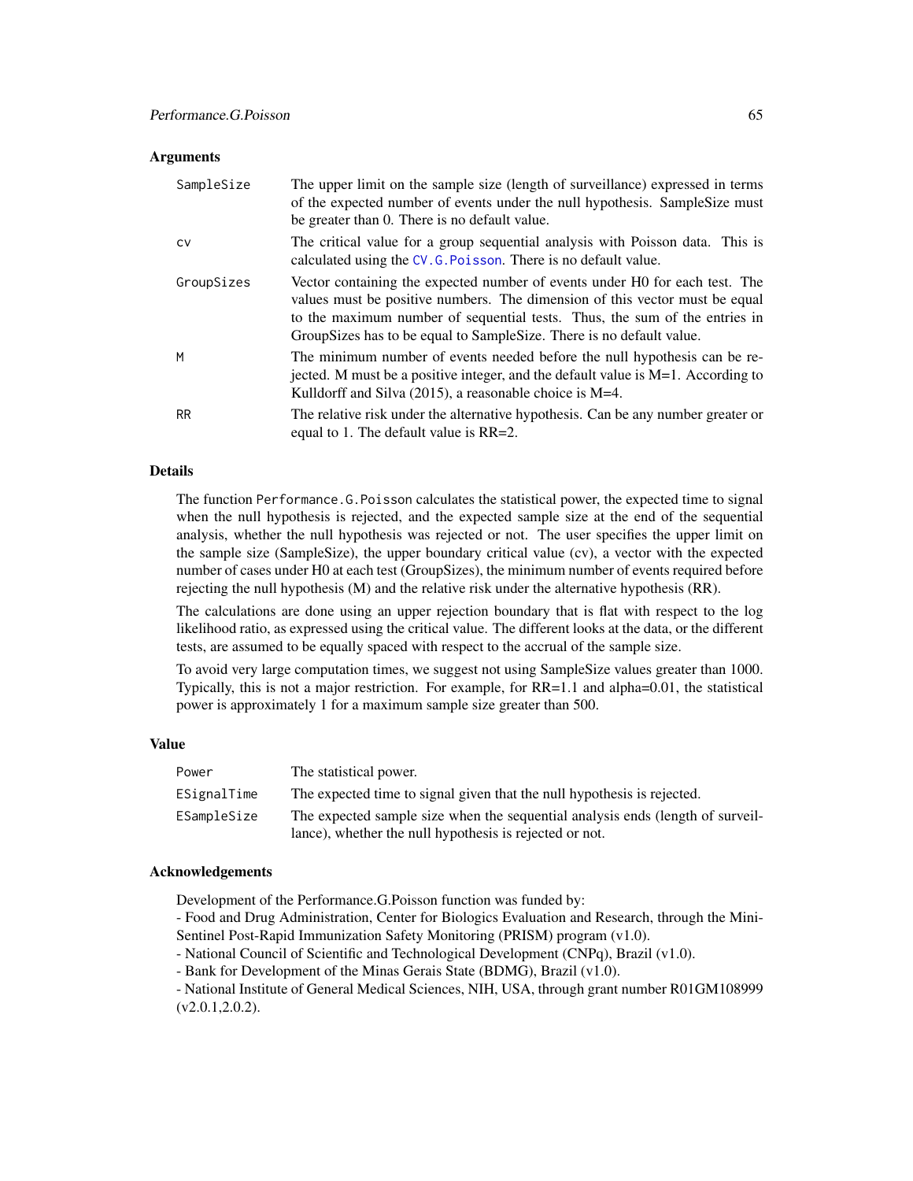### Arguments

| | |
|---|---|
| SampleSize | The upper limit on the sample size (length of surveillance) expressed in terms of the expected number of events under the null hypothesis. SampleSize must be greater than 0. There is no default value. |
| cv | The critical value for a group sequential analysis with Poisson data. This is calculated using the CV.G.Poisson. There is no default value. |
| GroupSizes | Vector containing the expected number of events under H0 for each test. The values must be positive numbers. The dimension of this vector must be equal to the maximum number of sequential tests. Thus, the sum of the entries in GroupSizes has to be equal to SampleSize. There is no default value. |
| M | The minimum number of events needed before the null hypothesis can be rejected. M must be a positive integer, and the default value is M=1. According to Kulldorff and Silva (2015), a reasonable choice is M=4. |
| RR | The relative risk under the alternative hypothesis. Can be any number greater or equal to 1. The default value is RR=2. |

### Details

The function Performance.G.Poisson calculates the statistical power, the expected time to signal when the null hypothesis is rejected, and the expected sample size at the end of the sequential analysis, whether the null hypothesis was rejected or not. The user specifies the upper limit on the sample size (SampleSize), the upper boundary critical value (cv), a vector with the expected number of cases under H0 at each test (GroupSizes), the minimum number of events required before rejecting the null hypothesis (M) and the relative risk under the alternative hypothesis (RR).

The calculations are done using an upper rejection boundary that is flat with respect to the log likelihood ratio, as expressed using the critical value. The different looks at the data, or the different tests, are assumed to be equally spaced with respect to the accrual of the sample size.

To avoid very large computation times, we suggest not using SampleSize values greater than 1000. Typically, this is not a major restriction. For example, for RR=1.1 and alpha=0.01, the statistical power is approximately 1 for a maximum sample size greater than 500.

### Value

| | |
|---|---|
| Power | The statistical power. |
| ESignalTime | The expected time to signal given that the null hypothesis is rejected. |
| ESampleSize | The expected sample size when the sequential analysis ends (length of surveillance), whether the null hypothesis is rejected or not. |

### Acknowledgements

Development of the Performance.G.Poisson function was funded by:  
- Food and Drug Administration, Center for Biologics Evaluation and Research, through the Mini-Sentinel Post-Rapid Immunization Safety Monitoring (PRISM) program (v1.0).  
- National Council of Scientific and Technological Development (CNPq), Brazil (v1.0).  
- Bank for Development of the Minas Gerais State (BDMG), Brazil (v1.0).  
- National Institute of General Medical Sciences, NIH, USA, through grant number R01GM108999 (v2.0.1,2.0.2).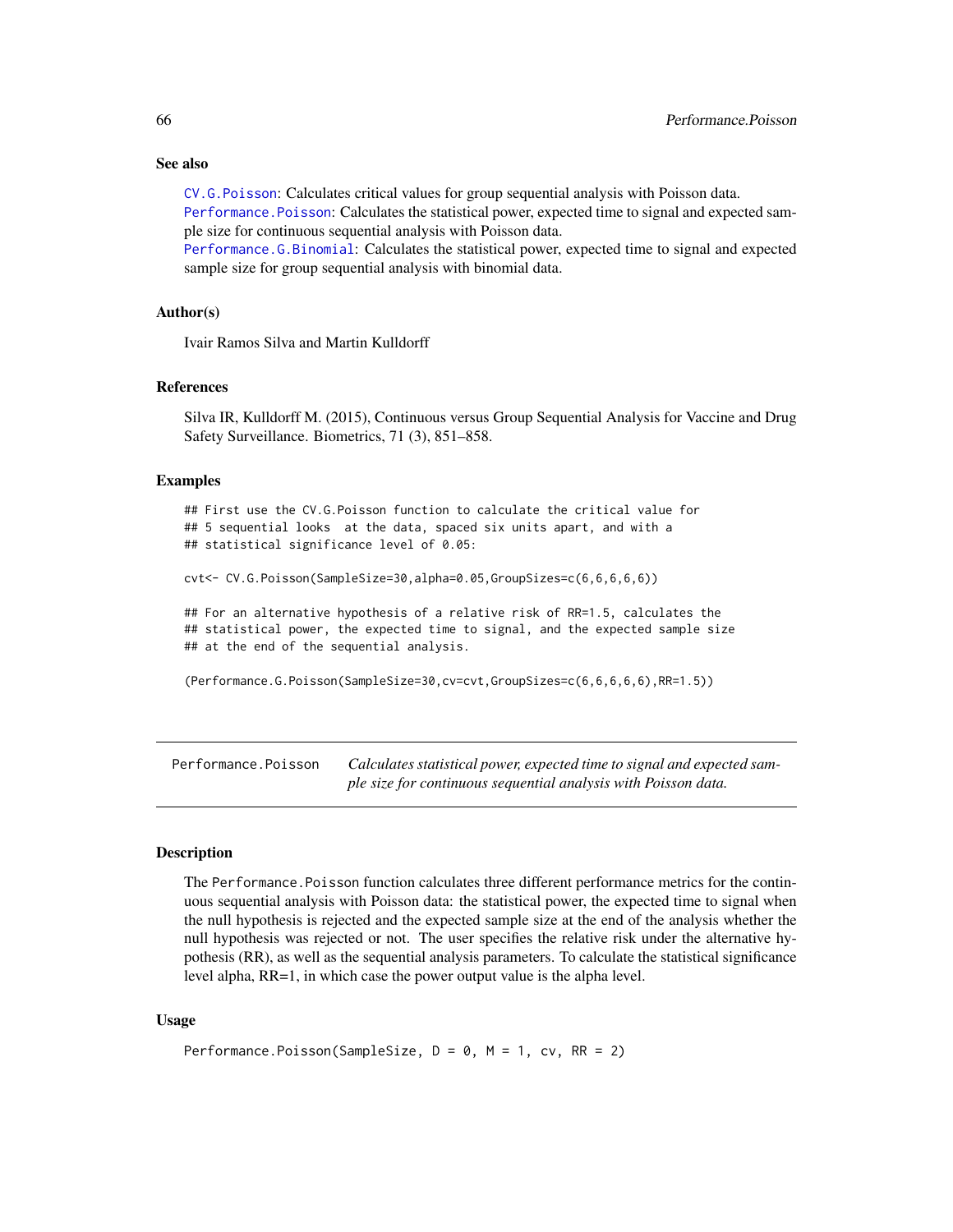### See also

`CV.G.Poisson`: Calculates critical values for group sequential analysis with Poisson data.
`Performance.Poisson`: Calculates the statistical power, expected time to signal and expected sample size for continuous sequential analysis with Poisson data.
`Performance.G.Binomial`: Calculates the statistical power, expected time to signal and expected sample size for group sequential analysis with binomial data.

### Author(s)

Ivair Ramos Silva and Martin Kulldorff

### References

Silva IR, Kulldorff M. (2015), Continuous versus Group Sequential Analysis for Vaccine and Drug Safety Surveillance. Biometrics, 71 (3), 851–858.

### Examples

```
## First use the CV.G.Poisson function to calculate the critical value for
## 5 sequential looks  at the data, spaced six units apart, and with a
## statistical significance level of 0.05:

cvt<- CV.G.Poisson(SampleSize=30,alpha=0.05,GroupSizes=c(6,6,6,6,6))

## For an alternative hypothesis of a relative risk of RR=1.5, calculates the
## statistical power, the expected time to signal, and the expected sample size
## at the end of the sequential analysis.

(Performance.G.Poisson(SampleSize=30,cv=cvt,GroupSizes=c(6,6,6,6,6),RR=1.5))
```

---

## Performance.Poisson

*Calculates statistical power, expected time to signal and expected sample size for continuous sequential analysis with Poisson data.*

---

### Description

The `Performance.Poisson` function calculates three different performance metrics for the continuous sequential analysis with Poisson data: the statistical power, the expected time to signal when the null hypothesis is rejected and the expected sample size at the end of the analysis whether the null hypothesis was rejected or not. The user specifies the relative risk under the alternative hypothesis (RR), as well as the sequential analysis parameters. To calculate the statistical significance level alpha, RR=1, in which case the power output value is the alpha level.

### Usage

```
Performance.Poisson(SampleSize, D = 0, M = 1, cv, RR = 2)
```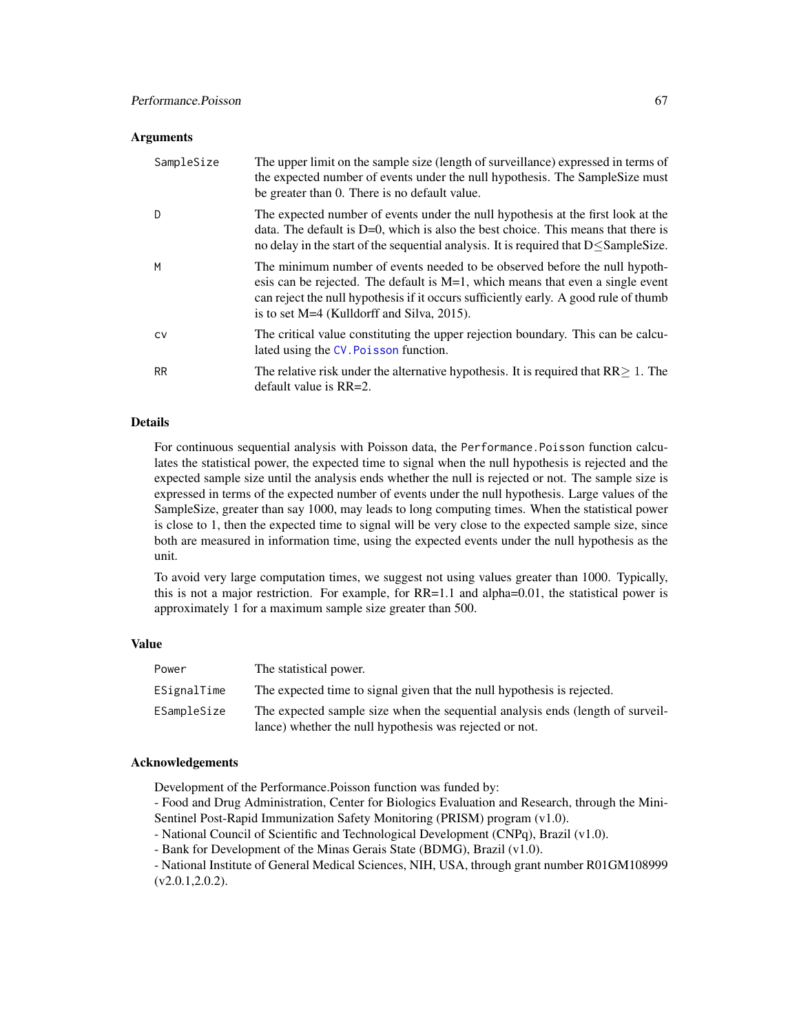### Arguments

| | |
|---|---|
| SampleSize | The upper limit on the sample size (length of surveillance) expressed in terms of the expected number of events under the null hypothesis. The SampleSize must be greater than 0. There is no default value. |
| D | The expected number of events under the null hypothesis at the first look at the data. The default is D=0, which is also the best choice. This means that there is no delay in the start of the sequential analysis. It is required that D≤SampleSize. |
| M | The minimum number of events needed to be observed before the null hypothesis can be rejected. The default is M=1, which means that even a single event can reject the null hypothesis if it occurs sufficiently early. A good rule of thumb is to set M=4 (Kulldorff and Silva, 2015). |
| cv | The critical value constituting the upper rejection boundary. This can be calculated using the CV.Poisson function. |
| RR | The relative risk under the alternative hypothesis. It is required that RR≥ 1. The default value is RR=2. |

### Details

For continuous sequential analysis with Poisson data, the Performance.Poisson function calculates the statistical power, the expected time to signal when the null hypothesis is rejected and the expected sample size until the analysis ends whether the null is rejected or not. The sample size is expressed in terms of the expected number of events under the null hypothesis. Large values of the SampleSize, greater than say 1000, may leads to long computing times. When the statistical power is close to 1, then the expected time to signal will be very close to the expected sample size, since both are measured in information time, using the expected events under the null hypothesis as the unit.

To avoid very large computation times, we suggest not using values greater than 1000. Typically, this is not a major restriction. For example, for RR=1.1 and alpha=0.01, the statistical power is approximately 1 for a maximum sample size greater than 500.

### Value

| | |
|---|---|
| Power | The statistical power. |
| ESignalTime | The expected time to signal given that the null hypothesis is rejected. |
| ESampleSize | The expected sample size when the sequential analysis ends (length of surveillance) whether the null hypothesis was rejected or not. |

### Acknowledgements

Development of the Performance.Poisson function was funded by:
- Food and Drug Administration, Center for Biologics Evaluation and Research, through the Mini-Sentinel Post-Rapid Immunization Safety Monitoring (PRISM) program (v1.0).
- National Council of Scientific and Technological Development (CNPq), Brazil (v1.0).
- Bank for Development of the Minas Gerais State (BDMG), Brazil (v1.0).
- National Institute of General Medical Sciences, NIH, USA, through grant number R01GM108999 (v2.0.1,2.0.2).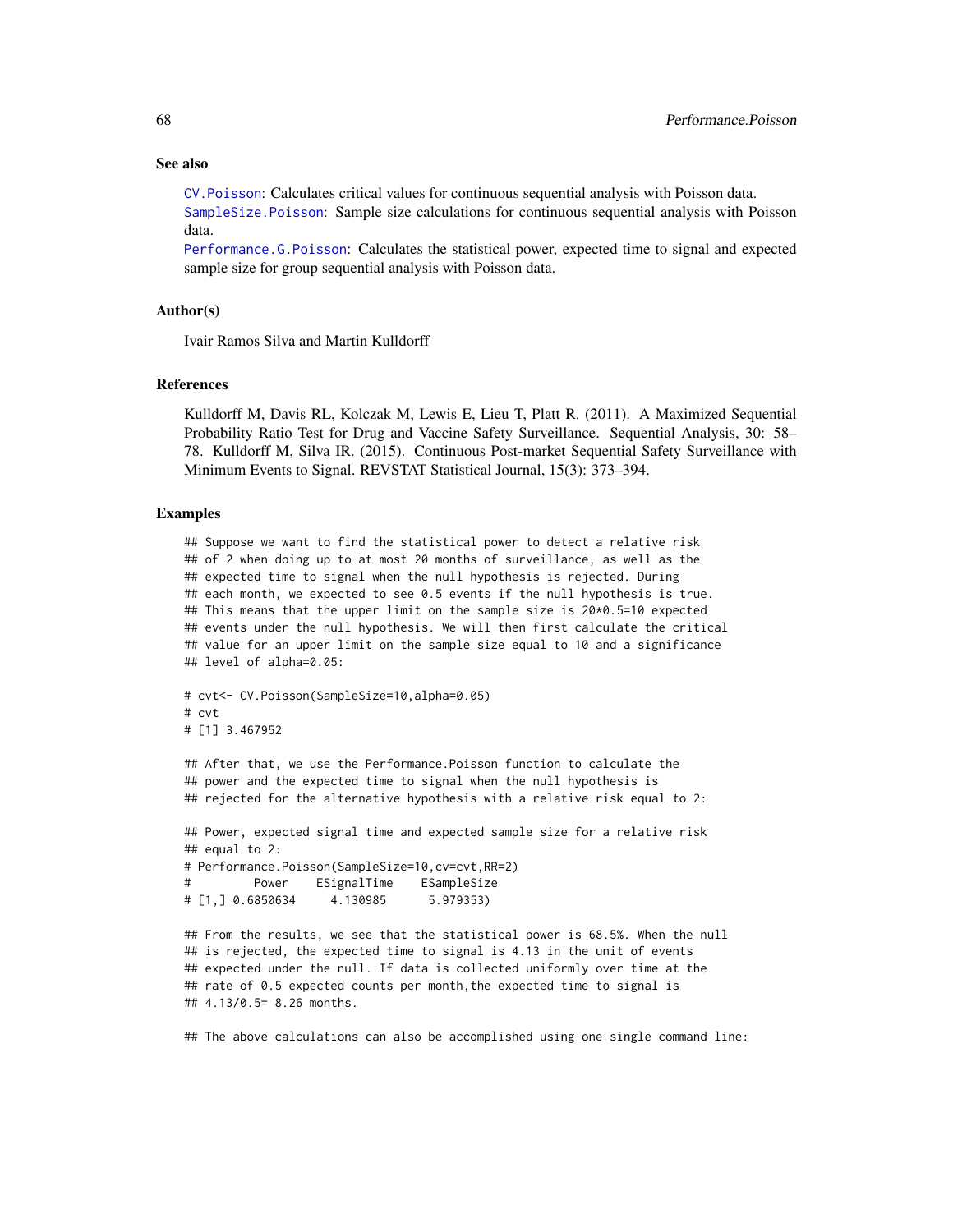### See also

`CV.Poisson`: Calculates critical values for continuous sequential analysis with Poisson data.
`SampleSize.Poisson`: Sample size calculations for continuous sequential analysis with Poisson data.
`Performance.G.Poisson`: Calculates the statistical power, expected time to signal and expected sample size for group sequential analysis with Poisson data.

### Author(s)

Ivair Ramos Silva and Martin Kulldorff

### References

Kulldorff M, Davis RL, Kolczak M, Lewis E, Lieu T, Platt R. (2011). A Maximized Sequential Probability Ratio Test for Drug and Vaccine Safety Surveillance. Sequential Analysis, 30: 58–78. Kulldorff M, Silva IR. (2015). Continuous Post-market Sequential Safety Surveillance with Minimum Events to Signal. REVSTAT Statistical Journal, 15(3): 373–394.

### Examples

```
## Suppose we want to find the statistical power to detect a relative risk
## of 2 when doing up to at most 20 months of surveillance, as well as the
## expected time to signal when the null hypothesis is rejected. During
## each month, we expected to see 0.5 events if the null hypothesis is true.
## This means that the upper limit on the sample size is 20*0.5=10 expected
## events under the null hypothesis. We will then first calculate the critical
## value for an upper limit on the sample size equal to 10 and a significance
## level of alpha=0.05:

# cvt<- CV.Poisson(SampleSize=10,alpha=0.05)
# cvt
# [1] 3.467952

## After that, we use the Performance.Poisson function to calculate the
## power and the expected time to signal when the null hypothesis is
## rejected for the alternative hypothesis with a relative risk equal to 2:

## Power, expected signal time and expected sample size for a relative risk
## equal to 2:
# Performance.Poisson(SampleSize=10,cv=cvt,RR=2)
#         Power    ESignalTime    ESampleSize
# [1,] 0.6850634     4.130985      5.979353)

## From the results, we see that the statistical power is 68.5%. When the null
## is rejected, the expected time to signal is 4.13 in the unit of events
## expected under the null. If data is collected uniformly over time at the
## rate of 0.5 expected counts per month,the expected time to signal is
## 4.13/0.5= 8.26 months.

## The above calculations can also be accomplished using one single command line:
```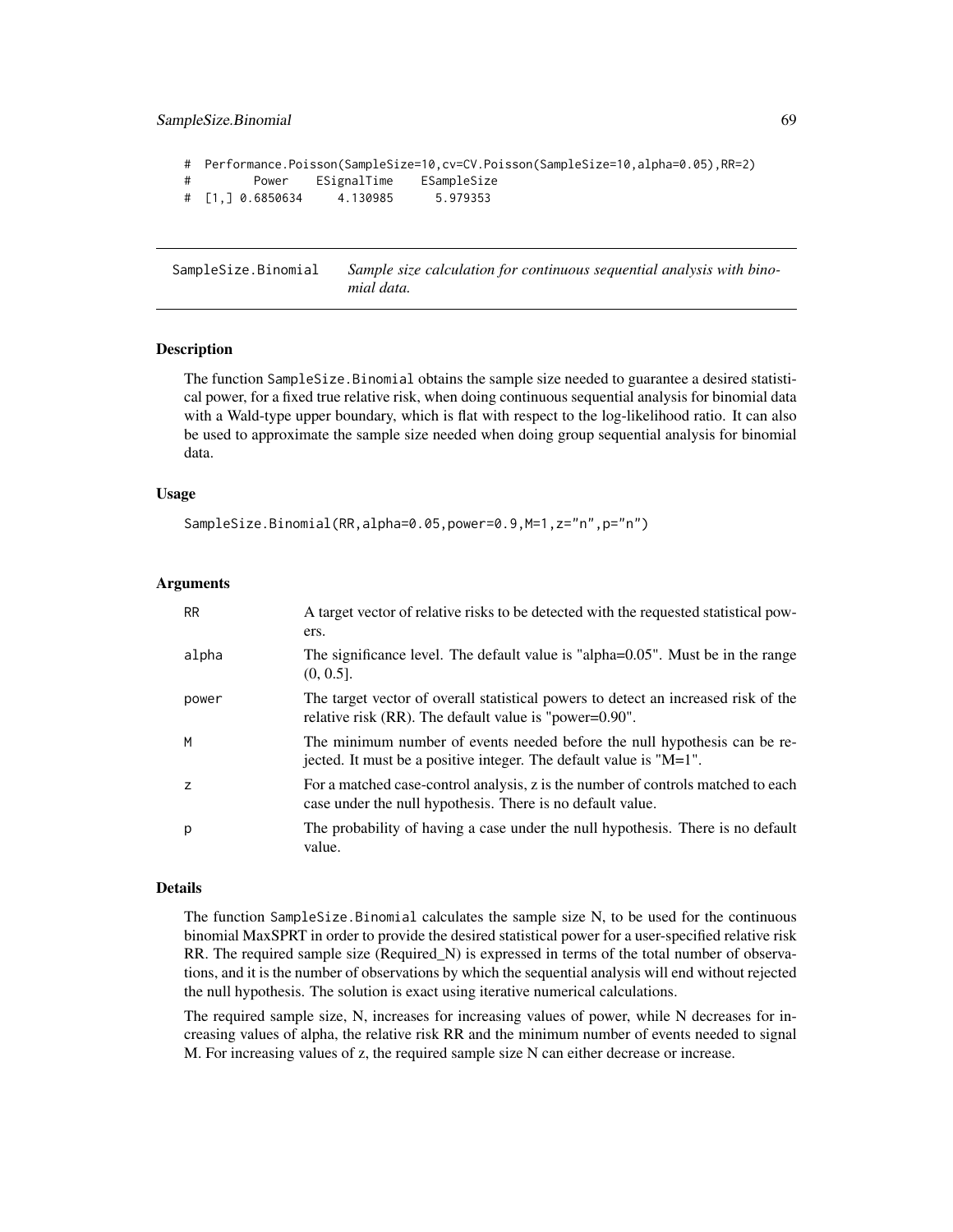```
# Performance.Poisson(SampleSize=10,cv=CV.Poisson(SampleSize=10,alpha=0.05),RR=2)
#         Power    ESignalTime    ESampleSize
# [1,] 0.6850634     4.130985      5.979353
```

---

## SampleSize.Binomial — *Sample size calculation for continuous sequential analysis with binomial data.*

---

### Description

The function SampleSize.Binomial obtains the sample size needed to guarantee a desired statistical power, for a fixed true relative risk, when doing continuous sequential analysis for binomial data with a Wald-type upper boundary, which is flat with respect to the log-likelihood ratio. It can also be used to approximate the sample size needed when doing group sequential analysis for binomial data.

### Usage

```
SampleSize.Binomial(RR,alpha=0.05,power=0.9,M=1,z="n",p="n")
```

### Arguments

| | |
|---|---|
| RR | A target vector of relative risks to be detected with the requested statistical powers. |
| alpha | The significance level. The default value is "alpha=0.05". Must be in the range (0, 0.5]. |
| power | The target vector of overall statistical powers to detect an increased risk of the relative risk (RR). The default value is "power=0.90". |
| M | The minimum number of events needed before the null hypothesis can be rejected. It must be a positive integer. The default value is "M=1". |
| z | For a matched case-control analysis, z is the number of controls matched to each case under the null hypothesis. There is no default value. |
| p | The probability of having a case under the null hypothesis. There is no default value. |

### Details

The function SampleSize.Binomial calculates the sample size N, to be used for the continuous binomial MaxSPRT in order to provide the desired statistical power for a user-specified relative risk RR. The required sample size (Required_N) is expressed in terms of the total number of observations, and it is the number of observations by which the sequential analysis will end without rejected the null hypothesis. The solution is exact using iterative numerical calculations.

The required sample size, N, increases for increasing values of power, while N decreases for increasing values of alpha, the relative risk RR and the minimum number of events needed to signal M. For increasing values of z, the required sample size N can either decrease or increase.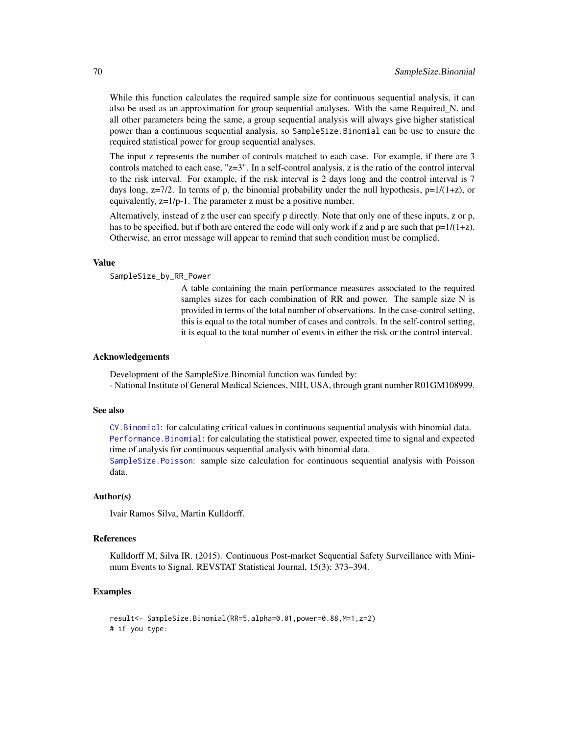While this function calculates the required sample size for continuous sequential analysis, it can also be used as an approximation for group sequential analyses. With the same Required_N, and all other parameters being the same, a group sequential analysis will always give higher statistical power than a continuous sequential analysis, so `SampleSize.Binomial` can be use to ensure the required statistical power for group sequential analyses.

The input z represents the number of controls matched to each case. For example, if there are 3 controls matched to each case, "z=3". In a self-control analysis, z is the ratio of the control interval to the risk interval. For example, if the risk interval is 2 days long and the control interval is 7 days long, z=7/2. In terms of p, the binomial probability under the null hypothesis, p=1/(1+z), or equivalently, z=1/p-1. The parameter z must be a positive number.

Alternatively, instead of z the user can specify p directly. Note that only one of these inputs, z or p, has to be specified, but if both are entered the code will only work if z and p are such that p=1/(1+z). Otherwise, an error message will appear to remind that such condition must be complied.

### Value

`SampleSize_by_RR_Power`
: A table containing the main performance measures associated to the required samples sizes for each combination of RR and power. The sample size N is provided in terms of the total number of observations. In the case-control setting, this is equal to the total number of cases and controls. In the self-control setting, it is equal to the total number of events in either the risk or the control interval.

### Acknowledgements

Development of the SampleSize.Binomial function was funded by:
- National Institute of General Medical Sciences, NIH, USA, through grant number R01GM108999.

### See also

`CV.Binomial`: for calculating critical values in continuous sequential analysis with binomial data.
`Performance.Binomial`: for calculating the statistical power, expected time to signal and expected time of analysis for continuous sequential analysis with binomial data.
`SampleSize.Poisson`: sample size calculation for continuous sequential analysis with Poisson data.

### Author(s)

Ivair Ramos Silva, Martin Kulldorff.

### References

Kulldorff M, Silva IR. (2015). Continuous Post-market Sequential Safety Surveillance with Minimum Events to Signal. REVSTAT Statistical Journal, 15(3): 373–394.

### Examples

```
result<- SampleSize.Binomial(RR=5,alpha=0.01,power=0.88,M=1,z=2)
# if you type:
```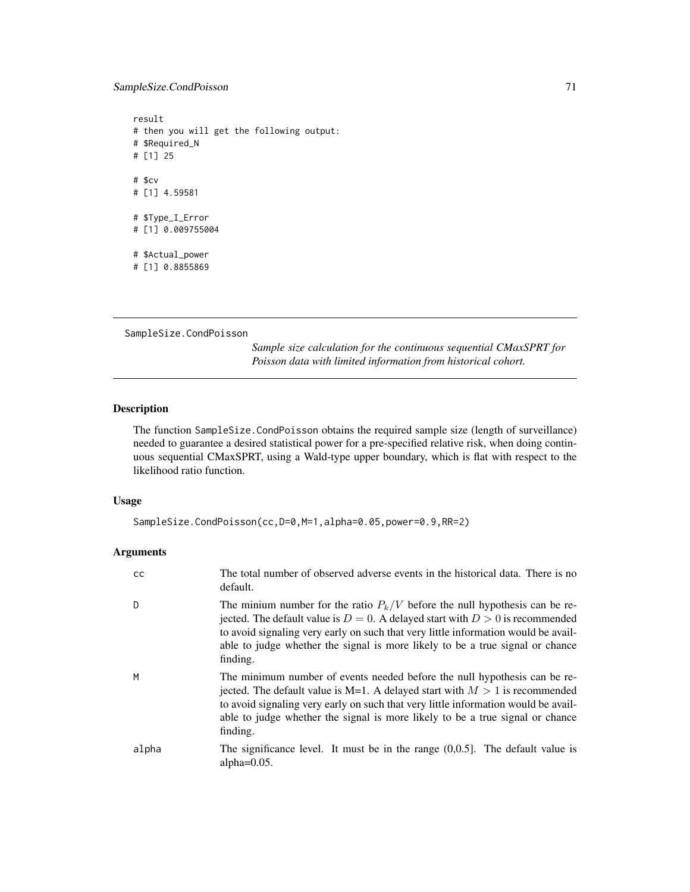```
result
# then you will get the following output:
# $Required_N
# [1] 25

# $cv
# [1] 4.59581

# $Type_I_Error
# [1] 0.009755004

# $Actual_power
# [1] 0.8855869
```

---

SampleSize.CondPoisson

*Sample size calculation for the continuous sequential CMaxSPRT for Poisson data with limited information from historical cohort.*

---

## Description

The function SampleSize.CondPoisson obtains the required sample size (length of surveillance) needed to guarantee a desired statistical power for a pre-specified relative risk, when doing continuous sequential CMaxSPRT, using a Wald-type upper boundary, which is flat with respect to the likelihood ratio function.

## Usage

```
SampleSize.CondPoisson(cc,D=0,M=1,alpha=0.05,power=0.9,RR=2)
```

## Arguments

| | |
|---|---|
| cc | The total number of observed adverse events in the historical data. There is no default. |
| D | The minium number for the ratio $P_k/V$ before the null hypothesis can be rejected. The default value is $D = 0$. A delayed start with $D > 0$ is recommended to avoid signaling very early on such that very little information would be available to judge whether the signal is more likely to be a true signal or chance finding. |
| M | The minimum number of events needed before the null hypothesis can be rejected. The default value is M=1. A delayed start with $M > 1$ is recommended to avoid signaling very early on such that very little information would be available to judge whether the signal is more likely to be a true signal or chance finding. |
| alpha | The significance level. It must be in the range (0,0.5]. The default value is alpha=0.05. |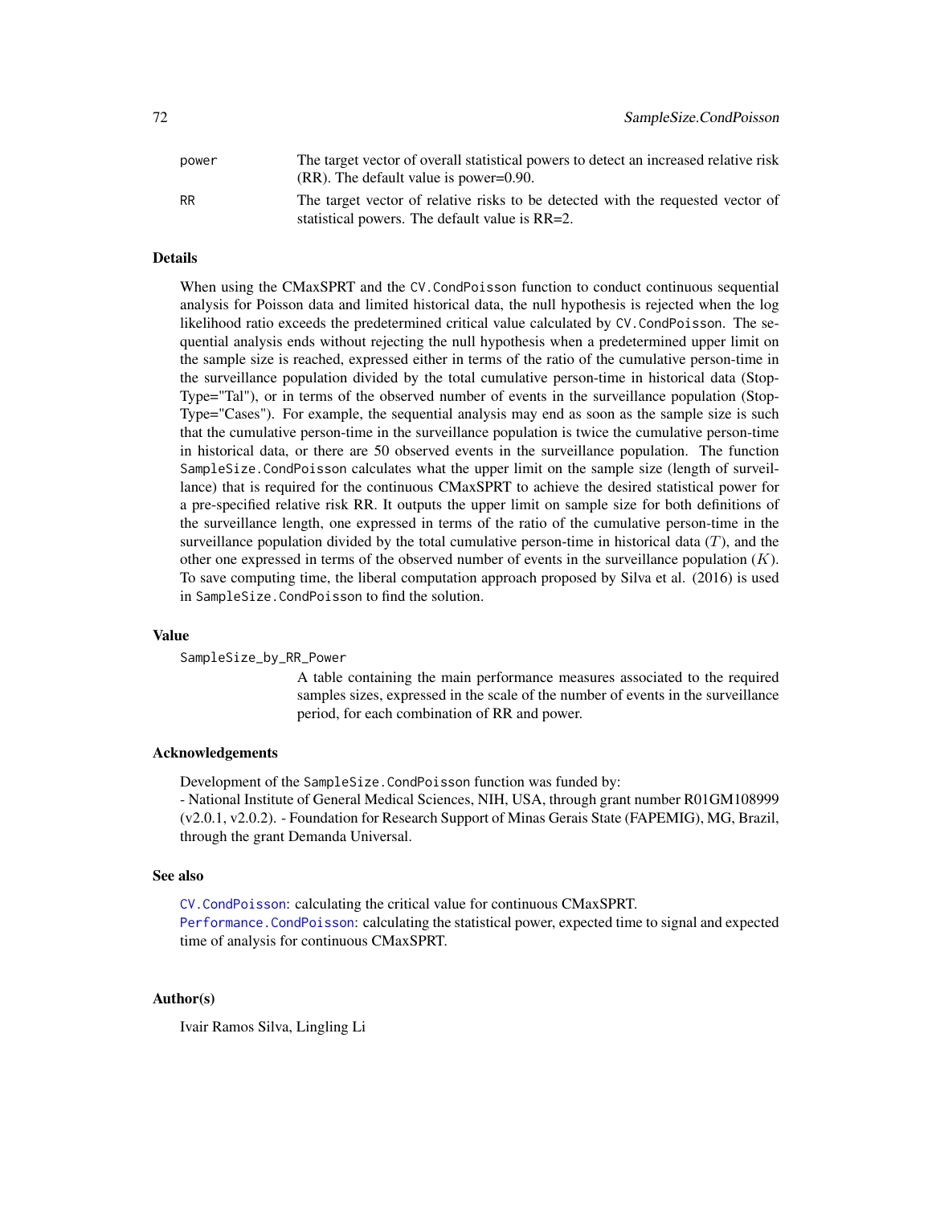power
: The target vector of overall statistical powers to detect an increased relative risk (RR). The default value is power=0.90.

RR
: The target vector of relative risks to be detected with the requested vector of statistical powers. The default value is RR=2.

## Details

When using the CMaxSPRT and the `CV.CondPoisson` function to conduct continuous sequential analysis for Poisson data and limited historical data, the null hypothesis is rejected when the log likelihood ratio exceeds the predetermined critical value calculated by `CV.CondPoisson`. The sequential analysis ends without rejecting the null hypothesis when a predetermined upper limit on the sample size is reached, expressed either in terms of the ratio of the cumulative person-time in the surveillance population divided by the total cumulative person-time in historical data (StopType="Tal"), or in terms of the observed number of events in the surveillance population (StopType="Cases"). For example, the sequential analysis may end as soon as the sample size is such that the cumulative person-time in the surveillance population is twice the cumulative person-time in historical data, or there are 50 observed events in the surveillance population. The function `SampleSize.CondPoisson` calculates what the upper limit on the sample size (length of surveillance) that is required for the continuous CMaxSPRT to achieve the desired statistical power for a pre-specified relative risk RR. It outputs the upper limit on sample size for both definitions of the surveillance length, one expressed in terms of the ratio of the cumulative person-time in the surveillance population divided by the total cumulative person-time in historical data ($T$), and the other one expressed in terms of the observed number of events in the surveillance population ($K$). To save computing time, the liberal computation approach proposed by Silva et al. (2016) is used in `SampleSize.CondPoisson` to find the solution.

## Value

SampleSize_by_RR_Power
: A table containing the main performance measures associated to the required samples sizes, expressed in the scale of the number of events in the surveillance period, for each combination of RR and power.

## Acknowledgements

Development of the `SampleSize.CondPoisson` function was funded by:
- National Institute of General Medical Sciences, NIH, USA, through grant number R01GM108999 (v2.0.1, v2.0.2). - Foundation for Research Support of Minas Gerais State (FAPEMIG), MG, Brazil, through the grant Demanda Universal.

## See also

`CV.CondPoisson`: calculating the critical value for continuous CMaxSPRT.
`Performance.CondPoisson`: calculating the statistical power, expected time to signal and expected time of analysis for continuous CMaxSPRT.

## Author(s)

Ivair Ramos Silva, Lingling Li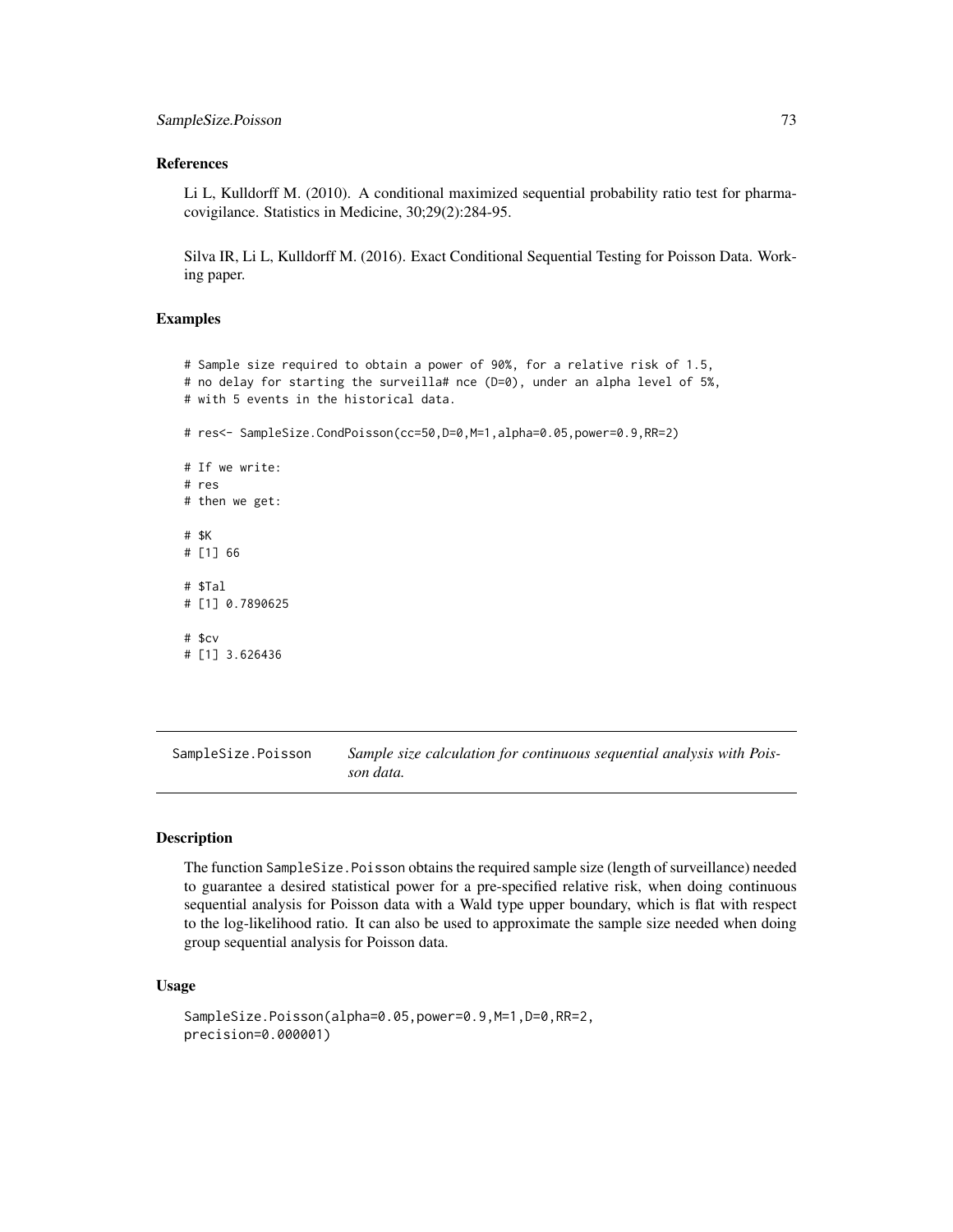### References

Li L, Kulldorff M. (2010). A conditional maximized sequential probability ratio test for pharmacovigilance. Statistics in Medicine, 30;29(2):284-95.

Silva IR, Li L, Kulldorff M. (2016). Exact Conditional Sequential Testing for Poisson Data. Working paper.

### Examples

```
# Sample size required to obtain a power of 90%, for a relative risk of 1.5,
# no delay for starting the surveilla# nce (D=0), under an alpha level of 5%,
# with 5 events in the historical data.

# res<- SampleSize.CondPoisson(cc=50,D=0,M=1,alpha=0.05,power=0.9,RR=2)

# If we write:
# res
# then we get:

# $K
# [1] 66

# $Tal
# [1] 0.7890625

# $cv
# [1] 3.626436
```

---

## SampleSize.Poisson — *Sample size calculation for continuous sequential analysis with Poisson data.*

### Description

The function SampleSize.Poisson obtains the required sample size (length of surveillance) needed to guarantee a desired statistical power for a pre-specified relative risk, when doing continuous sequential analysis for Poisson data with a Wald type upper boundary, which is flat with respect to the log-likelihood ratio. It can also be used to approximate the sample size needed when doing group sequential analysis for Poisson data.

### Usage

```
SampleSize.Poisson(alpha=0.05,power=0.9,M=1,D=0,RR=2,
precision=0.000001)
```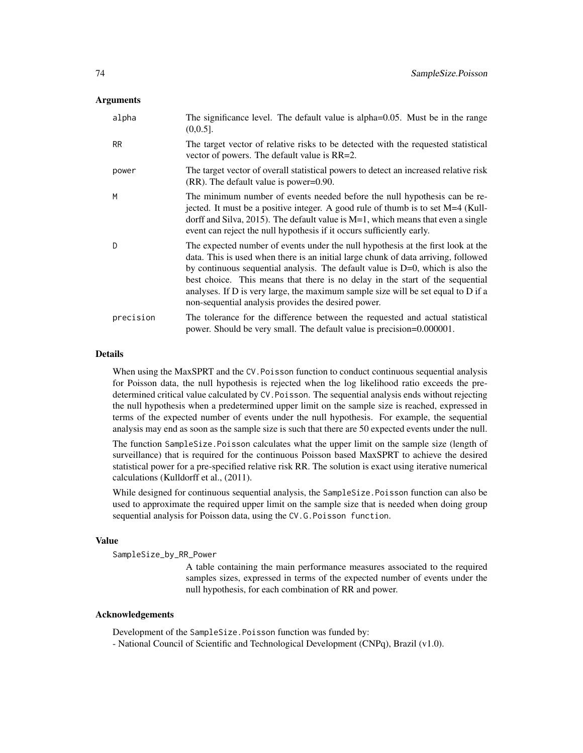## Arguments

| | |
|---|---|
| alpha | The significance level. The default value is alpha=0.05. Must be in the range (0,0.5]. |
| RR | The target vector of relative risks to be detected with the requested statistical vector of powers. The default value is RR=2. |
| power | The target vector of overall statistical powers to detect an increased relative risk (RR). The default value is power=0.90. |
| M | The minimum number of events needed before the null hypothesis can be rejected. It must be a positive integer. A good rule of thumb is to set M=4 (Kulldorff and Silva, 2015). The default value is M=1, which means that even a single event can reject the null hypothesis if it occurs sufficiently early. |
| D | The expected number of events under the null hypothesis at the first look at the data. This is used when there is an initial large chunk of data arriving, followed by continuous sequential analysis. The default value is D=0, which is also the best choice. This means that there is no delay in the start of the sequential analyses. If D is very large, the maximum sample size will be set equal to D if a non-sequential analysis provides the desired power. |
| precision | The tolerance for the difference between the requested and actual statistical power. Should be very small. The default value is precision=0.000001. |

## Details

When using the MaxSPRT and the `CV.Poisson` function to conduct continuous sequential analysis for Poisson data, the null hypothesis is rejected when the log likelihood ratio exceeds the predetermined critical value calculated by `CV.Poisson`. The sequential analysis ends without rejecting the null hypothesis when a predetermined upper limit on the sample size is reached, expressed in terms of the expected number of events under the null hypothesis. For example, the sequential analysis may end as soon as the sample size is such that there are 50 expected events under the null.

The function `SampleSize.Poisson` calculates what the upper limit on the sample size (length of surveillance) that is required for the continuous Poisson based MaxSPRT to achieve the desired statistical power for a pre-specified relative risk RR. The solution is exact using iterative numerical calculations (Kulldorff et al., (2011).

While designed for continuous sequential analysis, the `SampleSize.Poisson` function can also be used to approximate the required upper limit on the sample size that is needed when doing group sequential analysis for Poisson data, using the `CV.G.Poisson function`.

## Value

`SampleSize_by_RR_Power`

A table containing the main performance measures associated to the required samples sizes, expressed in terms of the expected number of events under the null hypothesis, for each combination of RR and power.

## Acknowledgements

Development of the `SampleSize.Poisson` function was funded by:
- National Council of Scientific and Technological Development (CNPq), Brazil (v1.0).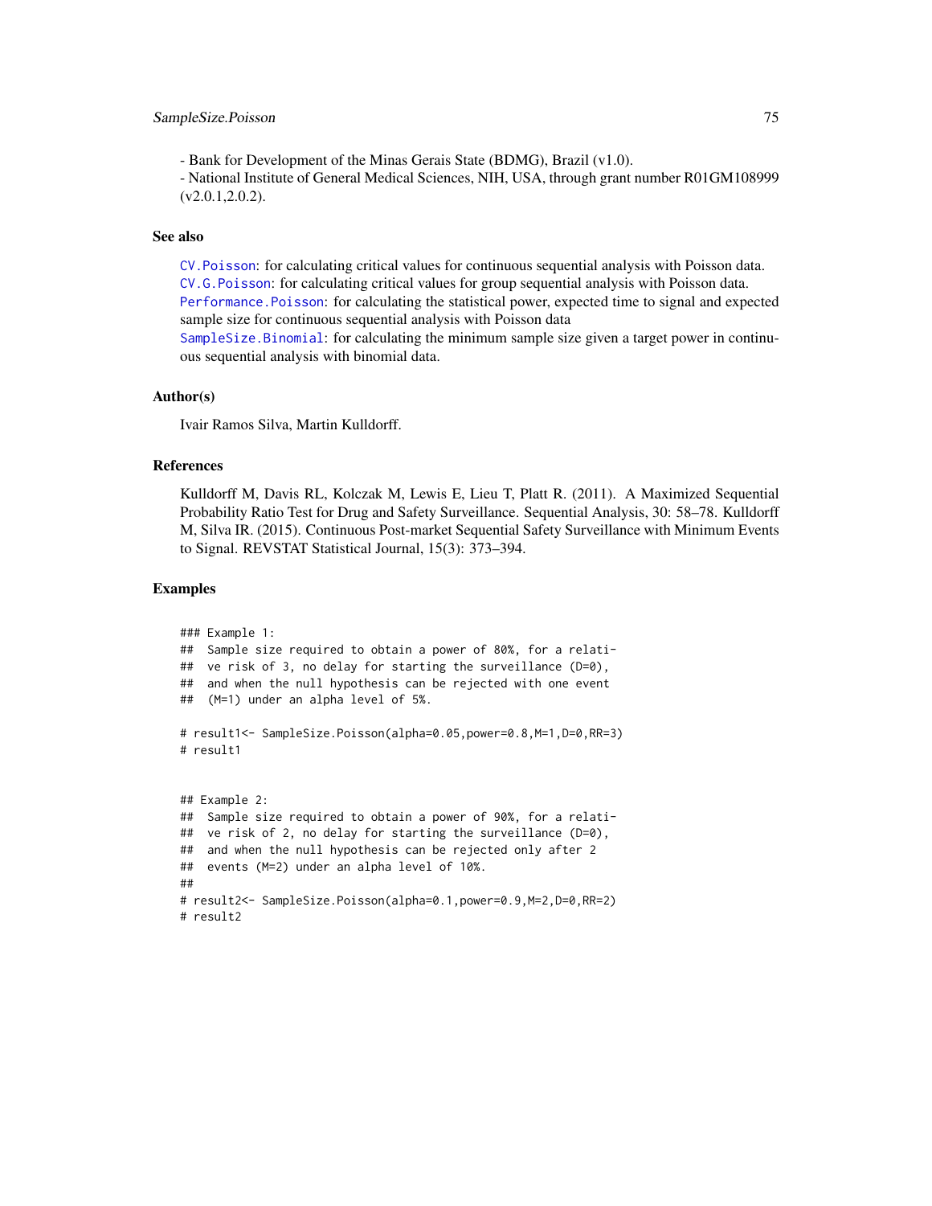- Bank for Development of the Minas Gerais State (BDMG), Brazil (v1.0).
- National Institute of General Medical Sciences, NIH, USA, through grant number R01GM108999 (v2.0.1,2.0.2).

### See also

CV.Poisson: for calculating critical values for continuous sequential analysis with Poisson data.
CV.G.Poisson: for calculating critical values for group sequential analysis with Poisson data.
Performance.Poisson: for calculating the statistical power, expected time to signal and expected sample size for continuous sequential analysis with Poisson data
SampleSize.Binomial: for calculating the minimum sample size given a target power in continuous sequential analysis with binomial data.

### Author(s)

Ivair Ramos Silva, Martin Kulldorff.

### References

Kulldorff M, Davis RL, Kolczak M, Lewis E, Lieu T, Platt R. (2011). A Maximized Sequential Probability Ratio Test for Drug and Safety Surveillance. Sequential Analysis, 30: 58–78. Kulldorff M, Silva IR. (2015). Continuous Post-market Sequential Safety Surveillance with Minimum Events to Signal. REVSTAT Statistical Journal, 15(3): 373–394.

### Examples

```
### Example 1:
##  Sample size required to obtain a power of 80%, for a relati-
##  ve risk of 3, no delay for starting the surveillance (D=0),
##  and when the null hypothesis can be rejected with one event
##  (M=1) under an alpha level of 5%.

# result1<- SampleSize.Poisson(alpha=0.05,power=0.8,M=1,D=0,RR=3)
# result1


## Example 2:
##  Sample size required to obtain a power of 90%, for a relati-
##  ve risk of 2, no delay for starting the surveillance (D=0),
##  and when the null hypothesis can be rejected only after 2
##  events (M=2) under an alpha level of 10%.
##
# result2<- SampleSize.Poisson(alpha=0.1,power=0.9,M=2,D=0,RR=2)
# result2
```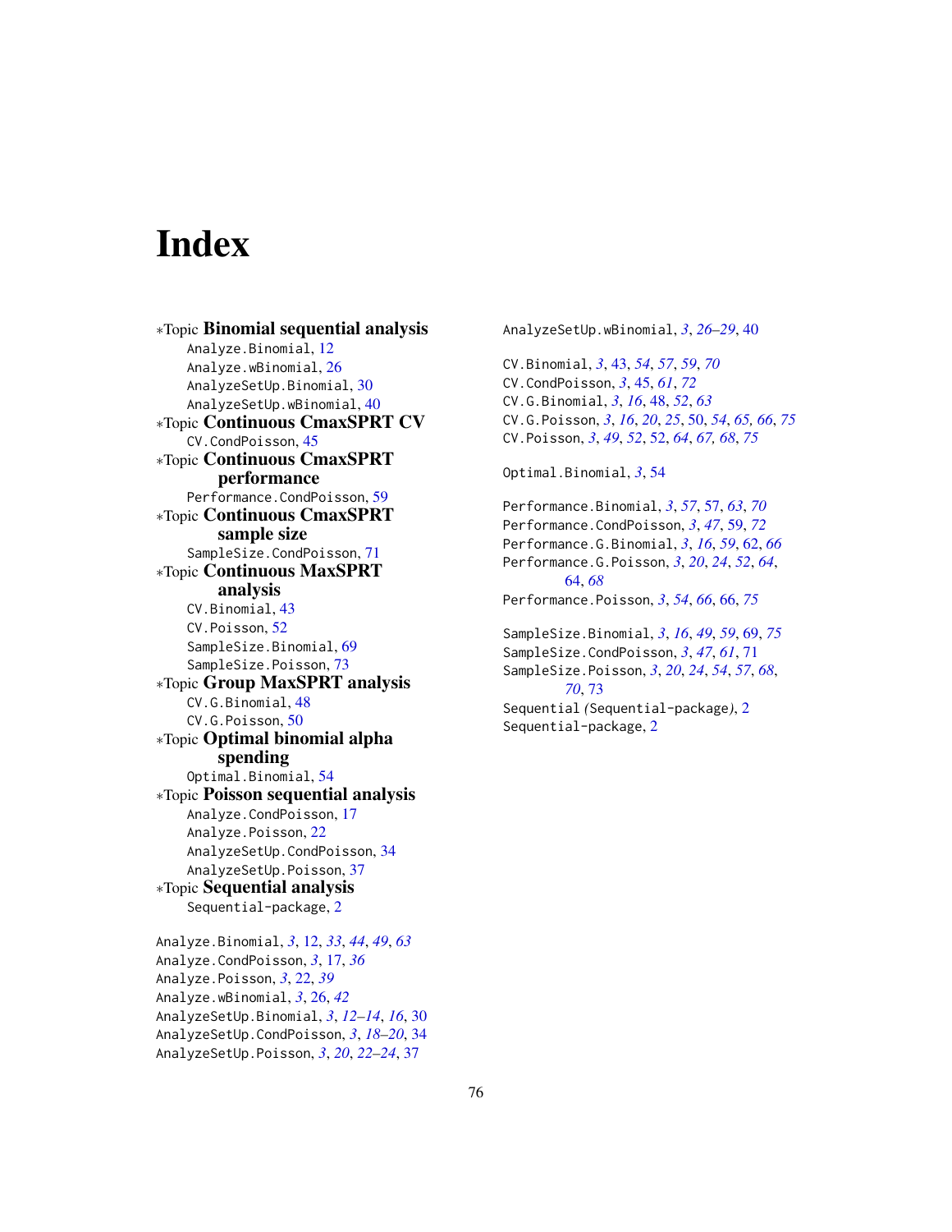# Index

*Topic **Binomial sequential analysis**
- Analyze.Binomial, 12
- Analyze.wBinomial, 26
- AnalyzeSetUp.Binomial, 30
- AnalyzeSetUp.wBinomial, 40

*Topic **Continuous CmaxSPRT CV**
- CV.CondPoisson, 45

*Topic **Continuous CmaxSPRT performance**
- Performance.CondPoisson, 59

*Topic **Continuous CmaxSPRT sample size**
- SampleSize.CondPoisson, 71

*Topic **Continuous MaxSPRT analysis**
- CV.Binomial, 43
- CV.Poisson, 52
- SampleSize.Binomial, 69
- SampleSize.Poisson, 73

*Topic **Group MaxSPRT analysis**
- CV.G.Binomial, 48
- CV.G.Poisson, 50

*Topic **Optimal binomial alpha spending**
- Optimal.Binomial, 54

*Topic **Poisson sequential analysis**
- Analyze.CondPoisson, 17
- Analyze.Poisson, 22
- AnalyzeSetUp.CondPoisson, 34
- AnalyzeSetUp.Poisson, 37

*Topic **Sequential analysis**
- Sequential-package, 2

Analyze.Binomial, *3*, 12, *33*, *44*, *49*, *63*
Analyze.CondPoisson, *3*, 17, *36*
Analyze.Poisson, *3*, 22, *39*
Analyze.wBinomial, *3*, 26, *42*
AnalyzeSetUp.Binomial, *3*, *12–14*, *16*, 30
AnalyzeSetUp.CondPoisson, *3*, *18–20*, 34
AnalyzeSetUp.Poisson, *3*, *20*, *22–24*, 37
AnalyzeSetUp.wBinomial, *3*, *26–29*, 40

CV.Binomial, *3*, 43, *54*, *57*, *59*, *70*
CV.CondPoisson, *3*, 45, *61*, *72*
CV.G.Binomial, *3*, *16*, 48, *52*, *63*
CV.G.Poisson, *3*, *16*, *20*, *25*, 50, *54*, *65, 66*, *75*
CV.Poisson, *3*, *49*, *52*, 52, *64*, *67, 68*, *75*

Optimal.Binomial, *3*, 54

Performance.Binomial, *3*, *57*, 57, *63*, *70*
Performance.CondPoisson, *3*, *47*, 59, *72*
Performance.G.Binomial, *3*, *16*, *59*, 62, *66*
Performance.G.Poisson, *3*, *20*, *24*, *52*, *64*, 64, *68*
Performance.Poisson, *3*, *54*, *66*, 66, *75*

SampleSize.Binomial, *3*, *16*, *49*, *59*, 69, *75*
SampleSize.CondPoisson, *3*, *47*, *61*, 71
SampleSize.Poisson, *3*, *20*, *24*, *54*, *57*, *68*, *70*, 73
Sequential *(Sequential-package)*, 2
Sequential-package, 2